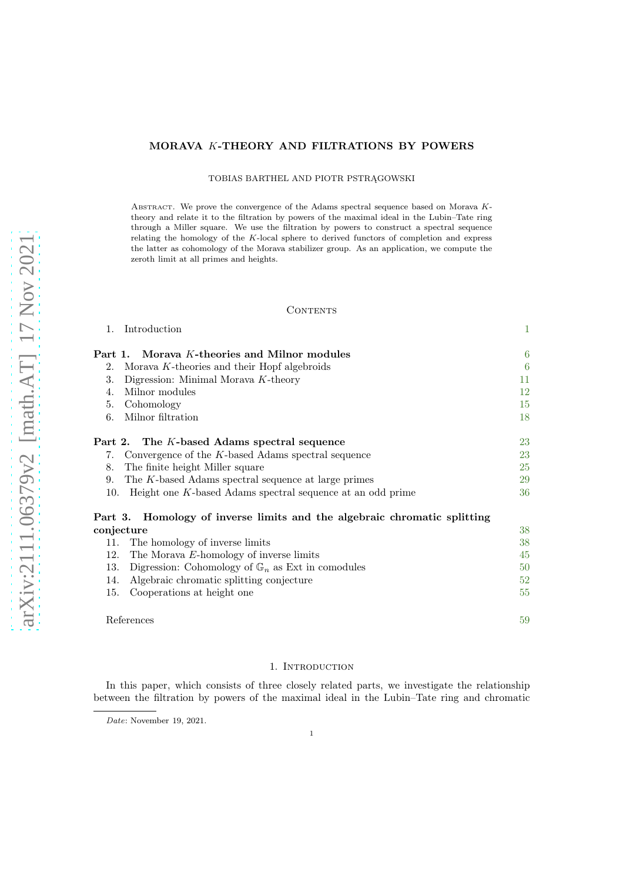# MORAVA $K$-THEORY AND FILTRATIONS BY POWERS

TOBIAS BARTHEL AND PIOTR PSTRĄGOWSKI

Abstract. We prove the convergence of the Adams spectral sequence based on Morava $K$-theory and relate it to the filtration by powers of the maximal ideal in the Lubin–Tate ring through a Miller square. We use the filtration by powers to construct a spectral sequence relating the homology of the $K$-local sphere to derived functors of completion and express the latter as cohomology of the Morava stabilizer group. As an application, we compute the zeroth limit at all primes and heights.

## Contents

1. Introduction — 1

**Part 1. Morava $K$-theories and Milnor modules** — 6

2. Morava $K$-theories and their Hopf algebroids — 6
3. Digression: Minimal Morava $K$-theory — 11
4. Milnor modules — 12
5. Cohomology — 15
6. Milnor filtration — 18

**Part 2. The $K$-based Adams spectral sequence** — 23

7. Convergence of the $K$-based Adams spectral sequence — 23
8. The finite height Miller square — 25
9. The $K$-based Adams spectral sequence at large primes — 29
10. Height one $K$-based Adams spectral sequence at an odd prime — 36

**Part 3. Homology of inverse limits and the algebraic chromatic splitting conjecture** — 38

11. The homology of inverse limits — 38
12. The Morava $E$-homology of inverse limits — 45
13. Digression: Cohomology of $\mathbb{G}_n$ as Ext in comodules — 50
14. Algebraic chromatic splitting conjecture — 52
15. Cooperations at height one — 55

References — 59

## 1. Introduction

In this paper, which consists of three closely related parts, we investigate the relationship between the filtration by powers of the maximal ideal in the Lubin–Tate ring and chromatic

*Date*: November 19, 2021.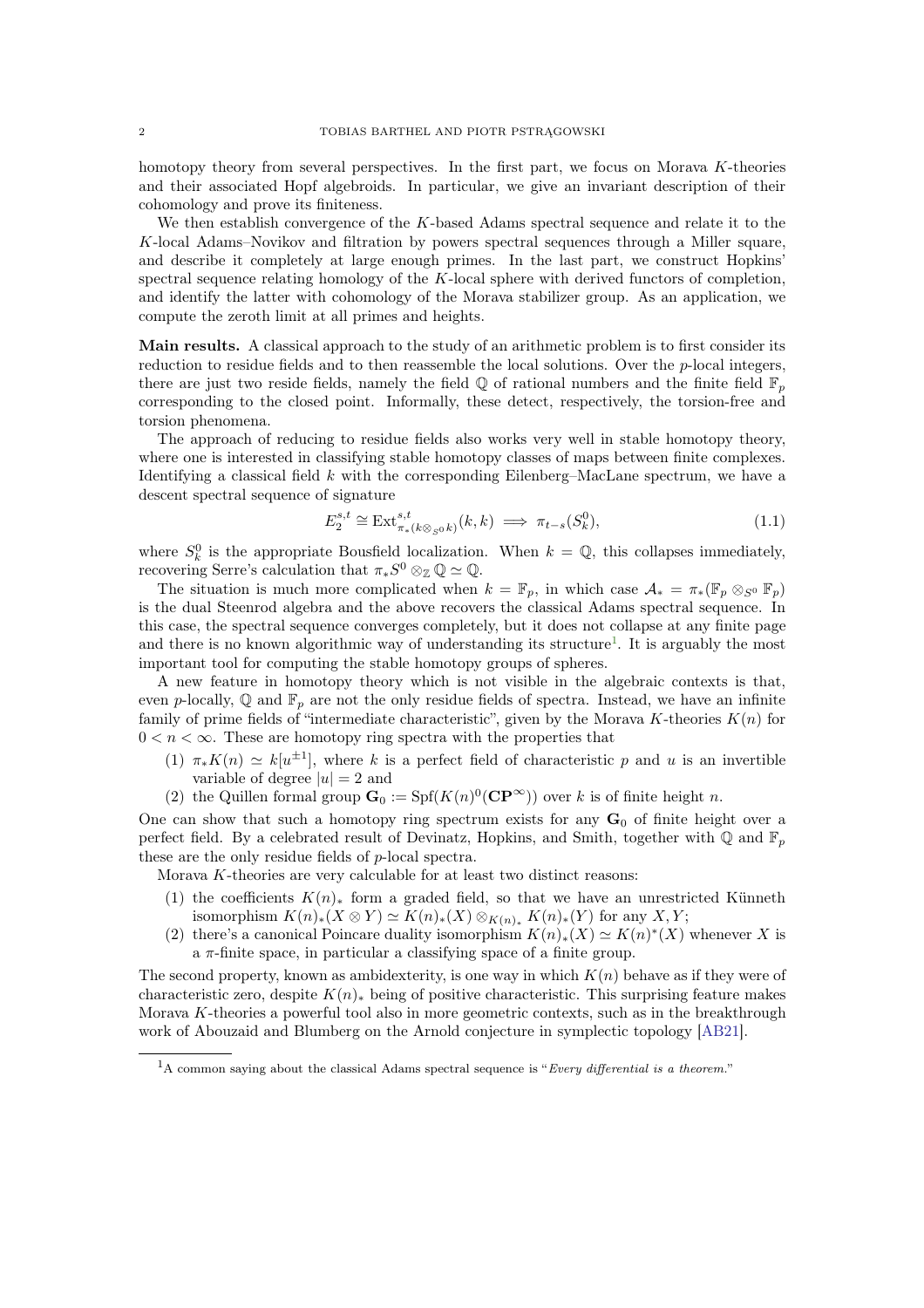homotopy theory from several perspectives. In the first part, we focus on Morava $K$-theories and their associated Hopf algebroids. In particular, we give an invariant description of their cohomology and prove its finiteness.

We then establish convergence of the $K$-based Adams spectral sequence and relate it to the $K$-local Adams–Novikov and filtration by powers spectral sequences through a Miller square, and describe it completely at large enough primes. In the last part, we construct Hopkins' spectral sequence relating homology of the $K$-local sphere with derived functors of completion, and identify the latter with cohomology of the Morava stabilizer group. As an application, we compute the zeroth limit at all primes and heights.

**Main results.** A classical approach to the study of an arithmetic problem is to first consider its reduction to residue fields and to then reassemble the local solutions. Over the $p$-local integers, there are just two reside fields, namely the field $\mathbb{Q}$ of rational numbers and the finite field $\mathbb{F}_p$ corresponding to the closed point. Informally, these detect, respectively, the torsion-free and torsion phenomena.

The approach of reducing to residue fields also works very well in stable homotopy theory, where one is interested in classifying stable homotopy classes of maps between finite complexes. Identifying a classical field $k$ with the corresponding Eilenberg–MacLane spectrum, we have a descent spectral sequence of signature

$$E_2^{s,t} \cong \operatorname{Ext}^{s,t}_{\pi_*(k \otimes_{S^0} k)}(k,k) \implies \pi_{t-s}(S^0_k), \tag{1.1}$$

where $S^0_k$ is the appropriate Bousfield localization. When $k = \mathbb{Q}$, this collapses immediately, recovering Serre's calculation that $\pi_* S^0 \otimes_{\mathbb{Z}} \mathbb{Q} \simeq \mathbb{Q}$.

The situation is much more complicated when $k = \mathbb{F}_p$, in which case $\mathcal{A}_* = \pi_*(\mathbb{F}_p \otimes_{S^0} \mathbb{F}_p)$ is the dual Steenrod algebra and the above recovers the classical Adams spectral sequence. In this case, the spectral sequence converges completely, but it does not collapse at any finite page and there is no known algorithmic way of understanding its structure[1]. It is arguably the most important tool for computing the stable homotopy groups of spheres.

A new feature in homotopy theory which is not visible in the algebraic contexts is that, even $p$-locally, $\mathbb{Q}$ and $\mathbb{F}_p$ are not the only residue fields of spectra. Instead, we have an infinite family of prime fields of "intermediate characteristic", given by the Morava $K$-theories $K(n)$ for $0 < n < \infty$. These are homotopy ring spectra with the properties that

1. $\pi_* K(n) \simeq k[u^{\pm 1}]$, where $k$ is a perfect field of characteristic $p$ and $u$ is an invertible variable of degree $|u| = 2$ and
2. the Quillen formal group $\mathbf{G}_0 := \operatorname{Spf}(K(n)^0(\mathbf{CP}^\infty))$ over $k$ is of finite height $n$.

One can show that such a homotopy ring spectrum exists for any $\mathbf{G}_0$ of finite height over a perfect field. By a celebrated result of Devinatz, Hopkins, and Smith, together with $\mathbb{Q}$ and $\mathbb{F}_p$ these are the only residue fields of $p$-local spectra.

Morava $K$-theories are very calculable for at least two distinct reasons:

1. the coefficients $K(n)_*$ form a graded field, so that we have an unrestricted Künneth isomorphism $K(n)_*(X \otimes Y) \simeq K(n)_*(X) \otimes_{K(n)_*} K(n)_*(Y)$ for any $X, Y$;
2. there's a canonical Poincare duality isomorphism $K(n)_*(X) \simeq K(n)^*(X)$ whenever $X$ is a $\pi$-finite space, in particular a classifying space of a finite group.

The second property, known as ambidexterity, is one way in which $K(n)$ behave as if they were of characteristic zero, despite $K(n)_*$ being of positive characteristic. This surprising feature makes Morava $K$-theories a powerful tool also in more geometric contexts, such as in the breakthrough work of Abouzaid and Blumberg on the Arnold conjecture in symplectic topology [AB21].

[1] A common saying about the classical Adams spectral sequence is "*Every differential is a theorem.*"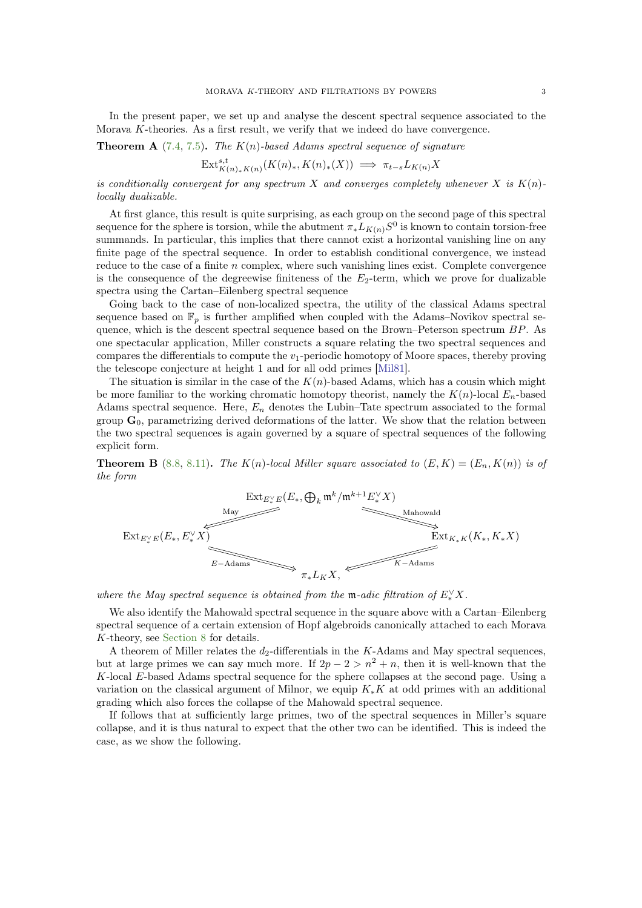In the present paper, we set up and analyse the descent spectral sequence associated to the Morava $K$-theories. As a first result, we verify that we indeed do have convergence.

**Theorem A** (7.4, 7.5)**.** *The $K(n)$-based Adams spectral sequence of signature*

$$\mathrm{Ext}^{s,t}_{K(n)_*K(n)}(K(n)_*, K(n)_*(X)) \implies \pi_{t-s} L_{K(n)} X$$

*is conditionally convergent for any spectrum $X$ and converges completely whenever $X$ is $K(n)$-locally dualizable.*

At first glance, this result is quite surprising, as each group on the second page of this spectral sequence for the sphere is torsion, while the abutment $\pi_* L_{K(n)} S^0$ is known to contain torsion-free summands. In particular, this implies that there cannot exist a horizontal vanishing line on any finite page of the spectral sequence. In order to establish conditional convergence, we instead reduce to the case of a finite $n$ complex, where such vanishing lines exist. Complete convergence is the consequence of the degreewise finiteness of the $E_2$-term, which we prove for dualizable spectra using the Cartan–Eilenberg spectral sequence

Going back to the case of non-localized spectra, the utility of the classical Adams spectral sequence based on $\mathbb{F}_p$ is further amplified when coupled with the Adams–Novikov spectral sequence, which is the descent spectral sequence based on the Brown–Peterson spectrum $BP$. As one spectacular application, Miller constructs a square relating the two spectral sequences and compares the differentials to compute the $v_1$-periodic homotopy of Moore spaces, thereby proving the telescope conjecture at height 1 and for all odd primes [Mil81].

The situation is similar in the case of the $K(n)$-based Adams, which has a cousin which might be more familiar to the working chromatic homotopy theorist, namely the $K(n)$-local $E_n$-based Adams spectral sequence. Here, $E_n$ denotes the Lubin–Tate spectrum associated to the formal group $\mathbf{G}_0$, parametrizing derived deformations of the latter. We show that the relation between the two spectral sequences is again governed by a square of spectral sequences of the following explicit form.

**Theorem B** (8.8, 8.11)**.** *The $K(n)$-local Miller square associated to $(E, K) = (E_n, K(n))$ is of the form*

$$\begin{array}{ccccc} & & \mathrm{Ext}_{E_*^\vee E}(E_*, \bigoplus_k \mathfrak{m}^k/\mathfrak{m}^{k+1} E_*^\vee X) & & \\ & \overset{\text{May}}{\swarrow} & & \overset{\text{Mahowald}}{\searrow} & \\ \mathrm{Ext}_{E_*^\vee E}(E_*, E_*^\vee X) & & & & \mathrm{Ext}_{K_*K}(K_*, K_*X) \\ & \underset{E-\text{Adams}}{\searrow} & & \underset{K-\text{Adams}}{\swarrow} & \\ & & \pi_* L_K X, & & \end{array}$$

*where the May spectral sequence is obtained from the $\mathfrak{m}$-adic filtration of $E_*^\vee X$.*

We also identify the Mahowald spectral sequence in the square above with a Cartan–Eilenberg spectral sequence of a certain extension of Hopf algebroids canonically attached to each Morava $K$-theory, see Section 8 for details.

A theorem of Miller relates the $d_2$-differentials in the $K$-Adams and May spectral sequences, but at large primes we can say much more. If $2p - 2 > n^2 + n$, then it is well-known that the $K$-local $E$-based Adams spectral sequence for the sphere collapses at the second page. Using a variation on the classical argument of Milnor, we equip $K_*K$ at odd primes with an additional grading which also forces the collapse of the Mahowald spectral sequence.

If follows that at sufficiently large primes, two of the spectral sequences in Miller's square collapse, and it is thus natural to expect that the other two can be identified. This is indeed the case, as we show the following.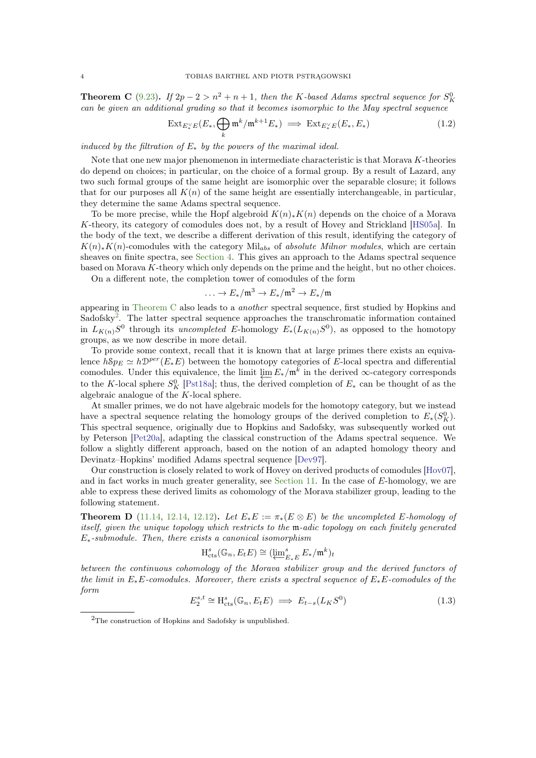**Theorem C** (9.23)**.** *If $2p-2 > n^2+n+1$, then the $K$-based Adams spectral sequence for $S^0_K$ can be given an additional grading so that it becomes isomorphic to the May spectral sequence*

$$\operatorname{Ext}_{E_*^\vee E}(E_*, \bigoplus_k \mathfrak{m}^k/\mathfrak{m}^{k+1}E_*) \implies \operatorname{Ext}_{E_*^\vee E}(E_*, E_*) \tag{1.2}$$

*induced by the filtration of $E_*$ by the powers of the maximal ideal.*

Note that one new major phenomenon in intermediate characteristic is that Morava $K$-theories do depend on choices; in particular, on the choice of a formal group. By a result of Lazard, any two such formal groups of the same height are isomorphic over the separable closure; it follows that for our purposes all $K(n)$ of the same height are essentially interchangeable, in particular, they determine the same Adams spectral sequence.

To be more precise, while the Hopf algebroid $K(n)_*K(n)$ depends on the choice of a Morava $K$-theory, its category of comodules does not, by a result of Hovey and Strickland [HS05a]. In the body of the text, we describe a different derivation of this result, identifying the category of $K(n)_*K(n)$-comodules with the category $\mathrm{Mil}_{abs}$ of *absolute Milnor modules*, which are certain sheaves on finite spectra, see Section 4. This gives an approach to the Adams spectral sequence based on Morava $K$-theory which only depends on the prime and the height, but no other choices.

On a different note, the completion tower of comodules of the form

$$\ldots \to E_*/\mathfrak{m}^3 \to E_*/\mathfrak{m}^2 \to E_*/\mathfrak{m}$$

appearing in Theorem C also leads to a *another* spectral sequence, first studied by Hopkins and Sadofsky[2]. The latter spectral sequence approaches the transchromatic information contained in $L_{K(n)}S^0$ through its *uncompleted* $E$-homology $E_*(L_{K(n)}S^0)$, as opposed to the homotopy groups, as we now describe in more detail.

To provide some context, recall that it is known that at large primes there exists an equivalence $h\mathcal{S}p_E \simeq h\mathcal{D}^{per}(E_*E)$ between the homotopy categories of $E$-local spectra and differential comodules. Under this equivalence, the limit $\varprojlim E_*/\mathfrak{m}^k$ in the derived $\infty$-category corresponds to the $K$-local sphere $S^0_K$ [Pst18a]; thus, the derived completion of $E_*$ can be thought of as the algebraic analogue of the $K$-local sphere.

At smaller primes, we do not have algebraic models for the homotopy category, but we instead have a spectral sequence relating the homology groups of the derived completion to $E_*(S^0_K)$. This spectral sequence, originally due to Hopkins and Sadofsky, was subsequently worked out by Peterson [Pet20a], adapting the classical construction of the Adams spectral sequence. We follow a slightly different approach, based on the notion of an adapted homology theory and Devinatz–Hopkins' modified Adams spectral sequence [Dev97].

Our construction is closely related to work of Hovey on derived products of comodules [Hov07], and in fact works in much greater generality, see Section 11. In the case of $E$-homology, we are able to express these derived limits as cohomology of the Morava stabilizer group, leading to the following statement.

**Theorem D** (11.14, 12.14, 12.12)**.** *Let $E_*E := \pi_*(E \otimes E)$ be the uncompleted $E$-homology of itself, given the unique topology which restricts to the $\mathfrak{m}$-adic topology on each finitely generated $E_*$-submodule. Then, there exists a canonical isomorphism*

$$\mathrm{H}^s_{\mathrm{cts}}(\mathbb{G}_n, E_tE) \cong (\textstyle\varprojlim^s_{E_*E} E_*/\mathfrak{m}^k)_t$$

*between the continuous cohomology of the Morava stabilizer group and the derived functors of the limit in $E_*E$-comodules. Moreover, there exists a spectral sequence of $E_*E$-comodules of the form*

$$E_2^{s,t} \cong \mathrm{H}^s_{\mathrm{cts}}(\mathbb{G}_n, E_tE) \implies E_{t-s}(L_KS^0) \tag{1.3}$$

---

[2] The construction of Hopkins and Sadofsky is unpublished.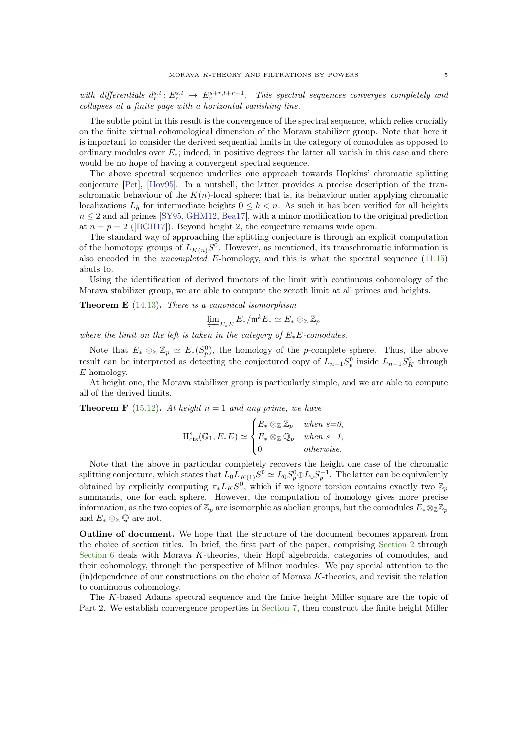*with differentials $d_r^{s,t}\colon E_r^{s,t} \to E_r^{s+r,t+r-1}$. This spectral sequences converges completely and collapses at a finite page with a horizontal vanishing line.*

The subtle point in this result is the convergence of the spectral sequence, which relies crucially on the finite virtual cohomological dimension of the Morava stabilizer group. Note that here it is important to consider the derived sequential limits in the category of comodules as opposed to ordinary modules over $E_*$; indeed, in positive degrees the latter all vanish in this case and there would be no hope of having a convergent spectral sequence.

The above spectral sequence underlies one approach towards Hopkins' chromatic splitting conjecture [Pet], [Hov95]. In a nutshell, the latter provides a precise description of the transchromatic behaviour of the $K(n)$-local sphere; that is, its behaviour under applying chromatic localizations $L_h$ for intermediate heights $0 \leq h < n$. As such it has been verified for all heights $n \leq 2$ and all primes [SY95, GHM12, Bea17], with a minor modification to the original prediction at $n = p = 2$ ([BGH17]). Beyond height 2, the conjecture remains wide open.

The standard way of approaching the splitting conjecture is through an explicit computation of the homotopy groups of $L_{K(n)}S^0$. However, as mentioned, its transchromatic information is also encoded in the *uncompleted* $E$-homology, and this is what the spectral sequence (11.15) abuts to.

Using the identification of derived functors of the limit with continuous cohomology of the Morava stabilizer group, we are able to compute the zeroth limit at all primes and heights.

**Theorem E** (14.13)**.** *There is a canonical isomorphism*

$$\varprojlim\nolimits_{E_*E} E_*/\mathfrak{m}^k E_* \simeq E_* \otimes_{\mathbb{Z}} \mathbb{Z}_p$$

*where the limit on the left is taken in the category of $E_*E$-comodules.*

Note that $E_* \otimes_{\mathbb{Z}} \mathbb{Z}_p \simeq E_*(S_p^0)$, the homology of the $p$-complete sphere. Thus, the above result can be interpreted as detecting the conjectured copy of $L_{n-1}S_p^0$ inside $L_{n-1}S_K^0$ through $E$-homology.

At height one, the Morava stabilizer group is particularly simple, and we are able to compute all of the derived limits.

**Theorem F** (15.12)**.** *At height $n = 1$ and any prime, we have*

$$\mathrm{H}^s_{\mathrm{cts}}(\mathbb{G}_1, E_*E) \simeq \begin{cases} E_* \otimes_{\mathbb{Z}} \mathbb{Z}_p & \text{when } s{=}0, \\ E_* \otimes_{\mathbb{Z}} \mathbb{Q}_p & \text{when } s{=}1, \\ 0 & \text{otherwise.} \end{cases}$$

Note that the above in particular completely recovers the height one case of the chromatic splitting conjecture, which states that $L_0 L_{K(1)} S^0 \simeq L_0 S_p^0 \oplus L_0 S_p^{-1}$. The latter can be equivalently obtained by explicitly computing $\pi_* L_K S^0$, which if we ignore torsion contains exactly two $\mathbb{Z}_p$ summands, one for each sphere. However, the computation of homology gives more precise information, as the two copies of $\mathbb{Z}_p$ are isomorphic as abelian groups, but the comodules $E_* \otimes_{\mathbb{Z}} \mathbb{Z}_p$ and $E_* \otimes_{\mathbb{Z}} \mathbb{Q}$ are not.

**Outline of document.** We hope that the structure of the document becomes apparent from the choice of section titles. In brief, the first part of the paper, comprising Section 2 through Section 6 deals with Morava $K$-theories, their Hopf algebroids, categories of comodules, and their cohomology, through the perspective of Milnor modules. We pay special attention to the (in)dependence of our constructions on the choice of Morava $K$-theories, and revisit the relation to continuous cohomology.

The $K$-based Adams spectral sequence and the finite height Miller square are the topic of Part 2. We establish convergence properties in Section 7, then construct the finite height Miller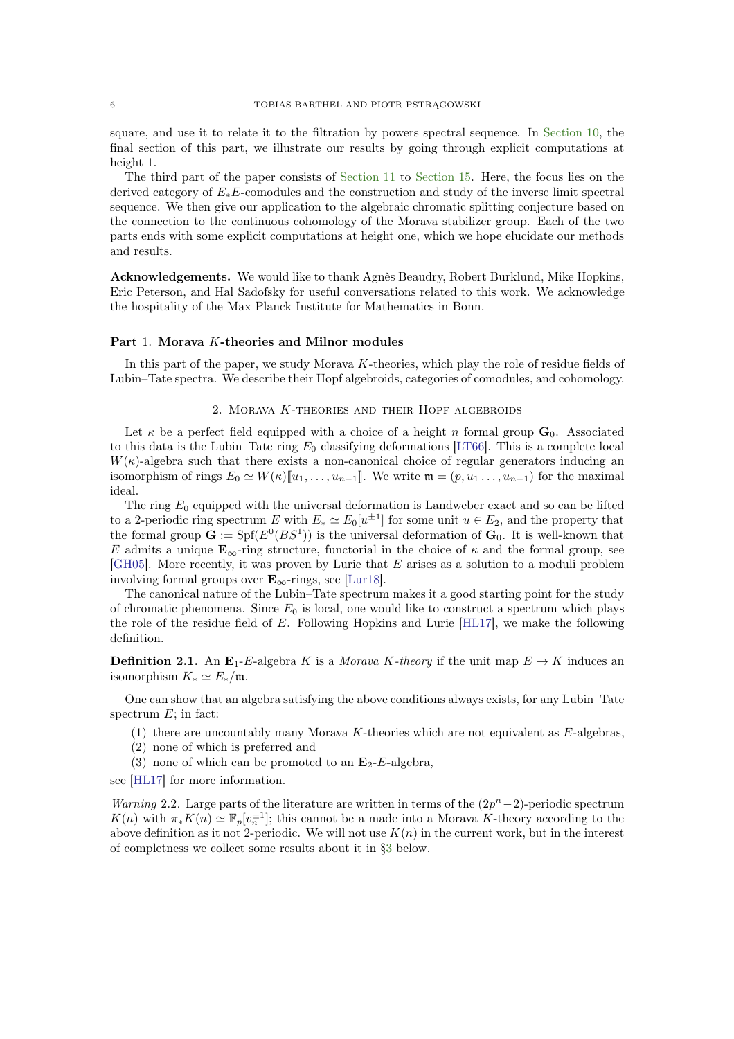square, and use it to relate it to the filtration by powers spectral sequence. In Section 10, the final section of this part, we illustrate our results by going through explicit computations at height 1.

The third part of the paper consists of Section 11 to Section 15. Here, the focus lies on the derived category of $E_*E$-comodules and the construction and study of the inverse limit spectral sequence. We then give our application to the algebraic chromatic splitting conjecture based on the connection to the continuous cohomology of the Morava stabilizer group. Each of the two parts ends with some explicit computations at height one, which we hope elucidate our methods and results.

**Acknowledgements.** We would like to thank Agnès Beaudry, Robert Burklund, Mike Hopkins, Eric Peterson, and Hal Sadofsky for useful conversations related to this work. We acknowledge the hospitality of the Max Planck Institute for Mathematics in Bonn.

# Part 1. Morava $K$-theories and Milnor modules

In this part of the paper, we study Morava $K$-theories, which play the role of residue fields of Lubin–Tate spectra. We describe their Hopf algebroids, categories of comodules, and cohomology.

## 2. Morava $K$-theories and their Hopf algebroids

Let $\kappa$ be a perfect field equipped with a choice of a height $n$ formal group $\mathbf{G}_0$. Associated to this data is the Lubin–Tate ring $E_0$ classifying deformations [LT66]. This is a complete local $W(\kappa)$-algebra such that there exists a non-canonical choice of regular generators inducing an isomorphism of rings $E_0 \simeq W(\kappa)[\![u_1, \ldots, u_{n-1}]\!]$. We write $\mathfrak{m} = (p, u_1 \ldots, u_{n-1})$ for the maximal ideal.

The ring $E_0$ equipped with the universal deformation is Landweber exact and so can be lifted to a 2-periodic ring spectrum $E$ with $E_* \simeq E_0[u^{\pm 1}]$ for some unit $u \in E_2$, and the property that the formal group $\mathbf{G} := \mathrm{Spf}(E^0(BS^1))$ is the universal deformation of $\mathbf{G}_0$. It is well-known that $E$ admits a unique $\mathbf{E}_\infty$-ring structure, functorial in the choice of $\kappa$ and the formal group, see [GH05]. More recently, it was proven by Lurie that $E$ arises as a solution to a moduli problem involving formal groups over $\mathbf{E}_\infty$-rings, see [Lur18].

The canonical nature of the Lubin–Tate spectrum makes it a good starting point for the study of chromatic phenomena. Since $E_0$ is local, one would like to construct a spectrum which plays the role of the residue field of $E$. Following Hopkins and Lurie [HL17], we make the following definition.

**Definition 2.1.** An $\mathbf{E}_1$-$E$-algebra $K$ is a *Morava $K$-theory* if the unit map $E \to K$ induces an isomorphism $K_* \simeq E_*/\mathfrak{m}$.

One can show that an algebra satisfying the above conditions always exists, for any Lubin–Tate spectrum $E$; in fact:

(1) there are uncountably many Morava $K$-theories which are not equivalent as $E$-algebras,
(2) none of which is preferred and
(3) none of which can be promoted to an $\mathbf{E}_2$-$E$-algebra,

see [HL17] for more information.

*Warning* 2.2. Large parts of the literature are written in terms of the $(2p^n - 2)$-periodic spectrum $K(n)$ with $\pi_* K(n) \simeq \mathbb{F}_p[v_n^{\pm 1}]$; this cannot be a made into a Morava $K$-theory according to the above definition as it not 2-periodic. We will not use $K(n)$ in the current work, but in the interest of completness we collect some results about it in §3 below.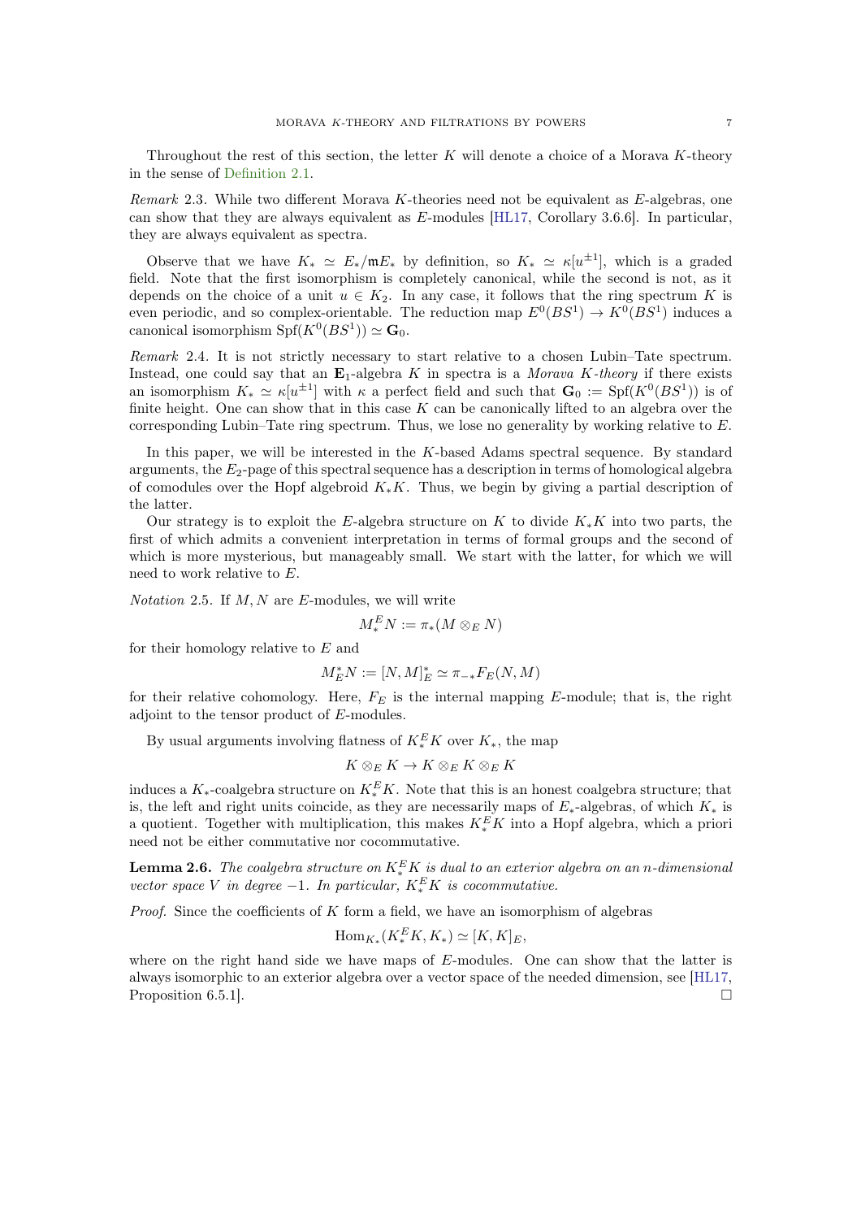Throughout the rest of this section, the letter $K$ will denote a choice of a Morava $K$-theory in the sense of Definition 2.1.

*Remark* 2.3. While two different Morava $K$-theories need not be equivalent as $E$-algebras, one can show that they are always equivalent as $E$-modules [HL17, Corollary 3.6.6]. In particular, they are always equivalent as spectra.

Observe that we have $K_* \simeq E_*/\mathfrak{m}E_*$ by definition, so $K_* \simeq \kappa[u^{\pm 1}]$, which is a graded field. Note that the first isomorphism is completely canonical, while the second is not, as it depends on the choice of a unit $u \in K_2$. In any case, it follows that the ring spectrum $K$ is even periodic, and so complex-orientable. The reduction map $E^0(BS^1) \to K^0(BS^1)$ induces a canonical isomorphism $\mathrm{Spf}(K^0(BS^1)) \simeq \mathbf{G}_0$.

*Remark* 2.4. It is not strictly necessary to start relative to a chosen Lubin–Tate spectrum. Instead, one could say that an $\mathbf{E}_1$-algebra $K$ in spectra is a *Morava $K$-theory* if there exists an isomorphism $K_* \simeq \kappa[u^{\pm 1}]$ with $\kappa$ a perfect field and such that $\mathbf{G}_0 := \mathrm{Spf}(K^0(BS^1))$ is of finite height. One can show that in this case $K$ can be canonically lifted to an algebra over the corresponding Lubin–Tate ring spectrum. Thus, we lose no generality by working relative to $E$.

In this paper, we will be interested in the $K$-based Adams spectral sequence. By standard arguments, the $E_2$-page of this spectral sequence has a description in terms of homological algebra of comodules over the Hopf algebroid $K_*K$. Thus, we begin by giving a partial description of the latter.

Our strategy is to exploit the $E$-algebra structure on $K$ to divide $K_*K$ into two parts, the first of which admits a convenient interpretation in terms of formal groups and the second of which is more mysterious, but manageably small. We start with the latter, for which we will need to work relative to $E$.

*Notation* 2.5. If $M, N$ are $E$-modules, we will write

$$M_*^E N := \pi_*(M \otimes_E N)$$

for their homology relative to $E$ and

$$M_E^* N := [N, M]_E^* \simeq \pi_{-*} F_E(N, M)$$

for their relative cohomology. Here, $F_E$ is the internal mapping $E$-module; that is, the right adjoint to the tensor product of $E$-modules.

By usual arguments involving flatness of $K_*^E K$ over $K_*$, the map

$$K \otimes_E K \to K \otimes_E K \otimes_E K$$

induces a $K_*$-coalgebra structure on $K_*^E K$. Note that this is an honest coalgebra structure; that is, the left and right units coincide, as they are necessarily maps of $E_*$-algebras, of which $K_*$ is a quotient. Together with multiplication, this makes $K_*^E K$ into a Hopf algebra, which a priori need not be either commutative nor cocommutative.

**Lemma 2.6.** *The coalgebra structure on $K_*^E K$ is dual to an exterior algebra on an $n$-dimensional vector space $V$ in degree $-1$. In particular, $K_*^E K$ is cocommutative.*

*Proof.* Since the coefficients of $K$ form a field, we have an isomorphism of algebras

$$\mathrm{Hom}_{K_*}(K_*^E K, K_*) \simeq [K, K]_E,$$

where on the right hand side we have maps of $E$-modules. One can show that the latter is always isomorphic to an exterior algebra over a vector space of the needed dimension, see [HL17, Proposition 6.5.1]. $\square$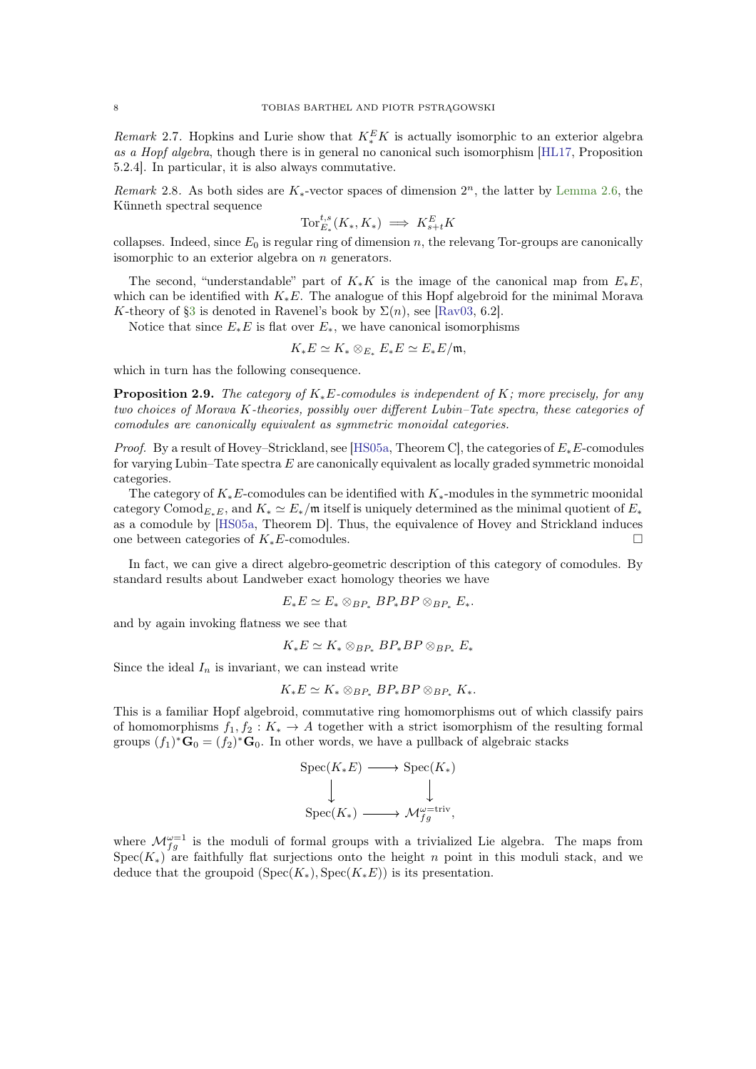*Remark* 2.7. Hopkins and Lurie show that $K^E_*K$ is actually isomorphic to an exterior algebra *as a Hopf algebra*, though there is in general no canonical such isomorphism [HL17, Proposition 5.2.4]. In particular, it is also always commutative.

*Remark* 2.8. As both sides are $K_*$-vector spaces of dimension $2^n$, the latter by Lemma 2.6, the Künneth spectral sequence

$$\mathrm{Tor}^{t,s}_{E_*}(K_*, K_*) \implies K^E_{s+t}K$$

collapses. Indeed, since $E_0$ is regular ring of dimension $n$, the relevang Tor-groups are canonically isomorphic to an exterior algebra on $n$ generators.

The second, "understandable" part of $K_*K$ is the image of the canonical map from $E_*E$, which can be identified with $K_*E$. The analogue of this Hopf algebroid for the minimal Morava $K$-theory of §3 is denoted in Ravenel's book by $\Sigma(n)$, see [Rav03, 6.2].

Notice that since $E_*E$ is flat over $E_*$, we have canonical isomorphisms

$$K_*E \simeq K_* \otimes_{E_*} E_*E \simeq E_*E/\mathfrak{m},$$

which in turn has the following consequence.

**Proposition 2.9.** *The category of $K_*E$-comodules is independent of $K$; more precisely, for any two choices of Morava $K$-theories, possibly over different Lubin–Tate spectra, these categories of comodules are canonically equivalent as symmetric monoidal categories.*

*Proof.* By a result of Hovey–Strickland, see [HS05a, Theorem C], the categories of $E_*E$-comodules for varying Lubin–Tate spectra $E$ are canonically equivalent as locally graded symmetric monoidal categories.

The category of $K_*E$-comodules can be identified with $K_*$-modules in the symmetric moonidal category $\mathrm{Comod}_{E_*E}$, and $K_* \simeq E_*/\mathfrak{m}$ itself is uniquely determined as the minimal quotient of $E_*$ as a comodule by [HS05a, Theorem D]. Thus, the equivalence of Hovey and Strickland induces one between categories of $K_*E$-comodules. □

In fact, we can give a direct algebro-geometric description of this category of comodules. By standard results about Landweber exact homology theories we have

$$E_*E \simeq E_* \otimes_{BP_*} BP_*BP \otimes_{BP_*} E_*.$$

and by again invoking flatness we see that

$$K_*E \simeq K_* \otimes_{BP_*} BP_*BP \otimes_{BP_*} E_*$$

Since the ideal $I_n$ is invariant, we can instead write

$$K_*E \simeq K_* \otimes_{BP_*} BP_*BP \otimes_{BP_*} K_*.$$

This is a familiar Hopf algebroid, commutative ring homomorphisms out of which classify pairs of homomorphisms $f_1, f_2 : K_* \to A$ together with a strict isomorphism of the resulting formal groups $(f_1)^*\mathbf{G}_0 = (f_2)^*\mathbf{G}_0$. In other words, we have a pullback of algebraic stacks

$$\begin{array}{ccc} \mathrm{Spec}(K_*E) & \longrightarrow & \mathrm{Spec}(K_*) \\ \big\downarrow & & \big\downarrow \\ \mathrm{Spec}(K_*) & \longrightarrow & \mathcal{M}_{fg}^{\omega=\mathrm{triv}}, \end{array}$$

where $\mathcal{M}_{fg}^{\omega=1}$ is the moduli of formal groups with a trivialized Lie algebra. The maps from $\mathrm{Spec}(K_*)$ are faithfully flat surjections onto the height $n$ point in this moduli stack, and we deduce that the groupoid $(\mathrm{Spec}(K_*), \mathrm{Spec}(K_*E))$ is its presentation.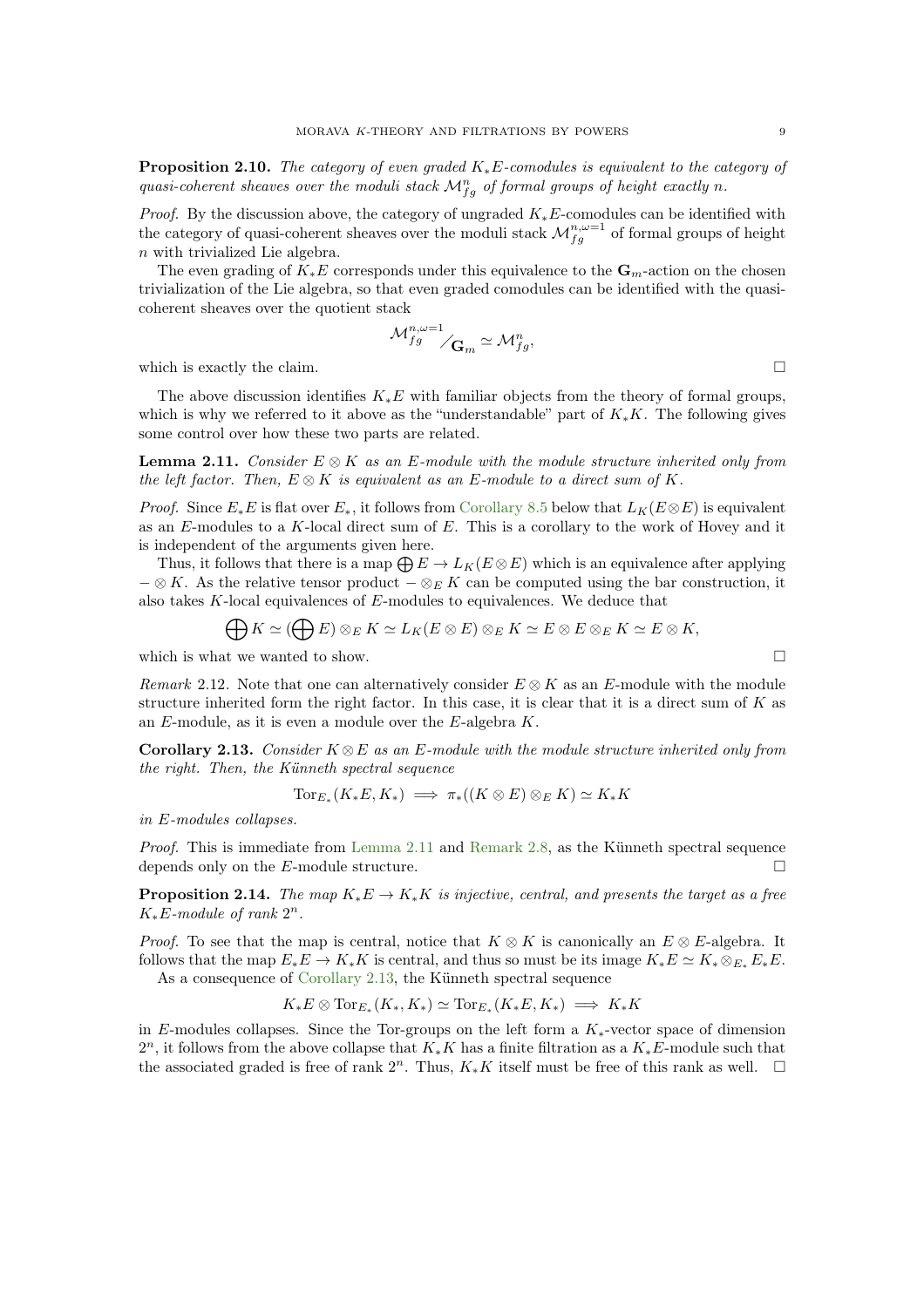**Proposition 2.10.** *The category of even graded $K_*E$-comodules is equivalent to the category of quasi-coherent sheaves over the moduli stack $\mathcal{M}_{fg}^n$ of formal groups of height exactly $n$.*

*Proof.* By the discussion above, the category of ungraded $K_*E$-comodules can be identified with the category of quasi-coherent sheaves over the moduli stack $\mathcal{M}_{fg}^{n,\omega=1}$ of formal groups of height $n$ with trivialized Lie algebra.

The even grading of $K_*E$ corresponds under this equivalence to the $\mathbf{G}_m$-action on the chosen trivialization of the Lie algebra, so that even graded comodules can be identified with the quasi-coherent sheaves over the quotient stack

$$\mathcal{M}_{fg}^{n,\omega=1} / \mathbf{G}_m \simeq \mathcal{M}_{fg}^n,$$

which is exactly the claim. □

The above discussion identifies $K_*E$ with familiar objects from the theory of formal groups, which is why we referred to it above as the "understandable" part of $K_*K$. The following gives some control over how these two parts are related.

**Lemma 2.11.** *Consider $E \otimes K$ as an $E$-module with the module structure inherited only from the left factor. Then, $E \otimes K$ is equivalent as an $E$-module to a direct sum of $K$.*

*Proof.* Since $E_*E$ is flat over $E_*$, it follows from Corollary 8.5 below that $L_K(E \otimes E)$ is equivalent as an $E$-modules to a $K$-local direct sum of $E$. This is a corollary to the work of Hovey and it is independent of the arguments given here.

Thus, it follows that there is a map $\bigoplus E \to L_K(E \otimes E)$ which is an equivalence after applying $- \otimes K$. As the relative tensor product $- \otimes_E K$ can be computed using the bar construction, it also takes $K$-local equivalences of $E$-modules to equivalences. We deduce that

$$\bigoplus K \simeq (\bigoplus E) \otimes_E K \simeq L_K(E \otimes E) \otimes_E K \simeq E \otimes E \otimes_E K \simeq E \otimes K,$$

which is what we wanted to show. □

*Remark* 2.12. Note that one can alternatively consider $E \otimes K$ as an $E$-module with the module structure inherited form the right factor. In this case, it is clear that it is a direct sum of $K$ as an $E$-module, as it is even a module over the $E$-algebra $K$.

**Corollary 2.13.** *Consider $K \otimes E$ as an $E$-module with the module structure inherited only from the right. Then, the Künneth spectral sequence*

$$\mathrm{Tor}_{E_*}(K_*E, K_*) \implies \pi_*((K \otimes E) \otimes_E K) \simeq K_*K$$

*in $E$-modules collapses.*

*Proof.* This is immediate from Lemma 2.11 and Remark 2.8, as the Künneth spectral sequence depends only on the $E$-module structure. □

**Proposition 2.14.** *The map $K_*E \to K_*K$ is injective, central, and presents the target as a free $K_*E$-module of rank $2^n$.*

*Proof.* To see that the map is central, notice that $K \otimes K$ is canonically an $E \otimes E$-algebra. It follows that the map $E_*E \to K_*K$ is central, and thus so must be its image $K_*E \simeq K_* \otimes_{E_*} E_*E$.

As a consequence of Corollary 2.13, the Künneth spectral sequence

$$K_*E \otimes \mathrm{Tor}_{E_*}(K_*, K_*) \simeq \mathrm{Tor}_{E_*}(K_*E, K_*) \implies K_*K$$

in $E$-modules collapses. Since the Tor-groups on the left form a $K_*$-vector space of dimension $2^n$, it follows from the above collapse that $K_*K$ has a finite filtration as a $K_*E$-module such that the associated graded is free of rank $2^n$. Thus, $K_*K$ itself must be free of this rank as well. □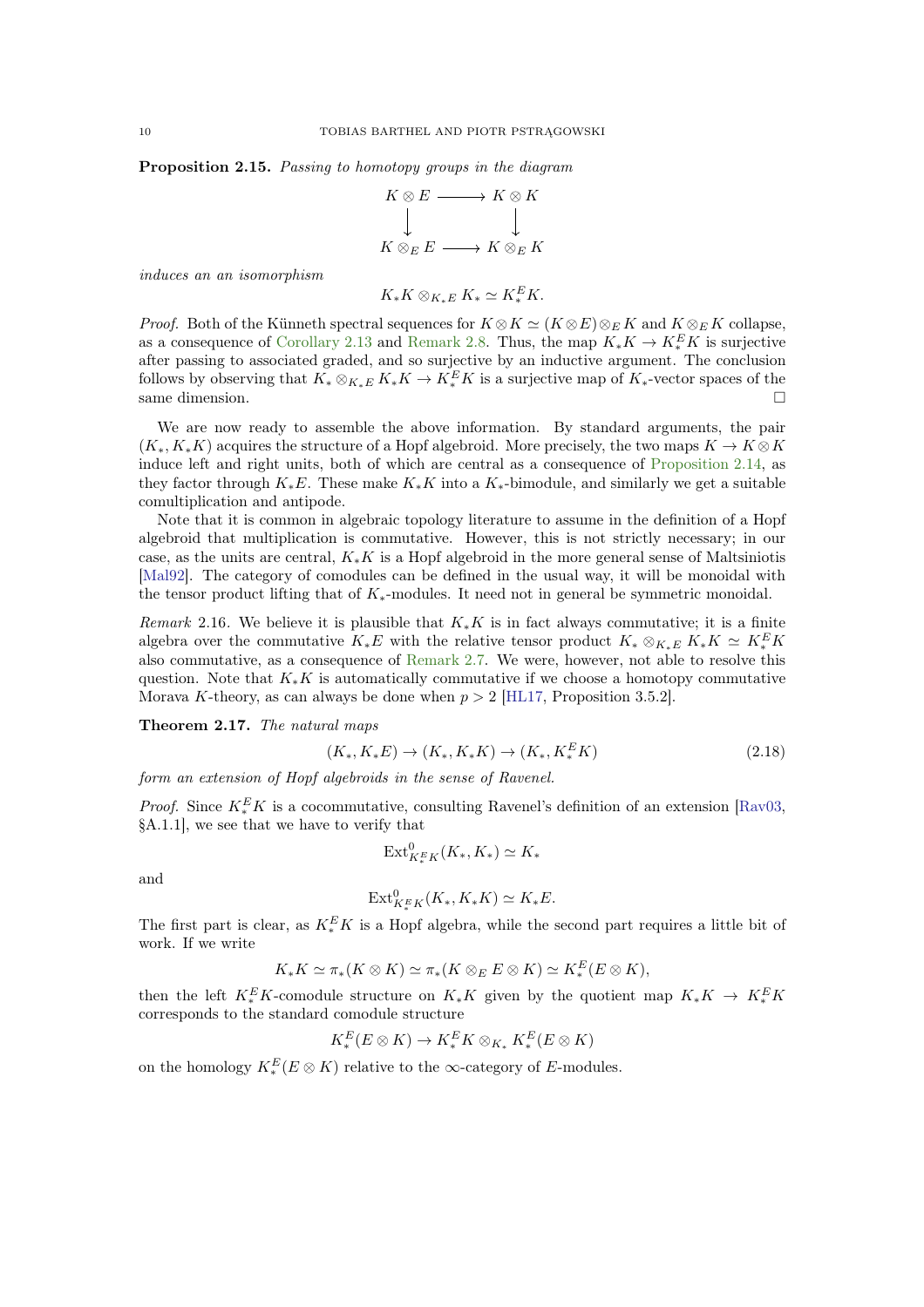**Proposition 2.15.** *Passing to homotopy groups in the diagram*

$$\begin{array}{ccc} K \otimes E & \longrightarrow & K \otimes K \\ \big\downarrow & & \big\downarrow \\ K \otimes_E E & \longrightarrow & K \otimes_E K \end{array}$$

*induces an an isomorphism*

$$K_*K \otimes_{K_*E} K_* \simeq K_*^E K.$$

*Proof.* Both of the Künneth spectral sequences for $K \otimes K \simeq (K \otimes E) \otimes_E K$ and $K \otimes_E K$ collapse, as a consequence of Corollary 2.13 and Remark 2.8. Thus, the map $K_*K \to K_*^E K$ is surjective after passing to associated graded, and so surjective by an inductive argument. The conclusion follows by observing that $K_* \otimes_{K_*E} K_*K \to K_*^E K$ is a surjective map of $K_*$-vector spaces of the same dimension. □

We are now ready to assemble the above information. By standard arguments, the pair $(K_*, K_*K)$ acquires the structure of a Hopf algebroid. More precisely, the two maps $K \to K \otimes K$ induce left and right units, both of which are central as a consequence of Proposition 2.14, as they factor through $K_*E$. These make $K_*K$ into a $K_*$-bimodule, and similarly we get a suitable comultiplication and antipode.

Note that it is common in algebraic topology literature to assume in the definition of a Hopf algebroid that multiplication is commutative. However, this is not strictly necessary; in our case, as the units are central, $K_*K$ is a Hopf algebroid in the more general sense of Maltsiniotis [Mal92]. The category of comodules can be defined in the usual way, it will be monoidal with the tensor product lifting that of $K_*$-modules. It need not in general be symmetric monoidal.

*Remark* 2.16. We believe it is plausible that $K_*K$ is in fact always commutative; it is a finite algebra over the commutative $K_*E$ with the relative tensor product $K_* \otimes_{K_*E} K_*K \simeq K_*^E K$ also commutative, as a consequence of Remark 2.7. We were, however, not able to resolve this question. Note that $K_*K$ is automatically commutative if we choose a homotopy commutative Morava $K$-theory, as can always be done when $p > 2$ [HL17, Proposition 3.5.2].

**Theorem 2.17.** *The natural maps*

$$(K_*, K_*E) \to (K_*, K_*K) \to (K_*, K_*^E K) \tag{2.18}$$

*form an extension of Hopf algebroids in the sense of Ravenel.*

*Proof.* Since $K_*^E K$ is a cocommutative, consulting Ravenel's definition of an extension [Rav03, §A.1.1], we see that we have to verify that

$$\operatorname{Ext}^0_{K_*^E K}(K_*, K_*) \simeq K_*$$

and

$$\operatorname{Ext}^0_{K_*^E K}(K_*, K_*K) \simeq K_*E.$$

The first part is clear, as $K_*^E K$ is a Hopf algebra, while the second part requires a little bit of work. If we write

$$K_*K \simeq \pi_*(K \otimes K) \simeq \pi_*(K \otimes_E E \otimes K) \simeq K_*^E(E \otimes K),$$

then the left $K_*^E K$-comodule structure on $K_*K$ given by the quotient map $K_*K \to K_*^E K$ corresponds to the standard comodule structure

$$K_*^E(E \otimes K) \to K_*^E K \otimes_{K_*} K_*^E(E \otimes K)$$

on the homology $K_*^E(E \otimes K)$ relative to the $\infty$-category of $E$-modules.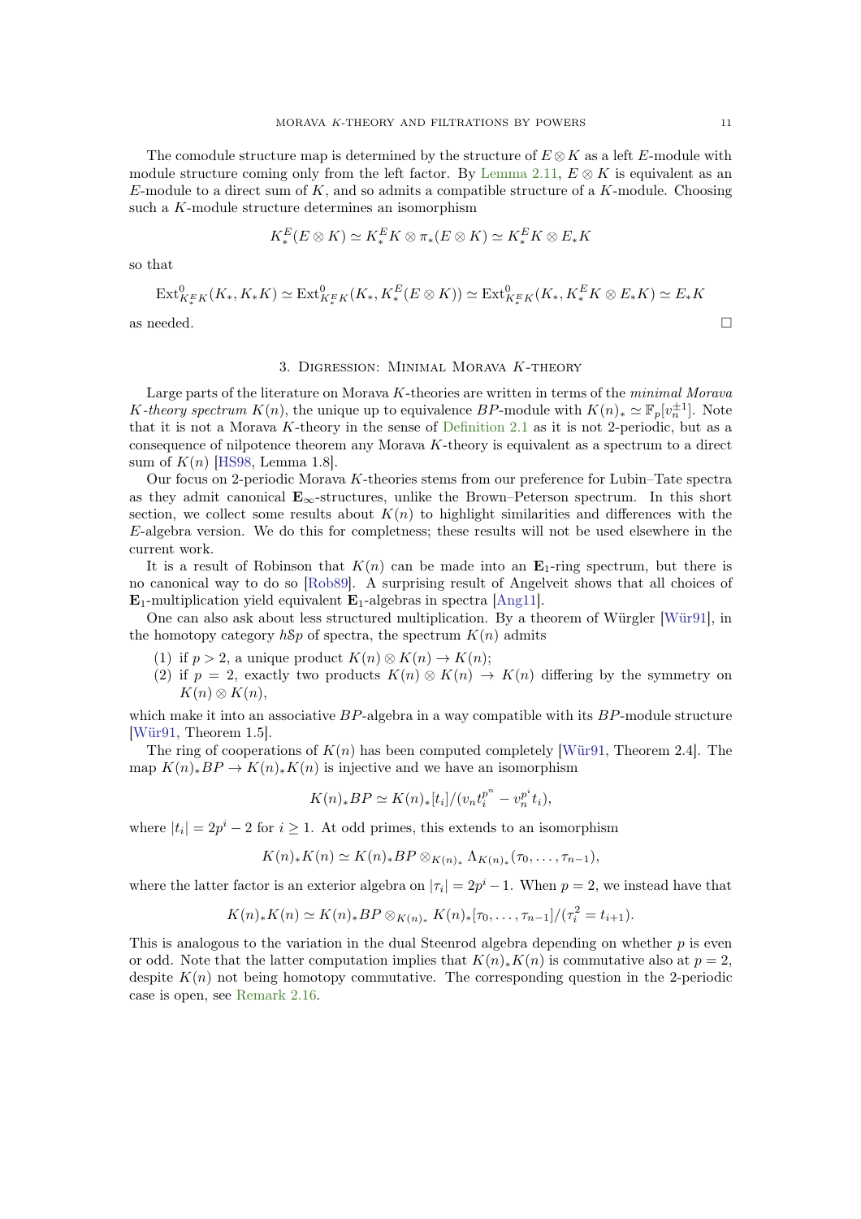The comodule structure map is determined by the structure of $E \otimes K$ as a left $E$-module with module structure coming only from the left factor. By Lemma 2.11, $E \otimes K$ is equivalent as an $E$-module to a direct sum of $K$, and so admits a compatible structure of a $K$-module. Choosing such a $K$-module structure determines an isomorphism

$$K^E_*(E \otimes K) \simeq K^E_* K \otimes \pi_*(E \otimes K) \simeq K^E_* K \otimes E_* K$$

so that

$$\mathrm{Ext}^0_{K^E_* K}(K_*, K_* K) \simeq \mathrm{Ext}^0_{K^E_* K}(K_*, K^E_*(E \otimes K)) \simeq \mathrm{Ext}^0_{K^E_* K}(K_*, K^E_* K \otimes E_* K) \simeq E_* K$$

as needed. □

## 3. Digression: Minimal Morava $K$-theory

Large parts of the literature on Morava $K$-theories are written in terms of the *minimal Morava $K$-theory spectrum* $K(n)$, the unique up to equivalence $BP$-module with $K(n)_* \simeq \mathbb{F}_p[v_n^{\pm 1}]$. Note that it is not a Morava $K$-theory in the sense of Definition 2.1 as it is not 2-periodic, but as a consequence of nilpotence theorem any Morava $K$-theory is equivalent as a spectrum to a direct sum of $K(n)$ [HS98, Lemma 1.8].

Our focus on 2-periodic Morava $K$-theories stems from our preference for Lubin–Tate spectra as they admit canonical $\mathbf{E}_\infty$-structures, unlike the Brown–Peterson spectrum. In this short section, we collect some results about $K(n)$ to highlight similarities and differences with the $E$-algebra version. We do this for completness; these results will not be used elsewhere in the current work.

It is a result of Robinson that $K(n)$ can be made into an $\mathbf{E}_1$-ring spectrum, but there is no canonical way to do so [Rob89]. A surprising result of Angelveit shows that all choices of $\mathbf{E}_1$-multiplication yield equivalent $\mathbf{E}_1$-algebras in spectra [Ang11].

One can also ask about less structured multiplication. By a theorem of Würgler [Wür91], in the homotopy category $h\mathcal{S}p$ of spectra, the spectrum $K(n)$ admits

1. if $p > 2$, a unique product $K(n) \otimes K(n) \to K(n)$;
2. if $p = 2$, exactly two products $K(n) \otimes K(n) \to K(n)$ differing by the symmetry on $K(n) \otimes K(n)$,

which make it into an associative $BP$-algebra in a way compatible with its $BP$-module structure [Wür91, Theorem 1.5].

The ring of cooperations of $K(n)$ has been computed completely [Wür91, Theorem 2.4]. The map $K(n)_* BP \to K(n)_* K(n)$ is injective and we have an isomorphism

$$K(n)_* BP \simeq K(n)_*[t_i]/(v_n t_i^{p^n} - v_n^{p^i} t_i),$$

where $|t_i| = 2p^i - 2$ for $i \geq 1$. At odd primes, this extends to an isomorphism

$$K(n)_* K(n) \simeq K(n)_* BP \otimes_{K(n)_*} \Lambda_{K(n)_*}(\tau_0, \ldots, \tau_{n-1}),$$

where the latter factor is an exterior algebra on $|\tau_i| = 2p^i - 1$. When $p = 2$, we instead have that

$$K(n)_* K(n) \simeq K(n)_* BP \otimes_{K(n)_*} K(n)_*[\tau_0, \ldots, \tau_{n-1}]/(\tau_i^2 = t_{i+1}).$$

This is analogous to the variation in the dual Steenrod algebra depending on whether $p$ is even or odd. Note that the latter computation implies that $K(n)_* K(n)$ is commutative also at $p = 2$, despite $K(n)$ not being homotopy commutative. The corresponding question in the 2-periodic case is open, see Remark 2.16.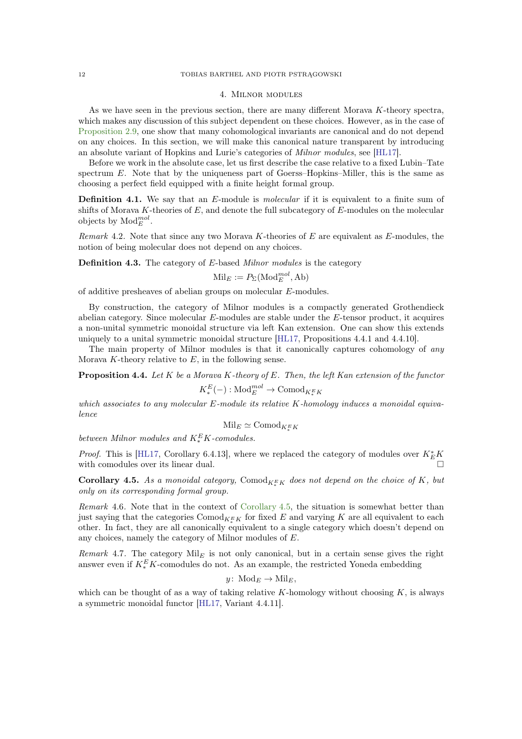## 4. Milnor modules

As we have seen in the previous section, there are many different Morava $K$-theory spectra, which makes any discussion of this subject dependent on these choices. However, as in the case of Proposition 2.9, one show that many cohomological invariants are canonical and do not depend on any choices. In this section, we will make this canonical nature transparent by introducing an absolute variant of Hopkins and Lurie's categories of *Milnor modules*, see [HL17].

Before we work in the absolute case, let us first describe the case relative to a fixed Lubin–Tate spectrum $E$. Note that by the uniqueness part of Goerss–Hopkins–Miller, this is the same as choosing a perfect field equipped with a finite height formal group.

**Definition 4.1.** We say that an $E$-module is *molecular* if it is equivalent to a finite sum of shifts of Morava $K$-theories of $E$, and denote the full subcategory of $E$-modules on the molecular objects by $\mathrm{Mod}_E^{mol}$.

*Remark* 4.2. Note that since any two Morava $K$-theories of $E$ are equivalent as $E$-modules, the notion of being molecular does not depend on any choices.

**Definition 4.3.** The category of $E$-based *Milnor modules* is the category

$$\mathrm{Mil}_E := P_\Sigma(\mathrm{Mod}_E^{mol}, \mathrm{Ab})$$

of additive presheaves of abelian groups on molecular $E$-modules.

By construction, the category of Milnor modules is a compactly generated Grothendieck abelian category. Since molecular $E$-modules are stable under the $E$-tensor product, it acquires a non-unital symmetric monoidal structure via left Kan extension. One can show this extends uniquely to a unital symmetric monoidal structure [HL17, Propositions 4.4.1 and 4.4.10].

The main property of Milnor modules is that it canonically captures cohomology of *any* Morava $K$-theory relative to $E$, in the following sense.

**Proposition 4.4.** *Let $K$ be a Morava $K$-theory of $E$. Then, the left Kan extension of the functor*

$$K_*^E(-) : \mathrm{Mod}_E^{mol} \to \mathrm{Comod}_{K_*^E K}$$

*which associates to any molecular $E$-module its relative $K$-homology induces a monoidal equivalence*

$$\mathrm{Mil}_E \simeq \mathrm{Comod}_{K_*^E K}$$

*between Milnor modules and $K_*^E K$-comodules.*

*Proof.* This is [HL17, Corollary 6.4.13], where we replaced the category of modules over $K_E^* K$ with comodules over its linear dual. □

**Corollary 4.5.** *As a monoidal category, $\mathrm{Comod}_{K_*^E K}$ does not depend on the choice of $K$, but only on its corresponding formal group.*

*Remark* 4.6. Note that in the context of Corollary 4.5, the situation is somewhat better than just saying that the categories $\mathrm{Comod}_{K_*^E K}$ for fixed $E$ and varying $K$ are all equivalent to each other. In fact, they are all canonically equivalent to a single category which doesn't depend on any choices, namely the category of Milnor modules of $E$.

*Remark* 4.7. The category $\mathrm{Mil}_E$ is not only canonical, but in a certain sense gives the right answer even if $K_*^E K$-comodules do not. As an example, the restricted Yoneda embedding

$$y\colon \mathrm{Mod}_E \to \mathrm{Mil}_E,$$

which can be thought of as a way of taking relative $K$-homology without choosing $K$, is always a symmetric monoidal functor [HL17, Variant 4.4.11].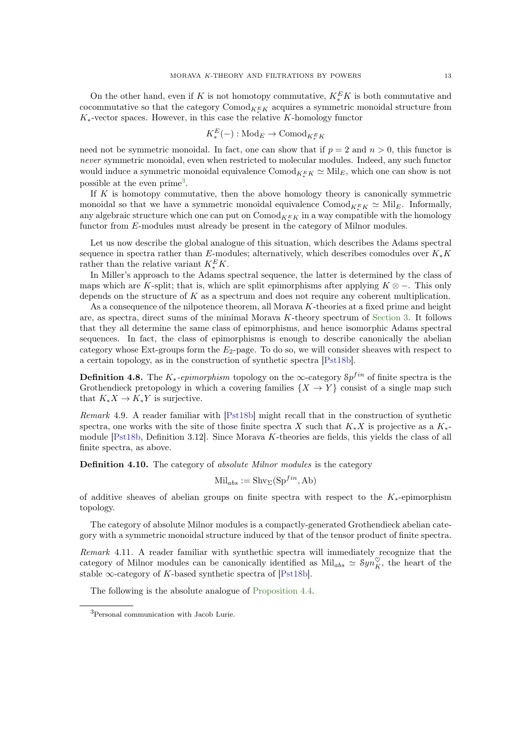On the other hand, even if $K$ is not homotopy commutative, $K^E_* K$ is both commutative and cocommutative so that the category $\mathrm{Comod}_{K^E_* K}$ acquires a symmetric monoidal structure from $K_*$-vector spaces. However, in this case the relative $K$-homology functor

$$K^E_*(-) : \mathrm{Mod}_E \to \mathrm{Comod}_{K^E_* K}$$

need not be symmetric monoidal. In fact, one can show that if $p = 2$ and $n > 0$, this functor is *never* symmetric monoidal, even when restricted to molecular modules. Indeed, any such functor would induce a symmetric monoidal equivalence $\mathrm{Comod}_{K^E_* K} \simeq \mathrm{Mil}_E$, which one can show is not possible at the even prime[3].

If $K$ is homotopy commutative, then the above homology theory is canonically symmetric monoidal so that we have a symmetric monoidal equivalence $\mathrm{Comod}_{K^E_* K} \simeq \mathrm{Mil}_E$. Informally, any algebraic structure which one can put on $\mathrm{Comod}_{K^E_* K}$ in a way compatible with the homology functor from $E$-modules must already be present in the category of Milnor modules.

Let us now describe the global analogue of this situation, which describes the Adams spectral sequence in spectra rather than $E$-modules; alternatively, which describes comodules over $K_* K$ rather than the relative variant $K^E_* K$.

In Miller's approach to the Adams spectral sequence, the latter is determined by the class of maps which are $K$-split; that is, which are split epimorphisms after applying $K \otimes -$. This only depends on the structure of $K$ as a spectrum and does not require any coherent multiplication.

As a consequence of the nilpotence theorem, all Morava $K$-theories at a fixed prime and height are, as spectra, direct sums of the minimal Morava $K$-theory spectrum of Section 3. It follows that they all determine the same class of epimorphisms, and hence isomorphic Adams spectral sequences. In fact, the class of epimorphisms is enough to describe canonically the abelian category whose Ext-groups form the $E_2$-page. To do so, we will consider sheaves with respect to a certain topology, as in the construction of synthetic spectra [Pst18b].

**Definition 4.8.** The *$K_*$-epimorphism* topology on the $\infty$-category $\mathcal{S}p^{fin}$ of finite spectra is the Grothendieck pretopology in which a covering families $\{X \to Y\}$ consist of a single map such that $K_* X \to K_* Y$ is surjective.

*Remark* 4.9. A reader familiar with [Pst18b] might recall that in the construction of synthetic spectra, one works with the site of those finite spectra $X$ such that $K_* X$ is projective as a $K_*$-module [Pst18b, Definition 3.12]. Since Morava $K$-theories are fields, this yields the class of all finite spectra, as above.

**Definition 4.10.** The category of *absolute Milnor modules* is the category

$$\mathrm{Mil}_{abs} := \mathrm{Shv}_\Sigma(\mathrm{Sp}^{fin}, \mathrm{Ab})$$

of additive sheaves of abelian groups on finite spectra with respect to the $K_*$-epimorphism topology.

The category of absolute Milnor modules is a compactly-generated Grothendieck abelian category with a symmetric monoidal structure induced by that of the tensor product of finite spectra.

*Remark* 4.11. A reader familiar with synthethic spectra will immediately recognize that the category of Milnor modules can be canonically identified as $\mathrm{Mil}_{abs} \simeq \mathcal{S}yn^\heartsuit_K$, the heart of the stable $\infty$-category of $K$-based synthetic spectra of [Pst18b].

The following is the absolute analogue of Proposition 4.4.

[3] Personal communication with Jacob Lurie.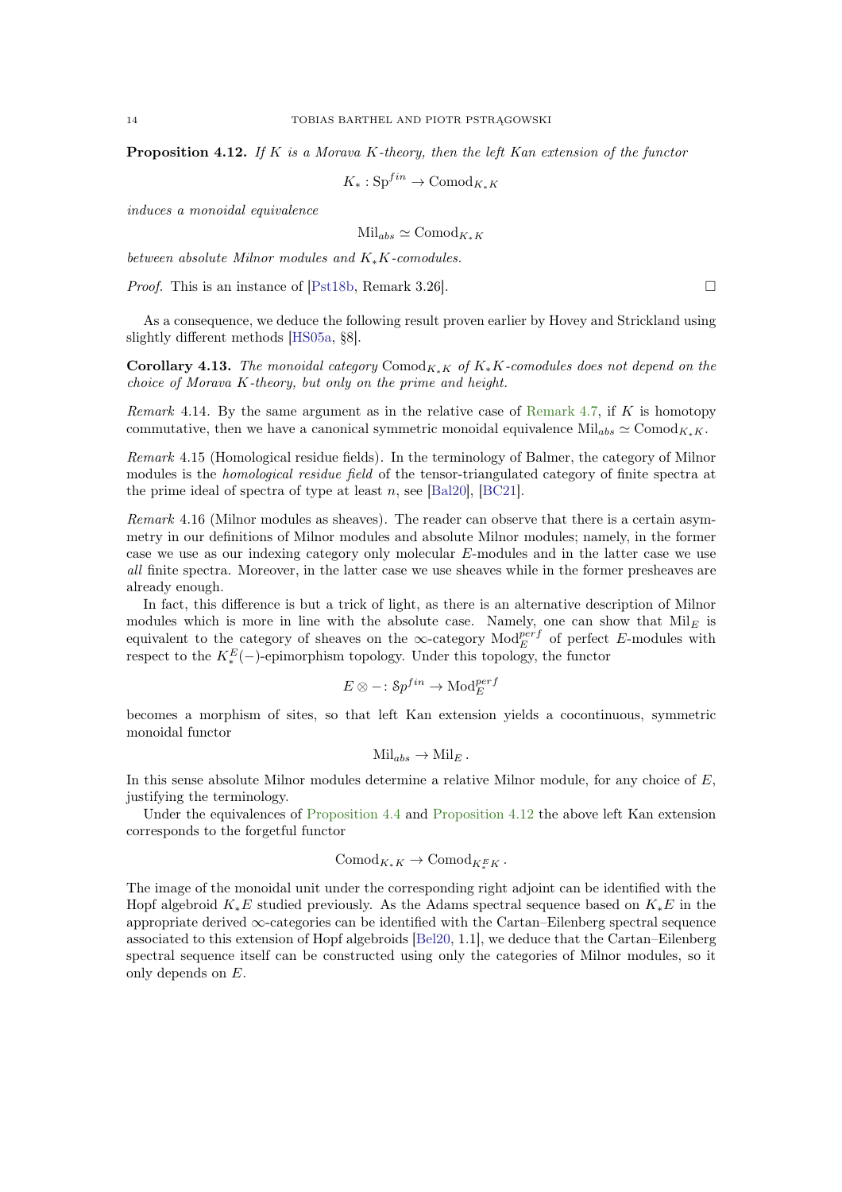**Proposition 4.12.** *If $K$ is a Morava $K$-theory, then the left Kan extension of the functor*

$$K_* : \mathrm{Sp}^{fin} \to \mathrm{Comod}_{K_*K}$$

*induces a monoidal equivalence*

$$\mathrm{Mil}_{abs} \simeq \mathrm{Comod}_{K_*K}$$

*between absolute Milnor modules and $K_*K$-comodules.*

*Proof.* This is an instance of [Pst18b, Remark 3.26]. □

As a consequence, we deduce the following result proven earlier by Hovey and Strickland using slightly different methods [HS05a, §8].

**Corollary 4.13.** *The monoidal category $\mathrm{Comod}_{K_*K}$ of $K_*K$-comodules does not depend on the choice of Morava $K$-theory, but only on the prime and height.*

*Remark* 4.14. By the same argument as in the relative case of Remark 4.7, if $K$ is homotopy commutative, then we have a canonical symmetric monoidal equivalence $\mathrm{Mil}_{abs} \simeq \mathrm{Comod}_{K_*K}$.

*Remark* 4.15 (Homological residue fields). In the terminology of Balmer, the category of Milnor modules is the *homological residue field* of the tensor-triangulated category of finite spectra at the prime ideal of spectra of type at least $n$, see [Bal20], [BC21].

*Remark* 4.16 (Milnor modules as sheaves). The reader can observe that there is a certain asymmetry in our definitions of Milnor modules and absolute Milnor modules; namely, in the former case we use as our indexing category only molecular $E$-modules and in the latter case we use *all* finite spectra. Moreover, in the latter case we use sheaves while in the former presheaves are already enough.

In fact, this difference is but a trick of light, as there is an alternative description of Milnor modules which is more in line with the absolute case. Namely, one can show that $\mathrm{Mil}_E$ is equivalent to the category of sheaves on the $\infty$-category $\mathrm{Mod}_E^{perf}$ of perfect $E$-modules with respect to the $K_*^E(-)$-epimorphism topology. Under this topology, the functor

$$E \otimes - : \mathcal{S}p^{fin} \to \mathrm{Mod}_E^{perf}$$

becomes a morphism of sites, so that left Kan extension yields a cocontinuous, symmetric monoidal functor

$$\mathrm{Mil}_{abs} \to \mathrm{Mil}_E \, .$$

In this sense absolute Milnor modules determine a relative Milnor module, for any choice of $E$, justifying the terminology.

Under the equivalences of Proposition 4.4 and Proposition 4.12 the above left Kan extension corresponds to the forgetful functor

$$\mathrm{Comod}_{K_*K} \to \mathrm{Comod}_{K_*^E K} \, .$$

The image of the monoidal unit under the corresponding right adjoint can be identified with the Hopf algebroid $K_*E$ studied previously. As the Adams spectral sequence based on $K_*E$ in the appropriate derived $\infty$-categories can be identified with the Cartan–Eilenberg spectral sequence associated to this extension of Hopf algebroids [Bel20, 1.1], we deduce that the Cartan–Eilenberg spectral sequence itself can be constructed using only the categories of Milnor modules, so it only depends on $E$.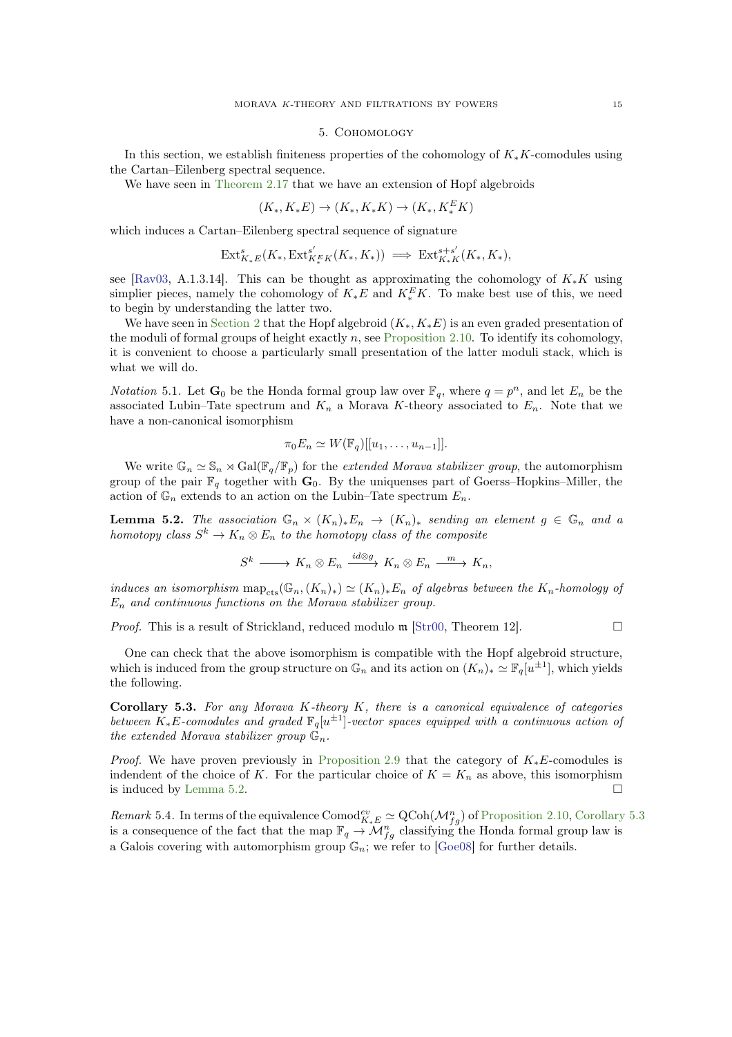## 5. Cohomology

In this section, we establish finiteness properties of the cohomology of $K_*K$-comodules using the Cartan–Eilenberg spectral sequence.

We have seen in Theorem 2.17 that we have an extension of Hopf algebroids

$$(K_*, K_*E) \to (K_*, K_*K) \to (K_*, K_*^E K)$$

which induces a Cartan–Eilenberg spectral sequence of signature

$$\mathrm{Ext}^s_{K_*E}(K_*, \mathrm{Ext}^{s'}_{K_*^E K}(K_*, K_*)) \implies \mathrm{Ext}^{s+s'}_{K_*K}(K_*, K_*),$$

see [Rav03, A.1.3.14]. This can be thought as approximating the cohomology of $K_*K$ using simplier pieces, namely the cohomology of $K_*E$ and $K_*^E K$. To make best use of this, we need to begin by understanding the latter two.

We have seen in Section 2 that the Hopf algebroid $(K_*, K_*E)$ is an even graded presentation of the moduli of formal groups of height exactly $n$, see Proposition 2.10. To identify its cohomology, it is convenient to choose a particularly small presentation of the latter moduli stack, which is what we will do.

*Notation* 5.1. Let $\mathbf{G}_0$ be the Honda formal group law over $\mathbb{F}_q$, where $q = p^n$, and let $E_n$ be the associated Lubin–Tate spectrum and $K_n$ a Morava $K$-theory associated to $E_n$. Note that we have a non-canonical isomorphism

$$\pi_0 E_n \simeq W(\mathbb{F}_q)[[u_1, \ldots, u_{n-1}]].$$

We write $\mathbb{G}_n \simeq \mathbb{S}_n \rtimes \mathrm{Gal}(\mathbb{F}_q/\mathbb{F}_p)$ for the *extended Morava stabilizer group*, the automorphism group of the pair $\mathbb{F}_q$ together with $\mathbf{G}_0$. By the uniquenses part of Goerss–Hopkins–Miller, the action of $\mathbb{G}_n$ extends to an action on the Lubin–Tate spectrum $E_n$.

**Lemma 5.2.** *The association $\mathbb{G}_n \times (K_n)_*E_n \to (K_n)_*$ sending an element $g \in \mathbb{G}_n$ and a homotopy class $S^k \to K_n \otimes E_n$ to the homotopy class of the composite*

$$S^k \longrightarrow K_n \otimes E_n \xrightarrow{id \otimes g} K_n \otimes E_n \xrightarrow{\ m\ } K_n,$$

*induces an isomorphism $\mathrm{map}_{\mathrm{cts}}(\mathbb{G}_n, (K_n)_*) \simeq (K_n)_*E_n$ of algebras between the $K_n$-homology of $E_n$ and continuous functions on the Morava stabilizer group.*

*Proof.* This is a result of Strickland, reduced modulo $\mathfrak{m}$ [Str00, Theorem 12]. $\square$

One can check that the above isomorphism is compatible with the Hopf algebroid structure, which is induced from the group structure on $\mathbb{G}_n$ and its action on $(K_n)_* \simeq \mathbb{F}_q[u^{\pm 1}]$, which yields the following.

**Corollary 5.3.** *For any Morava $K$-theory $K$, there is a canonical equivalence of categories between $K_*E$-comodules and graded $\mathbb{F}_q[u^{\pm 1}]$-vector spaces equipped with a continuous action of the extended Morava stabilizer group $\mathbb{G}_n$.*

*Proof.* We have proven previously in Proposition 2.9 that the category of $K_*E$-comodules is indendent of the choice of $K$. For the particular choice of $K = K_n$ as above, this isomorphism is induced by Lemma 5.2. $\square$

*Remark* 5.4. In terms of the equivalence $\mathrm{Comod}^{ev}_{K_*E} \simeq \mathrm{QCoh}(\mathcal{M}^n_{fg})$ of Proposition 2.10, Corollary 5.3 is a consequence of the fact that the map $\mathbb{F}_q \to \mathcal{M}^n_{fg}$ classifying the Honda formal group law is a Galois covering with automorphism group $\mathbb{G}_n$; we refer to [Goe08] for further details.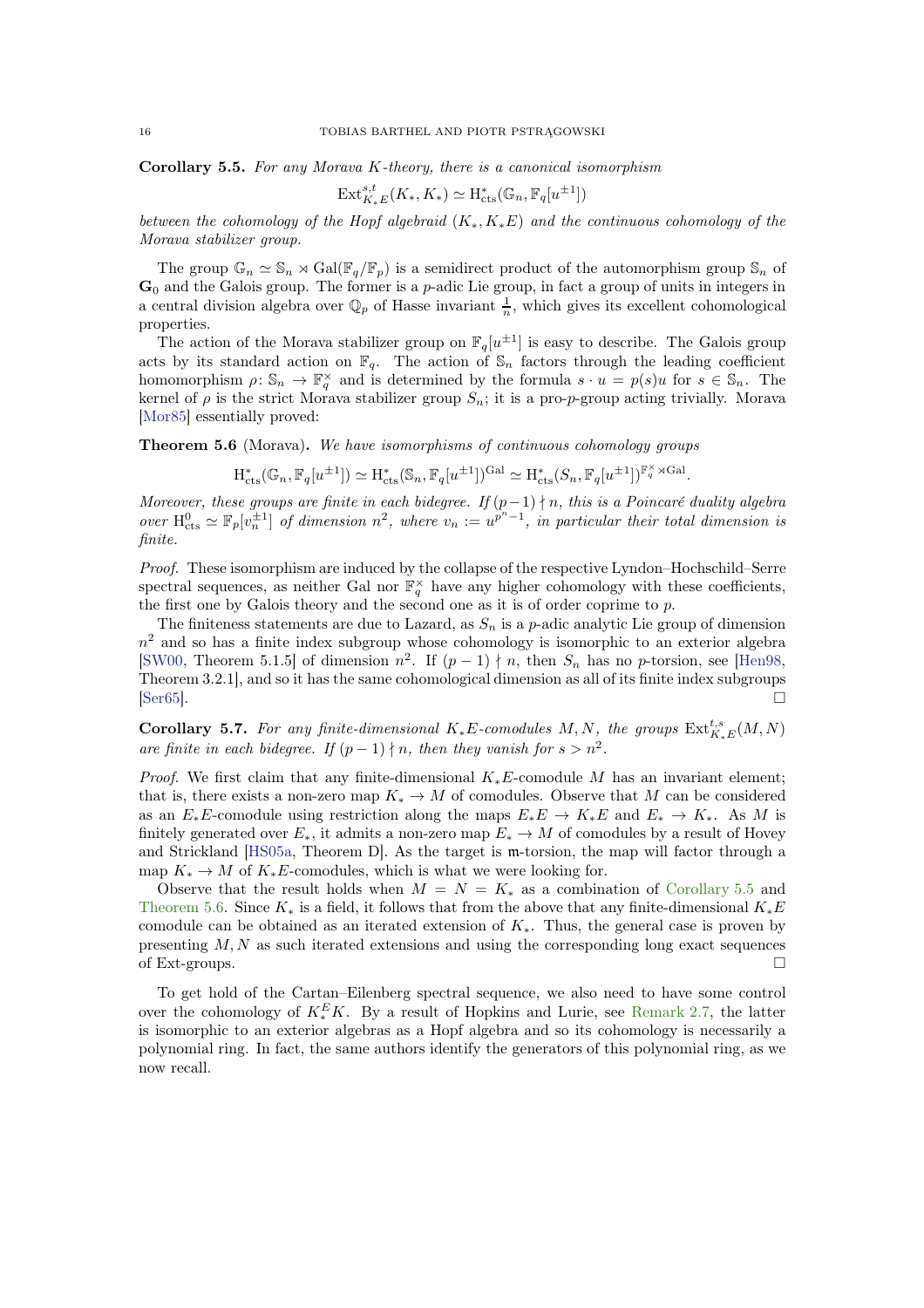**Corollary 5.5.** *For any Morava K-theory, there is a canonical isomorphism*

$$\mathrm{Ext}^{s,t}_{K_*E}(K_*, K_*) \simeq \mathrm{H}^*_{\mathrm{cts}}(\mathbb{G}_n, \mathbb{F}_q[u^{\pm 1}])$$

*between the cohomology of the Hopf algebraid $(K_*, K_*E)$ and the continuous cohomology of the Morava stabilizer group.*

The group $\mathbb{G}_n \simeq \mathbb{S}_n \rtimes \mathrm{Gal}(\mathbb{F}_q/\mathbb{F}_p)$ is a semidirect product of the automorphism group $\mathbb{S}_n$ of $\mathbf{G}_0$ and the Galois group. The former is a $p$-adic Lie group, in fact a group of units in integers in a central division algebra over $\mathbb{Q}_p$ of Hasse invariant $\frac{1}{n}$, which gives its excellent cohomological properties.

The action of the Morava stabilizer group on $\mathbb{F}_q[u^{\pm 1}]$ is easy to describe. The Galois group acts by its standard action on $\mathbb{F}_q$. The action of $\mathbb{S}_n$ factors through the leading coefficient homomorphism $\rho \colon \mathbb{S}_n \to \mathbb{F}_q^\times$ and is determined by the formula $s \cdot u = p(s)u$ for $s \in \mathbb{S}_n$. The kernel of $\rho$ is the strict Morava stabilizer group $S_n$; it is a pro-$p$-group acting trivially. Morava [Mor85] essentially proved:

**Theorem 5.6** (Morava)**.** *We have isomorphisms of continuous cohomology groups*

$$\mathrm{H}^*_{\mathrm{cts}}(\mathbb{G}_n, \mathbb{F}_q[u^{\pm 1}]) \simeq \mathrm{H}^*_{\mathrm{cts}}(\mathbb{S}_n, \mathbb{F}_q[u^{\pm 1}])^{\mathrm{Gal}} \simeq \mathrm{H}^*_{\mathrm{cts}}(S_n, \mathbb{F}_q[u^{\pm 1}])^{\mathbb{F}_q^\times \rtimes \mathrm{Gal}}.$$

*Moreover, these groups are finite in each bidegree. If $(p-1) \nmid n$, this is a Poincaré duality algebra over $\mathrm{H}^0_{\mathrm{cts}} \simeq \mathbb{F}_p[v_n^{\pm 1}]$ of dimension $n^2$, where $v_n := u^{p^n - 1}$, in particular their total dimension is finite.*

*Proof.* These isomorphism are induced by the collapse of the respective Lyndon–Hochschild–Serre spectral sequences, as neither Gal nor $\mathbb{F}_q^\times$ have any higher cohomology with these coefficients, the first one by Galois theory and the second one as it is of order coprime to $p$.

The finiteness statements are due to Lazard, as $S_n$ is a $p$-adic analytic Lie group of dimension $n^2$ and so has a finite index subgroup whose cohomology is isomorphic to an exterior algebra [SW00, Theorem 5.1.5] of dimension $n^2$. If $(p-1) \nmid n$, then $S_n$ has no $p$-torsion, see [Hen98, Theorem 3.2.1], and so it has the same cohomological dimension as all of its finite index subgroups [Ser65]. ☐

**Corollary 5.7.** *For any finite-dimensional $K_*E$-comodules $M, N$, the groups $\mathrm{Ext}^{t,s}_{K_*E}(M, N)$ are finite in each bidegree. If $(p-1) \nmid n$, then they vanish for $s > n^2$.*

*Proof.* We first claim that any finite-dimensional $K_*E$-comodule $M$ has an invariant element; that is, there exists a non-zero map $K_* \to M$ of comodules. Observe that $M$ can be considered as an $E_*E$-comodule using restriction along the maps $E_*E \to K_*E$ and $E_* \to K_*$. As $M$ is finitely generated over $E_*$, it admits a non-zero map $E_* \to M$ of comodules by a result of Hovey and Strickland [HS05a, Theorem D]. As the target is $\mathfrak{m}$-torsion, the map will factor through a map $K_* \to M$ of $K_*E$-comodules, which is what we were looking for.

Observe that the result holds when $M = N = K_*$ as a combination of Corollary 5.5 and Theorem 5.6. Since $K_*$ is a field, it follows that from the above that any finite-dimensional $K_*E$ comodule can be obtained as an iterated extension of $K_*$. Thus, the general case is proven by presenting $M, N$ as such iterated extensions and using the corresponding long exact sequences of Ext-groups. ☐

To get hold of the Cartan–Eilenberg spectral sequence, we also need to have some control over the cohomology of $K^E_*K$. By a result of Hopkins and Lurie, see Remark 2.7, the latter is isomorphic to an exterior algebras as a Hopf algebra and so its cohomology is necessarily a polynomial ring. In fact, the same authors identify the generators of this polynomial ring, as we now recall.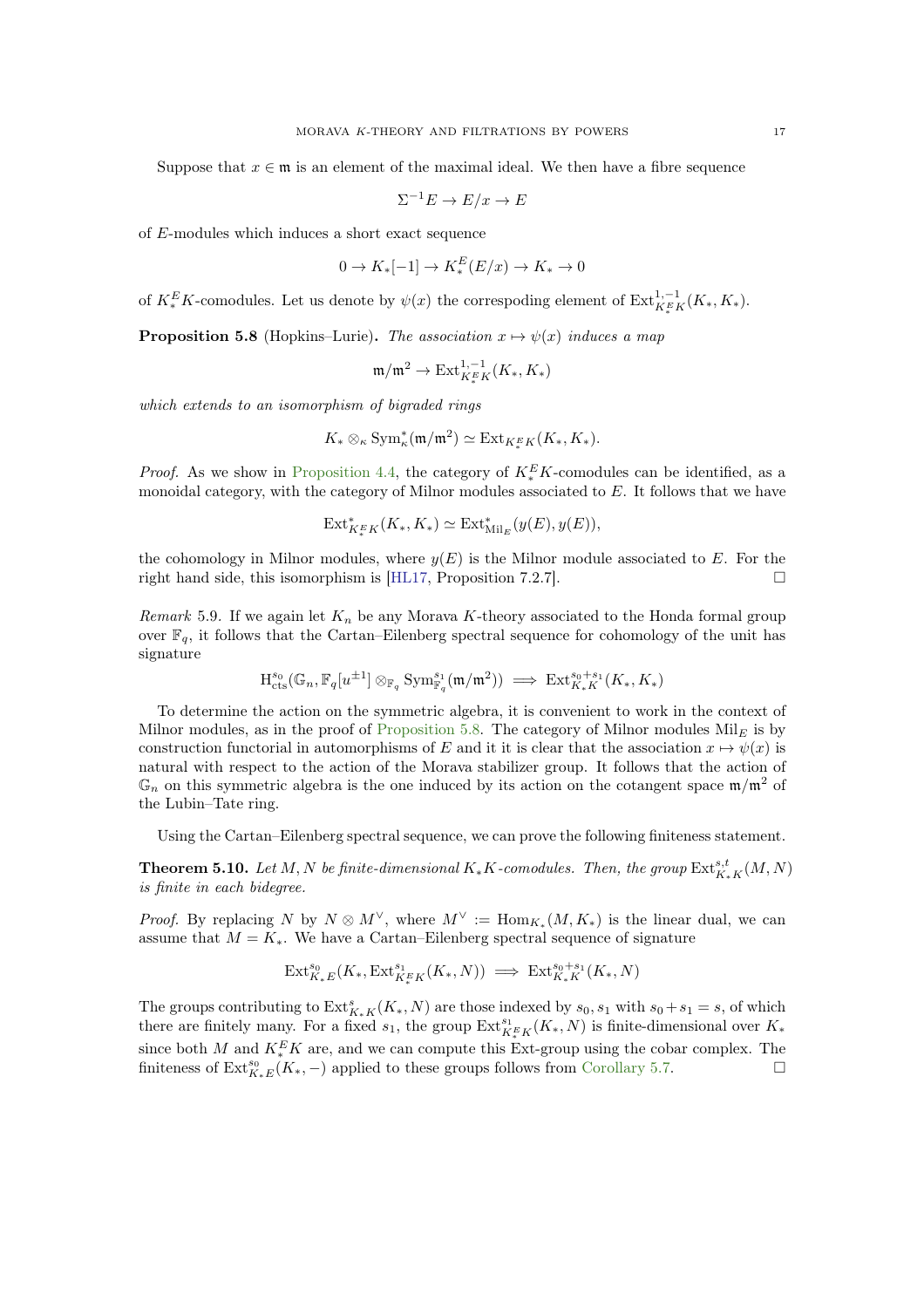Suppose that $x \in \mathfrak{m}$ is an element of the maximal ideal. We then have a fibre sequence

$$\Sigma^{-1}E \to E/x \to E$$

of $E$-modules which induces a short exact sequence

$$0 \to K_*[-1] \to K_*^E(E/x) \to K_* \to 0$$

of $K_*^E K$-comodules. Let us denote by $\psi(x)$ the correspoding element of $\mathrm{Ext}^{1,-1}_{K_*^E K}(K_*, K_*)$.

**Proposition 5.8** (Hopkins–Lurie)**.** *The association $x \mapsto \psi(x)$ induces a map*

$$\mathfrak{m}/\mathfrak{m}^2 \to \mathrm{Ext}^{1,-1}_{K_*^E K}(K_*, K_*)$$

*which extends to an isomorphism of bigraded rings*

$$K_* \otimes_\kappa \mathrm{Sym}^*_\kappa(\mathfrak{m}/\mathfrak{m}^2) \simeq \mathrm{Ext}_{K_*^E K}(K_*, K_*).$$

*Proof.* As we show in Proposition 4.4, the category of $K_*^E K$-comodules can be identified, as a monoidal category, with the category of Milnor modules associated to $E$. It follows that we have

$$\mathrm{Ext}^*_{K_*^E K}(K_*, K_*) \simeq \mathrm{Ext}^*_{\mathrm{Mil}_E}(y(E), y(E)),$$

the cohomology in Milnor modules, where $y(E)$ is the Milnor module associated to $E$. For the right hand side, this isomorphism is [HL17, Proposition 7.2.7]. □

*Remark* 5.9. If we again let $K_n$ be any Morava $K$-theory associated to the Honda formal group over $\mathbb{F}_q$, it follows that the Cartan–Eilenberg spectral sequence for cohomology of the unit has signature

$$\mathrm{H}^{s_0}_{\mathrm{cts}}(\mathbb{G}_n, \mathbb{F}_q[u^{\pm 1}] \otimes_{\mathbb{F}_q} \mathrm{Sym}^{s_1}_{\mathbb{F}_q}(\mathfrak{m}/\mathfrak{m}^2)) \implies \mathrm{Ext}^{s_0+s_1}_{K_*K}(K_*, K_*)$$

To determine the action on the symmetric algebra, it is convenient to work in the context of Milnor modules, as in the proof of Proposition 5.8. The category of Milnor modules $\mathrm{Mil}_E$ is by construction functorial in automorphisms of $E$ and it it is clear that the association $x \mapsto \psi(x)$ is natural with respect to the action of the Morava stabilizer group. It follows that the action of $\mathbb{G}_n$ on this symmetric algebra is the one induced by its action on the cotangent space $\mathfrak{m}/\mathfrak{m}^2$ of the Lubin–Tate ring.

Using the Cartan–Eilenberg spectral sequence, we can prove the following finiteness statement.

**Theorem 5.10.** *Let $M, N$ be finite-dimensional $K_*K$-comodules. Then, the group $\mathrm{Ext}^{s,t}_{K_*K}(M, N)$ is finite in each bidegree.*

*Proof.* By replacing $N$ by $N \otimes M^\vee$, where $M^\vee := \mathrm{Hom}_{K_*}(M, K_*)$ is the linear dual, we can assume that $M = K_*$. We have a Cartan–Eilenberg spectral sequence of signature

$$\mathrm{Ext}^{s_0}_{K_*E}(K_*, \mathrm{Ext}^{s_1}_{K_*^E K}(K_*, N)) \implies \mathrm{Ext}^{s_0+s_1}_{K_*K}(K_*, N)$$

The groups contributing to $\mathrm{Ext}^s_{K_*K}(K_*, N)$ are those indexed by $s_0, s_1$ with $s_0 + s_1 = s$, of which there are finitely many. For a fixed $s_1$, the group $\mathrm{Ext}^{s_1}_{K_*^E K}(K_*, N)$ is finite-dimensional over $K_*$ since both $M$ and $K_*^E K$ are, and we can compute this Ext-group using the cobar complex. The finiteness of $\mathrm{Ext}^{s_0}_{K_*E}(K_*, -)$ applied to these groups follows from Corollary 5.7. □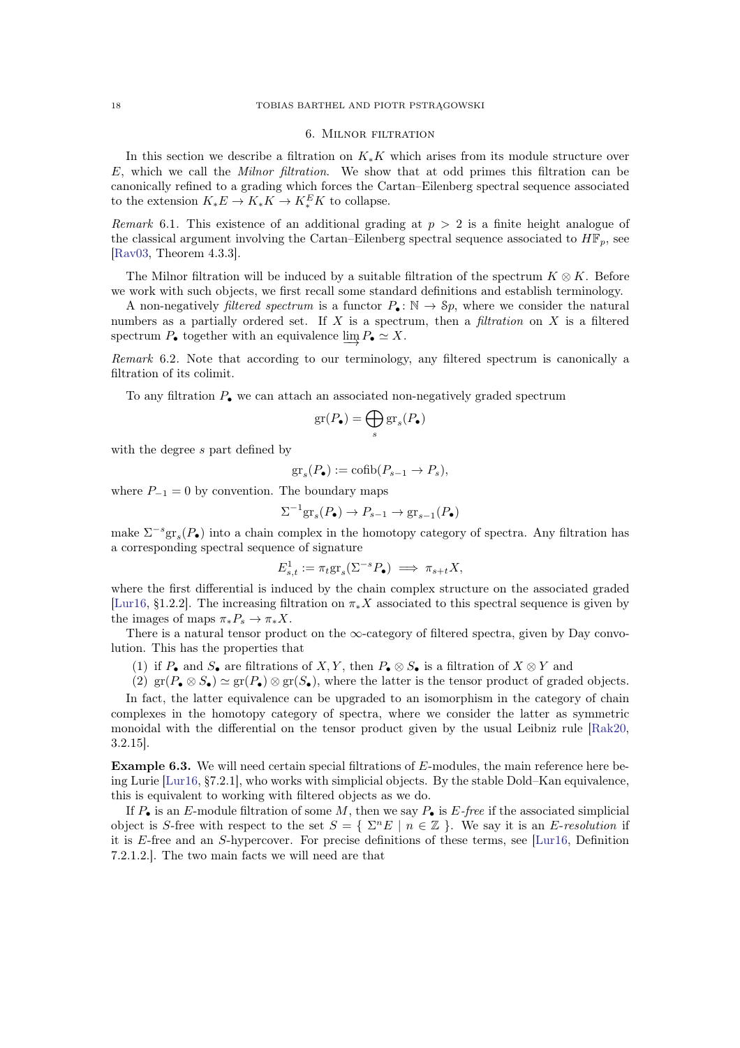## 6. Milnor filtration

In this section we describe a filtration on $K_*K$ which arises from its module structure over $E$, which we call the *Milnor filtration*. We show that at odd primes this filtration can be canonically refined to a grading which forces the Cartan–Eilenberg spectral sequence associated to the extension $K_*E \to K_*K \to K_*^E K$ to collapse.

*Remark* 6.1. This existence of an additional grading at $p > 2$ is a finite height analogue of the classical argument involving the Cartan–Eilenberg spectral sequence associated to $H\mathbb{F}_p$, see [Rav03, Theorem 4.3.3].

The Milnor filtration will be induced by a suitable filtration of the spectrum $K \otimes K$. Before we work with such objects, we first recall some standard definitions and establish terminology.

A non-negatively *filtered spectrum* is a functor $P_\bullet \colon \mathbb{N} \to \mathcal{S}p$, where we consider the natural numbers as a partially ordered set. If $X$ is a spectrum, then a *filtration* on $X$ is a filtered spectrum $P_\bullet$ together with an equivalence $\varinjlim P_\bullet \simeq X$.

*Remark* 6.2. Note that according to our terminology, any filtered spectrum is canonically a filtration of its colimit.

To any filtration $P_\bullet$ we can attach an associated non-negatively graded spectrum

$$\mathrm{gr}(P_\bullet) = \bigoplus_s \mathrm{gr}_s(P_\bullet)$$

with the degree $s$ part defined by

$$\mathrm{gr}_s(P_\bullet) := \mathrm{cofib}(P_{s-1} \to P_s),$$

where $P_{-1} = 0$ by convention. The boundary maps

$$\Sigma^{-1}\mathrm{gr}_s(P_\bullet) \to P_{s-1} \to \mathrm{gr}_{s-1}(P_\bullet)$$

make $\Sigma^{-s}\mathrm{gr}_s(P_\bullet)$ into a chain complex in the homotopy category of spectra. Any filtration has a corresponding spectral sequence of signature

$$E^1_{s,t} := \pi_t \mathrm{gr}_s(\Sigma^{-s}P_\bullet) \implies \pi_{s+t}X,$$

where the first differential is induced by the chain complex structure on the associated graded [Lur16, §1.2.2]. The increasing filtration on $\pi_*X$ associated to this spectral sequence is given by the images of maps $\pi_*P_s \to \pi_*X$.

There is a natural tensor product on the $\infty$-category of filtered spectra, given by Day convolution. This has the properties that

1. if $P_\bullet$ and $S_\bullet$ are filtrations of $X, Y$, then $P_\bullet \otimes S_\bullet$ is a filtration of $X \otimes Y$ and
2. $\mathrm{gr}(P_\bullet \otimes S_\bullet) \simeq \mathrm{gr}(P_\bullet) \otimes \mathrm{gr}(S_\bullet)$, where the latter is the tensor product of graded objects.

In fact, the latter equivalence can be upgraded to an isomorphism in the category of chain complexes in the homotopy category of spectra, where we consider the latter as symmetric monoidal with the differential on the tensor product given by the usual Leibniz rule [Rak20, 3.2.15].

**Example 6.3.** We will need certain special filtrations of $E$-modules, the main reference here being Lurie [Lur16, §7.2.1], who works with simplicial objects. By the stable Dold–Kan equivalence, this is equivalent to working with filtered objects as we do.

If $P_\bullet$ is an $E$-module filtration of some $M$, then we say $P_\bullet$ is *$E$-free* if the associated simplicial object is $S$-free with respect to the set $S = \{ \Sigma^n E \mid n \in \mathbb{Z} \}$. We say it is an *$E$-resolution* if it is $E$-free and an $S$-hypercover. For precise definitions of these terms, see [Lur16, Definition 7.2.1.2.]. The two main facts we will need are that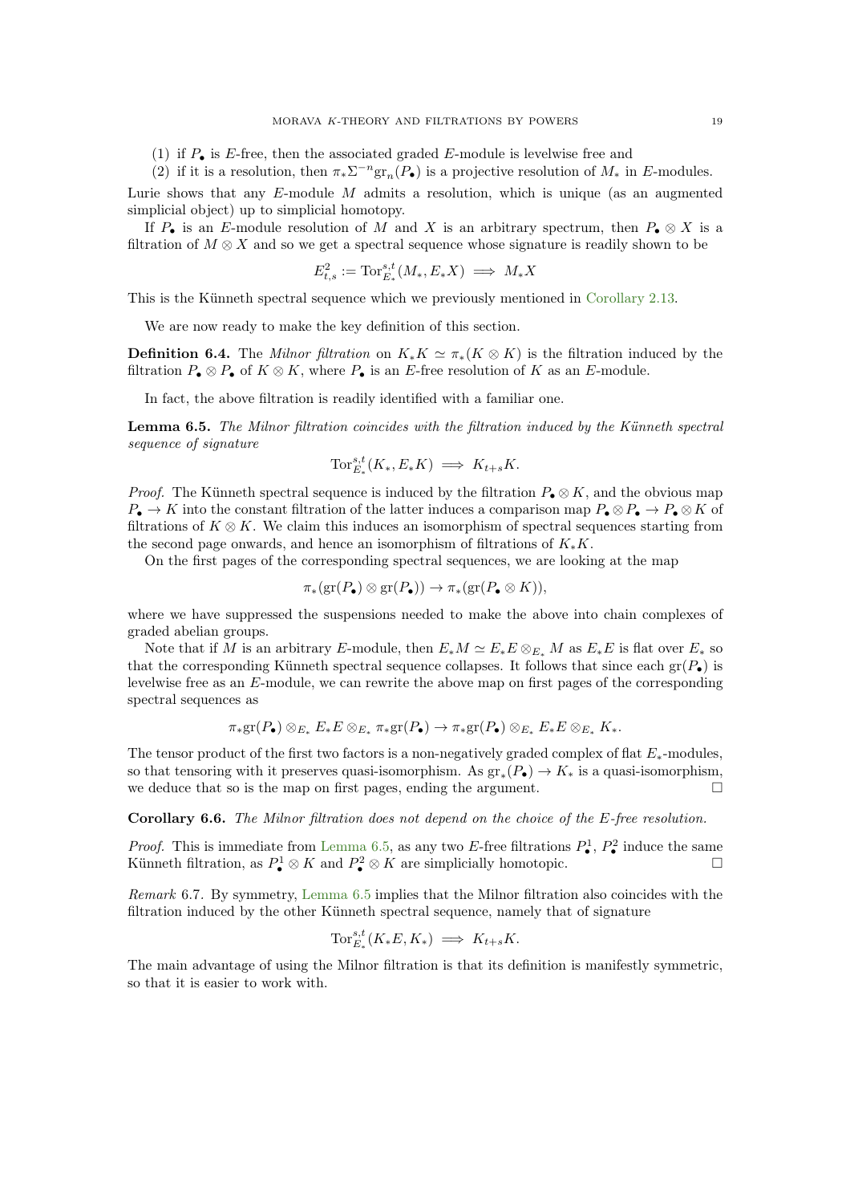(1) if $P_\bullet$ is $E$-free, then the associated graded $E$-module is levelwise free and
(2) if it is a resolution, then $\pi_*\Sigma^{-n}\mathrm{gr}_n(P_\bullet)$ is a projective resolution of $M_*$ in $E$-modules.

Lurie shows that any $E$-module $M$ admits a resolution, which is unique (as an augmented simplicial object) up to simplicial homotopy.

If $P_\bullet$ is an $E$-module resolution of $M$ and $X$ is an arbitrary spectrum, then $P_\bullet \otimes X$ is a filtration of $M \otimes X$ and so we get a spectral sequence whose signature is readily shown to be

$$E^2_{t,s} := \mathrm{Tor}^{s,t}_{E_*}(M_*, E_*X) \implies M_*X$$

This is the Künneth spectral sequence which we previously mentioned in Corollary 2.13.

We are now ready to make the key definition of this section.

**Definition 6.4.** The *Milnor filtration* on $K_*K \simeq \pi_*(K \otimes K)$ is the filtration induced by the filtration $P_\bullet \otimes P_\bullet$ of $K \otimes K$, where $P_\bullet$ is an $E$-free resolution of $K$ as an $E$-module.

In fact, the above filtration is readily identified with a familiar one.

**Lemma 6.5.** *The Milnor filtration coincides with the filtration induced by the Künneth spectral sequence of signature*

$$\mathrm{Tor}^{s,t}_{E_*}(K_*, E_*K) \implies K_{t+s}K.$$

*Proof.* The Künneth spectral sequence is induced by the filtration $P_\bullet \otimes K$, and the obvious map $P_\bullet \to K$ into the constant filtration of the latter induces a comparison map $P_\bullet \otimes P_\bullet \to P_\bullet \otimes K$ of filtrations of $K \otimes K$. We claim this induces an isomorphism of spectral sequences starting from the second page onwards, and hence an isomorphism of filtrations of $K_*K$.

On the first pages of the corresponding spectral sequences, we are looking at the map

$$\pi_*(\mathrm{gr}(P_\bullet) \otimes \mathrm{gr}(P_\bullet)) \to \pi_*(\mathrm{gr}(P_\bullet \otimes K)),$$

where we have suppressed the suspensions needed to make the above into chain complexes of graded abelian groups.

Note that if $M$ is an arbitrary $E$-module, then $E_*M \simeq E_*E \otimes_{E_*} M$ as $E_*E$ is flat over $E_*$ so that the corresponding Künneth spectral sequence collapses. It follows that since each $\mathrm{gr}(P_\bullet)$ is levelwise free as an $E$-module, we can rewrite the above map on first pages of the corresponding spectral sequences as

$$\pi_*\mathrm{gr}(P_\bullet) \otimes_{E_*} E_*E \otimes_{E_*} \pi_*\mathrm{gr}(P_\bullet) \to \pi_*\mathrm{gr}(P_\bullet) \otimes_{E_*} E_*E \otimes_{E_*} K_*.$$

The tensor product of the first two factors is a non-negatively graded complex of flat $E_*$-modules, so that tensoring with it preserves quasi-isomorphism. As $\mathrm{gr}_*(P_\bullet) \to K_*$ is a quasi-isomorphism, we deduce that so is the map on first pages, ending the argument. $\square$

**Corollary 6.6.** *The Milnor filtration does not depend on the choice of the $E$-free resolution.*

*Proof.* This is immediate from Lemma 6.5, as any two $E$-free filtrations $P^1_\bullet$, $P^2_\bullet$ induce the same Künneth filtration, as $P^1_\bullet \otimes K$ and $P^2_\bullet \otimes K$ are simplicially homotopic. $\square$

*Remark* 6.7. By symmetry, Lemma 6.5 implies that the Milnor filtration also coincides with the filtration induced by the other Künneth spectral sequence, namely that of signature

$$\mathrm{Tor}^{s,t}_{E_*}(K_*E, K_*) \implies K_{t+s}K.$$

The main advantage of using the Milnor filtration is that its definition is manifestly symmetric, so that it is easier to work with.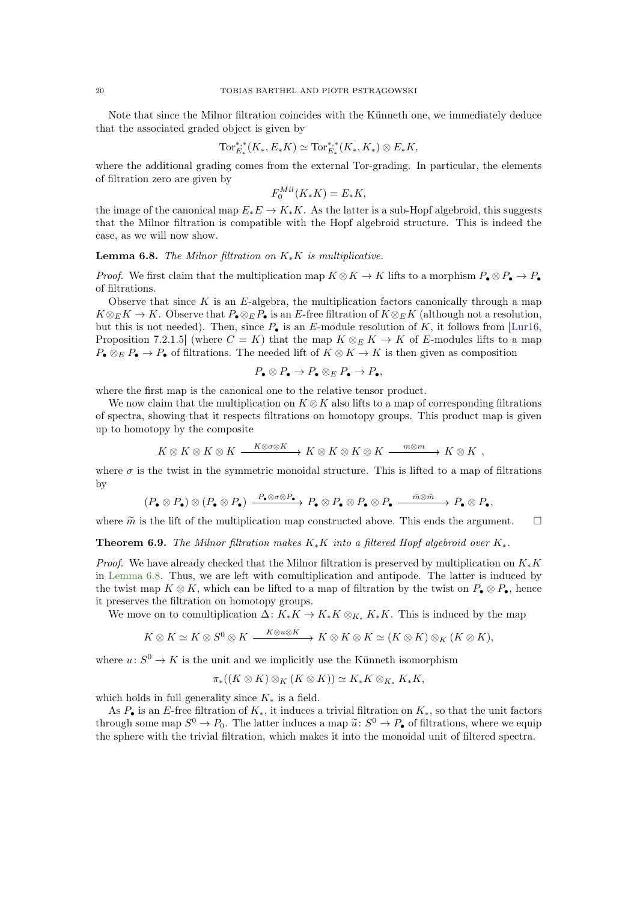Note that since the Milnor filtration coincides with the Künneth one, we immediately deduce that the associated graded object is given by

$$\mathrm{Tor}^{*,*}_{E_*}(K_*, E_*K) \simeq \mathrm{Tor}^{*,*}_{E_*}(K_*, K_*) \otimes E_*K,$$

where the additional grading comes from the external Tor-grading. In particular, the elements of filtration zero are given by

$$F_0^{Mil}(K_*K) = E_*K,$$

the image of the canonical map $E_*E \to K_*K$. As the latter is a sub-Hopf algebroid, this suggests that the Milnor filtration is compatible with the Hopf algebroid structure. This is indeed the case, as we will now show.

**Lemma 6.8.** *The Milnor filtration on $K_*K$ is multiplicative.*

*Proof.* We first claim that the multiplication map $K \otimes K \to K$ lifts to a morphism $P_\bullet \otimes P_\bullet \to P_\bullet$ of filtrations.

Observe that since $K$ is an $E$-algebra, the multiplication factors canonically through a map $K \otimes_E K \to K$. Observe that $P_\bullet \otimes_E P_\bullet$ is an $E$-free filtration of $K \otimes_E K$ (although not a resolution, but this is not needed). Then, since $P_\bullet$ is an $E$-module resolution of $K$, it follows from [Lur16, Proposition 7.2.1.5] (where $C = K$) that the map $K \otimes_E K \to K$ of $E$-modules lifts to a map $P_\bullet \otimes_E P_\bullet \to P_\bullet$ of filtrations. The needed lift of $K \otimes K \to K$ is then given as composition

$$P_\bullet \otimes P_\bullet \to P_\bullet \otimes_E P_\bullet \to P_\bullet,$$

where the first map is the canonical one to the relative tensor product.

We now claim that the multiplication on $K \otimes K$ also lifts to a map of corresponding filtrations of spectra, showing that it respects filtrations on homotopy groups. This product map is given up to homotopy by the composite

$$K \otimes K \otimes K \otimes K \xrightarrow{K \otimes \sigma \otimes K} K \otimes K \otimes K \otimes K \xrightarrow{m \otimes m} K \otimes K\ ,$$

where $\sigma$ is the twist in the symmetric monoidal structure. This is lifted to a map of filtrations by

$$(P_\bullet \otimes P_\bullet) \otimes (P_\bullet \otimes P_\bullet) \xrightarrow{P_\bullet \otimes \sigma \otimes P_\bullet} P_\bullet \otimes P_\bullet \otimes P_\bullet \otimes P_\bullet \xrightarrow{\widetilde{m} \otimes \widetilde{m}} P_\bullet \otimes P_\bullet,$$

where $\widetilde{m}$ is the lift of the multiplication map constructed above. This ends the argument. $\square$

**Theorem 6.9.** *The Milnor filtration makes $K_*K$ into a filtered Hopf algebroid over $K_*$.*

*Proof.* We have already checked that the Milnor filtration is preserved by multiplication on $K_*K$ in Lemma 6.8. Thus, we are left with comultiplication and antipode. The latter is induced by the twist map $K \otimes K$, which can be lifted to a map of filtration by the twist on $P_\bullet \otimes P_\bullet$, hence it preserves the filtration on homotopy groups.

We move on to comultiplication $\Delta\colon K_*K \to K_*K \otimes_{K_*} K_*K$. This is induced by the map

$$K \otimes K \simeq K \otimes S^0 \otimes K \xrightarrow{K \otimes u \otimes K} K \otimes K \otimes K \simeq (K \otimes K) \otimes_K (K \otimes K),$$

where $u\colon S^0 \to K$ is the unit and we implicitly use the Künneth isomorphism

$$\pi_*((K \otimes K) \otimes_K (K \otimes K)) \simeq K_*K \otimes_{K_*} K_*K,$$

which holds in full generality since $K_*$ is a field.

As $P_\bullet$ is an $E$-free filtration of $K_*$, it induces a trivial filtration on $K_*$, so that the unit factors through some map $S^0 \to P_0$. The latter induces a map $\widetilde{u}\colon S^0 \to P_\bullet$ of filtrations, where we equip the sphere with the trivial filtration, which makes it into the monoidal unit of filtered spectra.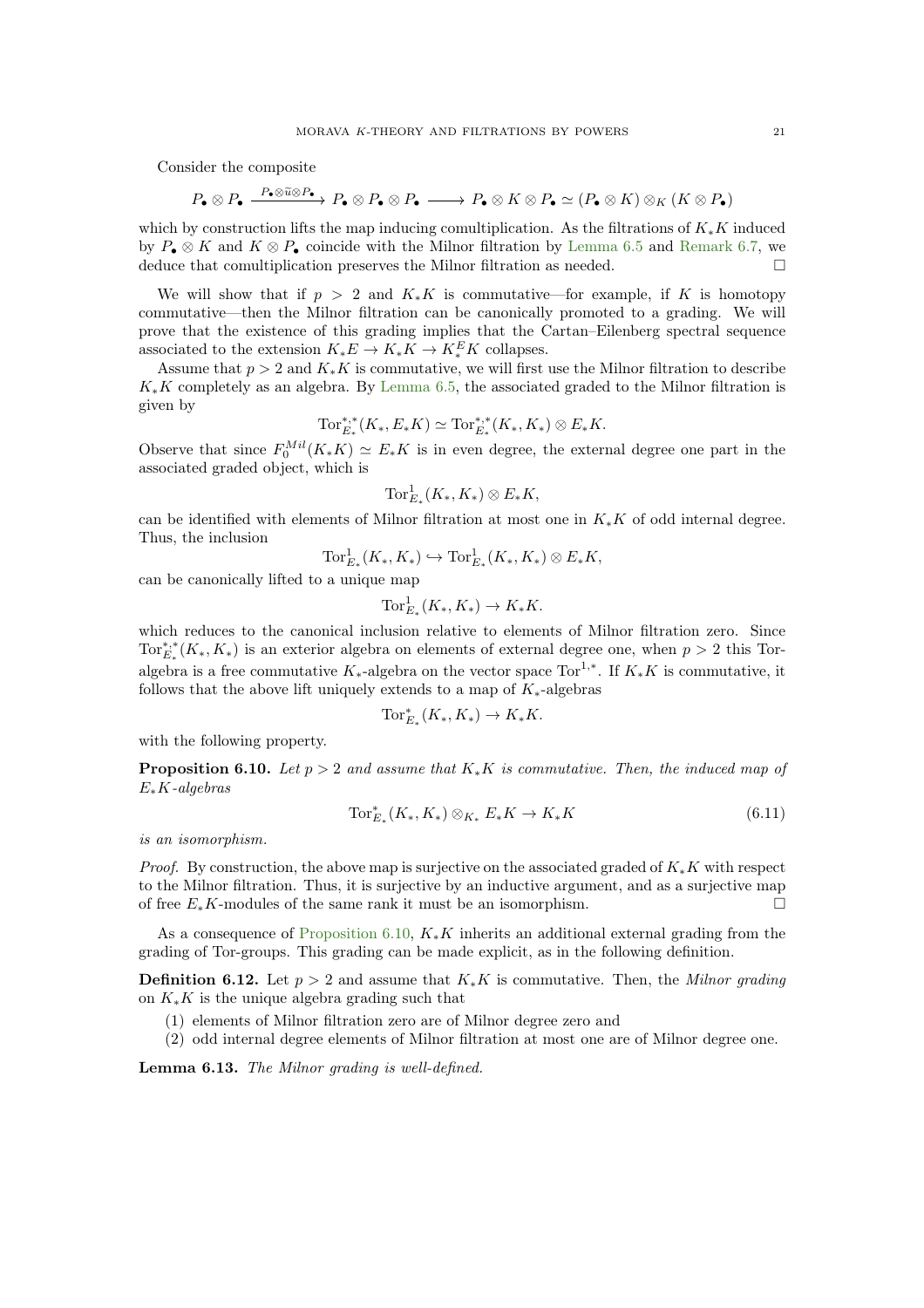Consider the composite

$$P_\bullet \otimes P_\bullet \xrightarrow{P_\bullet \otimes \widetilde{u} \otimes P_\bullet} P_\bullet \otimes P_\bullet \otimes P_\bullet \longrightarrow P_\bullet \otimes K \otimes P_\bullet \simeq (P_\bullet \otimes K) \otimes_K (K \otimes P_\bullet)$$

which by construction lifts the map inducing comultiplication. As the filtrations of $K_*K$ induced by $P_\bullet \otimes K$ and $K \otimes P_\bullet$ coincide with the Milnor filtration by Lemma 6.5 and Remark 6.7, we deduce that comultiplication preserves the Milnor filtration as needed. $\square$

We will show that if $p > 2$ and $K_*K$ is commutative—for example, if $K$ is homotopy commutative—then the Milnor filtration can be canonically promoted to a grading. We will prove that the existence of this grading implies that the Cartan–Eilenberg spectral sequence associated to the extension $K_*E \to K_*K \to K_*^E K$ collapses.

Assume that $p > 2$ and $K_*K$ is commutative, we will first use the Milnor filtration to describe $K_*K$ completely as an algebra. By Lemma 6.5, the associated graded to the Milnor filtration is given by

$$\mathrm{Tor}^{*,*}_{E_*}(K_*, E_*K) \simeq \mathrm{Tor}^{*,*}_{E_*}(K_*, K_*) \otimes E_*K.$$

Observe that since $F_0^{Mil}(K_*K) \simeq E_*K$ is in even degree, the external degree one part in the associated graded object, which is

$$\mathrm{Tor}^1_{E_*}(K_*, K_*) \otimes E_*K,$$

can be identified with elements of Milnor filtration at most one in $K_*K$ of odd internal degree. Thus, the inclusion

$$\mathrm{Tor}^1_{E_*}(K_*, K_*) \hookrightarrow \mathrm{Tor}^1_{E_*}(K_*, K_*) \otimes E_*K,$$

can be canonically lifted to a unique map

$$\mathrm{Tor}^1_{E_*}(K_*, K_*) \to K_*K.$$

which reduces to the canonical inclusion relative to elements of Milnor filtration zero. Since $\mathrm{Tor}^{*,*}_{E_*}(K_*, K_*)$ is an exterior algebra on elements of external degree one, when $p > 2$ this Tor-algebra is a free commutative $K_*$-algebra on the vector space $\mathrm{Tor}^{1,*}$. If $K_*K$ is commutative, it follows that the above lift uniquely extends to a map of $K_*$-algebras

$$\mathrm{Tor}^*_{E_*}(K_*, K_*) \to K_*K.$$

with the following property.

**Proposition 6.10.** *Let $p > 2$ and assume that $K_*K$ is commutative. Then, the induced map of $E_*K$-algebras*

$$\mathrm{Tor}^*_{E_*}(K_*, K_*) \otimes_{K_*} E_*K \to K_*K \tag{6.11}$$

*is an isomorphism.*

*Proof.* By construction, the above map is surjective on the associated graded of $K_*K$ with respect to the Milnor filtration. Thus, it is surjective by an inductive argument, and as a surjective map of free $E_*K$-modules of the same rank it must be an isomorphism. $\square$

As a consequence of Proposition 6.10, $K_*K$ inherits an additional external grading from the grading of Tor-groups. This grading can be made explicit, as in the following definition.

**Definition 6.12.** Let $p > 2$ and assume that $K_*K$ is commutative. Then, the *Milnor grading* on $K_*K$ is the unique algebra grading such that

(1) elements of Milnor filtration zero are of Milnor degree zero and
(2) odd internal degree elements of Milnor filtration at most one are of Milnor degree one.

**Lemma 6.13.** *The Milnor grading is well-defined.*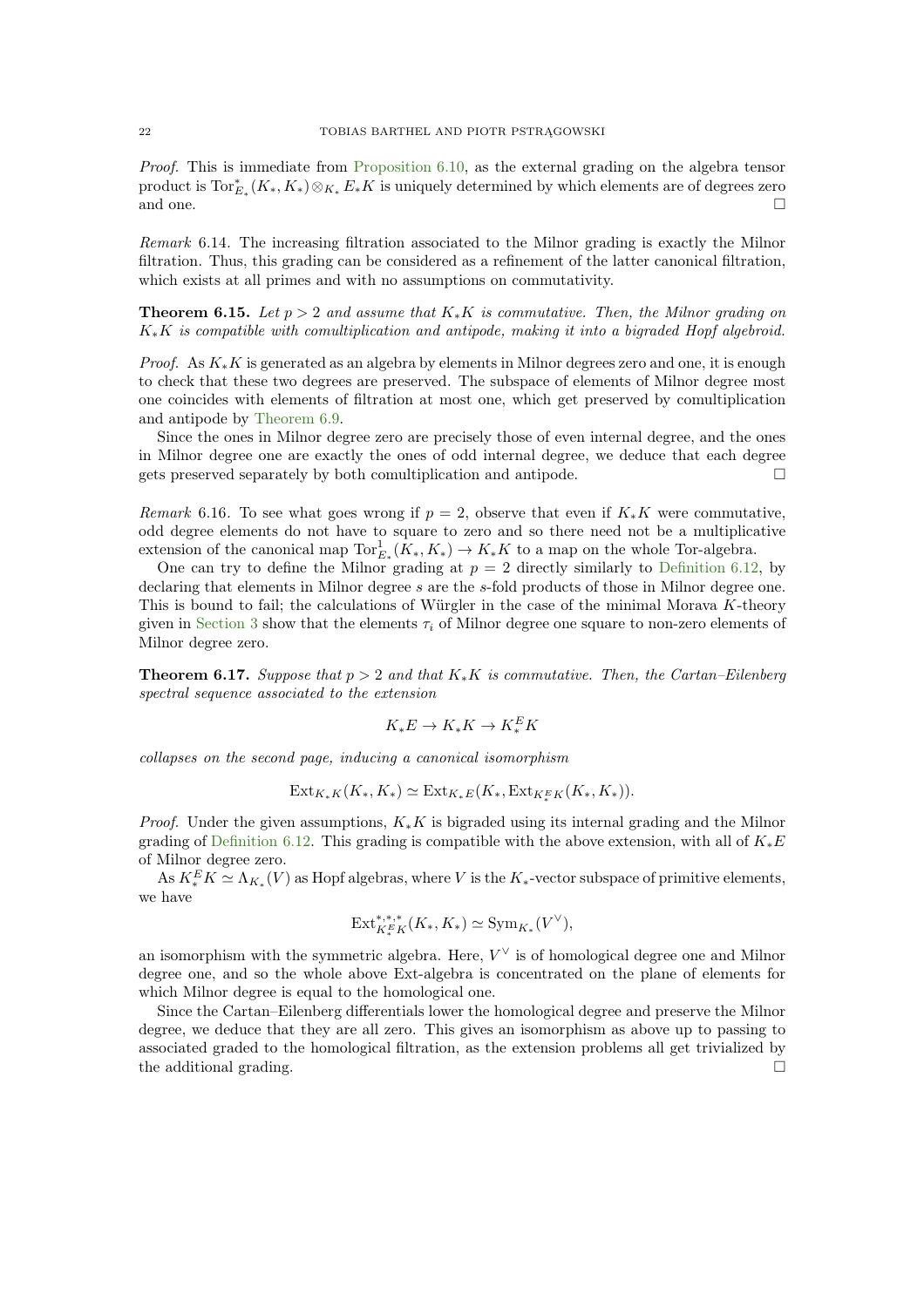*Proof.* This is immediate from Proposition 6.10, as the external grading on the algebra tensor product is $\mathrm{Tor}^*_{E_*}(K_*, K_*) \otimes_{K_*} E_*K$ is uniquely determined by which elements are of degrees zero and one. □

*Remark* 6.14. The increasing filtration associated to the Milnor grading is exactly the Milnor filtration. Thus, this grading can be considered as a refinement of the latter canonical filtration, which exists at all primes and with no assumptions on commutativity.

**Theorem 6.15.** *Let $p > 2$ and assume that $K_*K$ is commutative. Then, the Milnor grading on $K_*K$ is compatible with comultiplication and antipode, making it into a bigraded Hopf algebroid.*

*Proof.* As $K_*K$ is generated as an algebra by elements in Milnor degrees zero and one, it is enough to check that these two degrees are preserved. The subspace of elements of Milnor degree most one coincides with elements of filtration at most one, which get preserved by comultiplication and antipode by Theorem 6.9.

Since the ones in Milnor degree zero are precisely those of even internal degree, and the ones in Milnor degree one are exactly the ones of odd internal degree, we deduce that each degree gets preserved separately by both comultiplication and antipode. □

*Remark* 6.16. To see what goes wrong if $p = 2$, observe that even if $K_*K$ were commutative, odd degree elements do not have to square to zero and so there need not be a multiplicative extension of the canonical map $\mathrm{Tor}^1_{E_*}(K_*, K_*) \to K_*K$ to a map on the whole Tor-algebra.

One can try to define the Milnor grading at $p = 2$ directly similarly to Definition 6.12, by declaring that elements in Milnor degree $s$ are the $s$-fold products of those in Milnor degree one. This is bound to fail; the calculations of Würgler in the case of the minimal Morava $K$-theory given in Section 3 show that the elements $\tau_i$ of Milnor degree one square to non-zero elements of Milnor degree zero.

**Theorem 6.17.** *Suppose that $p > 2$ and that $K_*K$ is commutative. Then, the Cartan–Eilenberg spectral sequence associated to the extension*

$$K_*E \to K_*K \to K^E_*K$$

*collapses on the second page, inducing a canonical isomorphism*

$$\mathrm{Ext}_{K_*K}(K_*, K_*) \simeq \mathrm{Ext}_{K_*E}(K_*, \mathrm{Ext}_{K^E_*K}(K_*, K_*)).$$

*Proof.* Under the given assumptions, $K_*K$ is bigraded using its internal grading and the Milnor grading of Definition 6.12. This grading is compatible with the above extension, with all of $K_*E$ of Milnor degree zero.

As $K^E_*K \simeq \Lambda_{K_*}(V)$ as Hopf algebras, where $V$ is the $K_*$-vector subspace of primitive elements, we have

$$\mathrm{Ext}^{*,*,*}_{K^E_*K}(K_*, K_*) \simeq \mathrm{Sym}_{K_*}(V^\vee),$$

an isomorphism with the symmetric algebra. Here, $V^\vee$ is of homological degree one and Milnor degree one, and so the whole above Ext-algebra is concentrated on the plane of elements for which Milnor degree is equal to the homological one.

Since the Cartan–Eilenberg differentials lower the homological degree and preserve the Milnor degree, we deduce that they are all zero. This gives an isomorphism as above up to passing to associated graded to the homological filtration, as the extension problems all get trivialized by the additional grading. □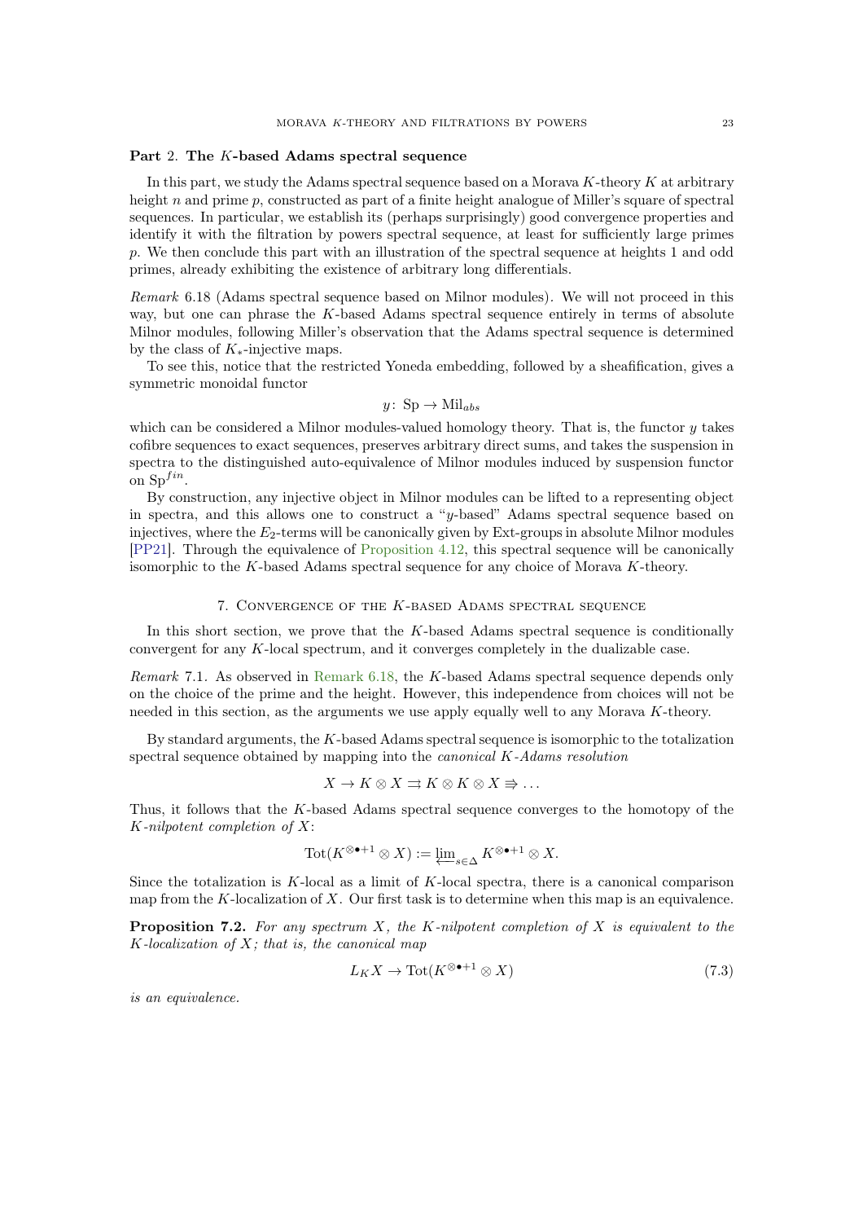# Part 2. The $K$-based Adams spectral sequence

In this part, we study the Adams spectral sequence based on a Morava $K$-theory $K$ at arbitrary height $n$ and prime $p$, constructed as part of a finite height analogue of Miller's square of spectral sequences. In particular, we establish its (perhaps surprisingly) good convergence properties and identify it with the filtration by powers spectral sequence, at least for sufficiently large primes $p$. We then conclude this part with an illustration of the spectral sequence at heights 1 and odd primes, already exhibiting the existence of arbitrary long differentials.

*Remark* 6.18 (Adams spectral sequence based on Milnor modules). We will not proceed in this way, but one can phrase the $K$-based Adams spectral sequence entirely in terms of absolute Milnor modules, following Miller's observation that the Adams spectral sequence is determined by the class of $K_*$-injective maps.

To see this, notice that the restricted Yoneda embedding, followed by a sheafification, gives a symmetric monoidal functor

$$y\colon \mathrm{Sp} \to \mathrm{Mil}_{abs}$$

which can be considered a Milnor modules-valued homology theory. That is, the functor $y$ takes cofibre sequences to exact sequences, preserves arbitrary direct sums, and takes the suspension in spectra to the distinguished auto-equivalence of Milnor modules induced by suspension functor on $\mathrm{Sp}^{fin}$.

By construction, any injective object in Milnor modules can be lifted to a representing object in spectra, and this allows one to construct a "$y$-based" Adams spectral sequence based on injectives, where the $E_2$-terms will be canonically given by Ext-groups in absolute Milnor modules [PP21]. Through the equivalence of Proposition 4.12, this spectral sequence will be canonically isomorphic to the $K$-based Adams spectral sequence for any choice of Morava $K$-theory.

## 7. Convergence of the $K$-based Adams spectral sequence

In this short section, we prove that the $K$-based Adams spectral sequence is conditionally convergent for any $K$-local spectrum, and it converges completely in the dualizable case.

*Remark* 7.1. As observed in Remark 6.18, the $K$-based Adams spectral sequence depends only on the choice of the prime and the height. However, this independence from choices will not be needed in this section, as the arguments we use apply equally well to any Morava $K$-theory.

By standard arguments, the $K$-based Adams spectral sequence is isomorphic to the totalization spectral sequence obtained by mapping into the *canonical $K$-Adams resolution*

$$X \to K \otimes X \rightrightarrows K \otimes K \otimes X \Rrightarrow \dots$$

Thus, it follows that the $K$-based Adams spectral sequence converges to the homotopy of the *$K$-nilpotent completion of $X$*:

$$\mathrm{Tot}(K^{\otimes \bullet+1} \otimes X) := \varprojlim_{s \in \Delta} K^{\otimes \bullet+1} \otimes X.$$

Since the totalization is $K$-local as a limit of $K$-local spectra, there is a canonical comparison map from the $K$-localization of $X$. Our first task is to determine when this map is an equivalence.

**Proposition 7.2.** *For any spectrum $X$, the $K$-nilpotent completion of $X$ is equivalent to the $K$-localization of $X$; that is, the canonical map*

$$L_K X \to \mathrm{Tot}(K^{\otimes \bullet+1} \otimes X) \tag{7.3}$$

*is an equivalence.*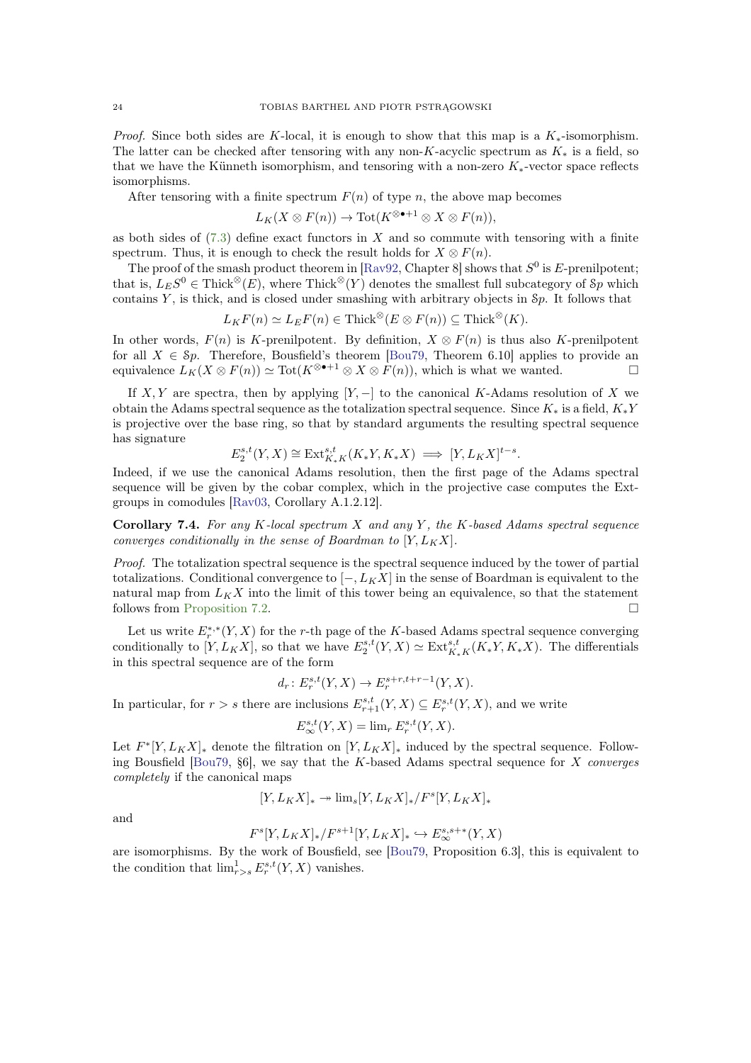*Proof.* Since both sides are $K$-local, it is enough to show that this map is a $K_*$-isomorphism. The latter can be checked after tensoring with any non-$K$-acyclic spectrum as $K_*$ is a field, so that we have the Künneth isomorphism, and tensoring with a non-zero $K_*$-vector space reflects isomorphisms.

After tensoring with a finite spectrum $F(n)$ of type $n$, the above map becomes

$$L_K(X \otimes F(n)) \to \mathrm{Tot}(K^{\otimes \bullet+1} \otimes X \otimes F(n)),$$

as both sides of (7.3) define exact functors in $X$ and so commute with tensoring with a finite spectrum. Thus, it is enough to check the result holds for $X \otimes F(n)$.

The proof of the smash product theorem in [Rav92, Chapter 8] shows that $S^0$ is $E$-prenilpotent; that is, $L_E S^0 \in \mathrm{Thick}^{\otimes}(E)$, where $\mathrm{Thick}^{\otimes}(Y)$ denotes the smallest full subcategory of $\mathcal{S}p$ which contains $Y$, is thick, and is closed under smashing with arbitrary objects in $\mathcal{S}p$. It follows that

$$L_K F(n) \simeq L_E F(n) \in \mathrm{Thick}^{\otimes}(E \otimes F(n)) \subseteq \mathrm{Thick}^{\otimes}(K).$$

In other words, $F(n)$ is $K$-prenilpotent. By definition, $X \otimes F(n)$ is thus also $K$-prenilpotent for all $X \in \mathcal{S}p$. Therefore, Bousfield's theorem [Bou79, Theorem 6.10] applies to provide an equivalence $L_K(X \otimes F(n)) \simeq \mathrm{Tot}(K^{\otimes \bullet+1} \otimes X \otimes F(n))$, which is what we wanted. $\square$

If $X, Y$ are spectra, then by applying $[Y, -]$ to the canonical $K$-Adams resolution of $X$ we obtain the Adams spectral sequence as the totalization spectral sequence. Since $K_*$ is a field, $K_*Y$ is projective over the base ring, so that by standard arguments the resulting spectral sequence has signature

$$E_2^{s,t}(Y, X) \cong \mathrm{Ext}^{s,t}_{K_*K}(K_*Y, K_*X) \implies [Y, L_K X]^{t-s}.$$

Indeed, if we use the canonical Adams resolution, then the first page of the Adams spectral sequence will be given by the cobar complex, which in the projective case computes the Ext-groups in comodules [Rav03, Corollary A.1.2.12].

**Corollary 7.4.** *For any $K$-local spectrum $X$ and any $Y$, the $K$-based Adams spectral sequence converges conditionally in the sense of Boardman to $[Y, L_K X]$.*

*Proof.* The totalization spectral sequence is the spectral sequence induced by the tower of partial totalizations. Conditional convergence to $[-, L_K X]$ in the sense of Boardman is equivalent to the natural map from $L_K X$ into the limit of this tower being an equivalence, so that the statement follows from Proposition 7.2. $\square$

Let us write $E_r^{*,*}(Y, X)$ for the $r$-th page of the $K$-based Adams spectral sequence converging conditionally to $[Y, L_K X]$, so that we have $E_2^{s,t}(Y, X) \simeq \mathrm{Ext}^{s,t}_{K_*K}(K_*Y, K_*X)$. The differentials in this spectral sequence are of the form

$$d_r \colon E_r^{s,t}(Y, X) \to E_r^{s+r, t+r-1}(Y, X).$$

In particular, for $r > s$ there are inclusions $E_{r+1}^{s,t}(Y, X) \subseteq E_r^{s,t}(Y, X)$, and we write

$$E_\infty^{s,t}(Y, X) = \lim_r E_r^{s,t}(Y, X).$$

Let $F^*[Y, L_K X]_*$ denote the filtration on $[Y, L_K X]_*$ induced by the spectral sequence. Following Bousfield [Bou79, §6], we say that the $K$-based Adams spectral sequence for $X$ *converges completely* if the canonical maps

$$[Y, L_K X]_* \twoheadrightarrow \lim_s [Y, L_K X]_* / F^s[Y, L_K X]_*$$

and

$$F^s[Y, L_K X]_* / F^{s+1}[Y, L_K X]_* \hookrightarrow E_\infty^{s, s+*}(Y, X)$$

are isomorphisms. By the work of Bousfield, see [Bou79, Proposition 6.3], this is equivalent to the condition that $\lim^1_{r > s} E_r^{s,t}(Y, X)$ vanishes.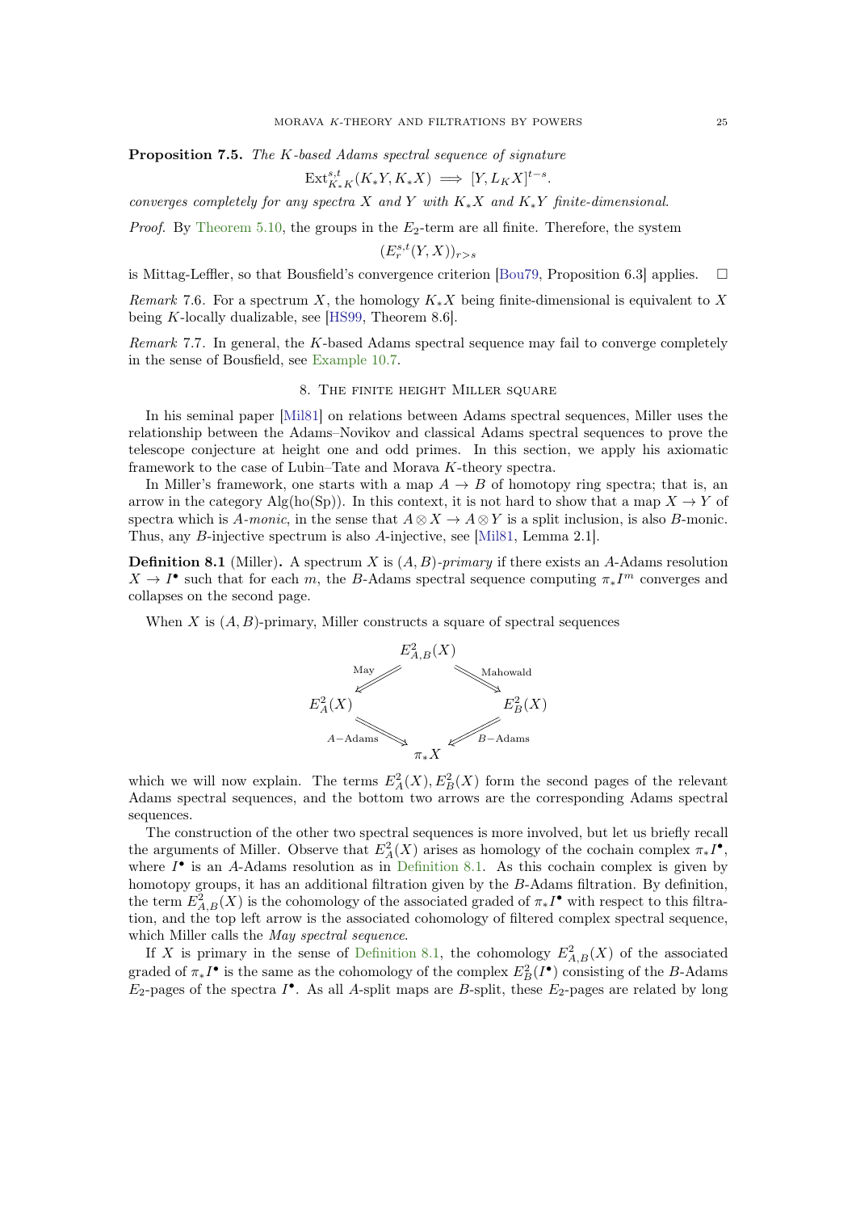**Proposition 7.5.** *The $K$-based Adams spectral sequence of signature*

$$\mathrm{Ext}^{s,t}_{K_*K}(K_*Y, K_*X) \implies [Y, L_K X]^{t-s}.$$

*converges completely for any spectra $X$ and $Y$ with $K_*X$ and $K_*Y$ finite-dimensional.*

*Proof.* By Theorem 5.10, the groups in the $E_2$-term are all finite. Therefore, the system

$$(E_r^{s,t}(Y, X))_{r>s}$$

is Mittag-Leffler, so that Bousfield's convergence criterion [Bou79, Proposition 6.3] applies. $\square$

*Remark* 7.6. For a spectrum $X$, the homology $K_*X$ being finite-dimensional is equivalent to $X$ being $K$-locally dualizable, see [HS99, Theorem 8.6].

*Remark* 7.7. In general, the $K$-based Adams spectral sequence may fail to converge completely in the sense of Bousfield, see Example 10.7.

## 8. The finite height Miller square

In his seminal paper [Mil81] on relations between Adams spectral sequences, Miller uses the relationship between the Adams–Novikov and classical Adams spectral sequences to prove the telescope conjecture at height one and odd primes. In this section, we apply his axiomatic framework to the case of Lubin–Tate and Morava $K$-theory spectra.

In Miller's framework, one starts with a map $A \to B$ of homotopy ring spectra; that is, an arrow in the category $\mathrm{Alg}(\mathrm{ho}(\mathrm{Sp}))$. In this context, it is not hard to show that a map $X \to Y$ of spectra which is $A$-*monic*, in the sense that $A \otimes X \to A \otimes Y$ is a split inclusion, is also $B$-monic. Thus, any $B$-injective spectrum is also $A$-injective, see [Mil81, Lemma 2.1].

**Definition 8.1** (Miller)**.** A spectrum $X$ is $(A, B)$-*primary* if there exists an $A$-Adams resolution $X \to I^\bullet$ such that for each $m$, the $B$-Adams spectral sequence computing $\pi_* I^m$ converges and collapses on the second page.

When $X$ is $(A, B)$-primary, Miller constructs a square of spectral sequences

$$\begin{array}{ccccc} & & E^2_{A,B}(X) & & \\ & \overset{\text{May}}{\swarrow} & & \overset{\text{Mahowald}}{\searrow} & \\ E^2_A(X) & & & & E^2_B(X) \\ & \underset{A-\text{Adams}}{\searrow} & & \underset{B-\text{Adams}}{\swarrow} & \\ & & \pi_* X & & \end{array}$$

which we will now explain. The terms $E^2_A(X), E^2_B(X)$ form the second pages of the relevant Adams spectral sequences, and the bottom two arrows are the corresponding Adams spectral sequences.

The construction of the other two spectral sequences is more involved, but let us briefly recall the arguments of Miller. Observe that $E^2_A(X)$ arises as homology of the cochain complex $\pi_* I^\bullet$, where $I^\bullet$ is an $A$-Adams resolution as in Definition 8.1. As this cochain complex is given by homotopy groups, it has an additional filtration given by the $B$-Adams filtration. By definition, the term $E^2_{A,B}(X)$ is the cohomology of the associated graded of $\pi_* I^\bullet$ with respect to this filtration, and the top left arrow is the associated cohomology of filtered complex spectral sequence, which Miller calls the *May spectral sequence*.

If $X$ is primary in the sense of Definition 8.1, the cohomology $E^2_{A,B}(X)$ of the associated graded of $\pi_* I^\bullet$ is the same as the cohomology of the complex $E^2_B(I^\bullet)$ consisting of the $B$-Adams $E_2$-pages of the spectra $I^\bullet$. As all $A$-split maps are $B$-split, these $E_2$-pages are related by long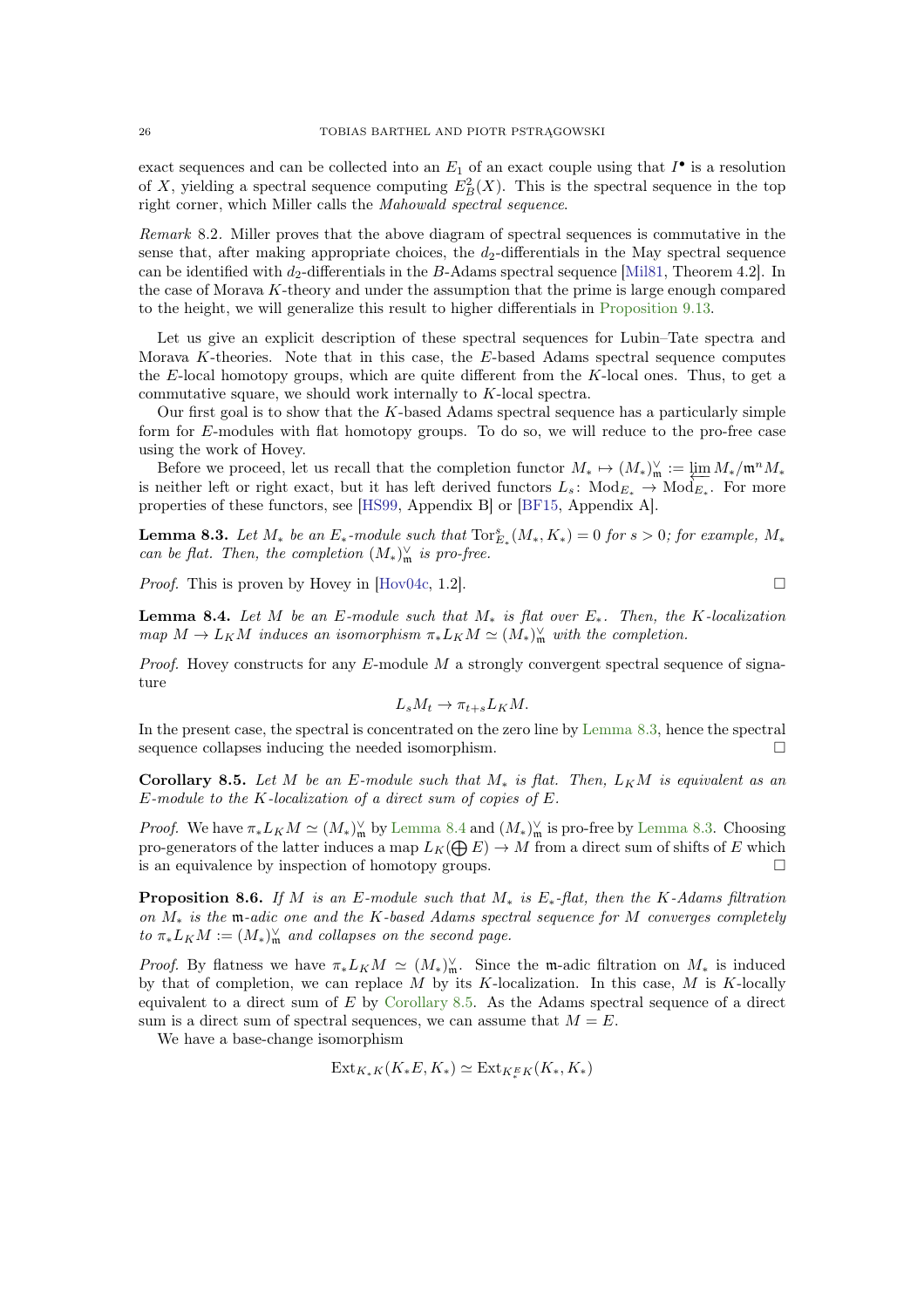exact sequences and can be collected into an $E_1$ of an exact couple using that $I^\bullet$ is a resolution of $X$, yielding a spectral sequence computing $E_B^2(X)$. This is the spectral sequence in the top right corner, which Miller calls the *Mahowald spectral sequence*.

*Remark* 8.2. Miller proves that the above diagram of spectral sequences is commutative in the sense that, after making appropriate choices, the $d_2$-differentials in the May spectral sequence can be identified with $d_2$-differentials in the $B$-Adams spectral sequence [Mil81, Theorem 4.2]. In the case of Morava $K$-theory and under the assumption that the prime is large enough compared to the height, we will generalize this result to higher differentials in Proposition 9.13.

Let us give an explicit description of these spectral sequences for Lubin–Tate spectra and Morava $K$-theories. Note that in this case, the $E$-based Adams spectral sequence computes the $E$-local homotopy groups, which are quite different from the $K$-local ones. Thus, to get a commutative square, we should work internally to $K$-local spectra.

Our first goal is to show that the $K$-based Adams spectral sequence has a particularly simple form for $E$-modules with flat homotopy groups. To do so, we will reduce to the pro-free case using the work of Hovey.

Before we proceed, let us recall that the completion functor $M_* \mapsto (M_*)^\vee_\mathfrak{m} := \varprojlim M_*/\mathfrak{m}^n M_*$ is neither left or right exact, but it has left derived functors $L_s \colon \mathrm{Mod}_{E_*} \to \mathrm{Mod}_{E_*}$. For more properties of these functors, see [HS99, Appendix B] or [BF15, Appendix A].

**Lemma 8.3.** *Let $M_*$ be an $E_*$-module such that $\mathrm{Tor}^s_{E_*}(M_*, K_*) = 0$ for $s > 0$; for example, $M_*$ can be flat. Then, the completion $(M_*)^\vee_\mathfrak{m}$ is pro-free.*

*Proof.* This is proven by Hovey in [Hov04c, 1.2]. □

**Lemma 8.4.** *Let $M$ be an $E$-module such that $M_*$ is flat over $E_*$. Then, the $K$-localization map $M \to L_K M$ induces an isomorphism $\pi_* L_K M \simeq (M_*)^\vee_\mathfrak{m}$ with the completion.*

*Proof.* Hovey constructs for any $E$-module $M$ a strongly convergent spectral sequence of signature

$$L_s M_t \to \pi_{t+s} L_K M.$$

In the present case, the spectral is concentrated on the zero line by Lemma 8.3, hence the spectral sequence collapses inducing the needed isomorphism. □

**Corollary 8.5.** *Let $M$ be an $E$-module such that $M_*$ is flat. Then, $L_K M$ is equivalent as an $E$-module to the $K$-localization of a direct sum of copies of $E$.*

*Proof.* We have $\pi_* L_K M \simeq (M_*)^\vee_\mathfrak{m}$ by Lemma 8.4 and $(M_*)^\vee_\mathfrak{m}$ is pro-free by Lemma 8.3. Choosing pro-generators of the latter induces a map $L_K(\bigoplus E) \to M$ from a direct sum of shifts of $E$ which is an equivalence by inspection of homotopy groups. □

**Proposition 8.6.** *If $M$ is an $E$-module such that $M_*$ is $E_*$-flat, then the $K$-Adams filtration on $M_*$ is the $\mathfrak{m}$-adic one and the $K$-based Adams spectral sequence for $M$ converges completely to $\pi_* L_K M := (M_*)^\vee_\mathfrak{m}$ and collapses on the second page.*

*Proof.* By flatness we have $\pi_* L_K M \simeq (M_*)^\vee_\mathfrak{m}$. Since the $\mathfrak{m}$-adic filtration on $M_*$ is induced by that of completion, we can replace $M$ by its $K$-localization. In this case, $M$ is $K$-locally equivalent to a direct sum of $E$ by Corollary 8.5. As the Adams spectral sequence of a direct sum is a direct sum of spectral sequences, we can assume that $M = E$.

We have a base-change isomorphism

$$\mathrm{Ext}_{K_*K}(K_*E, K_*) \simeq \mathrm{Ext}_{K^E_*K}(K_*, K_*)$$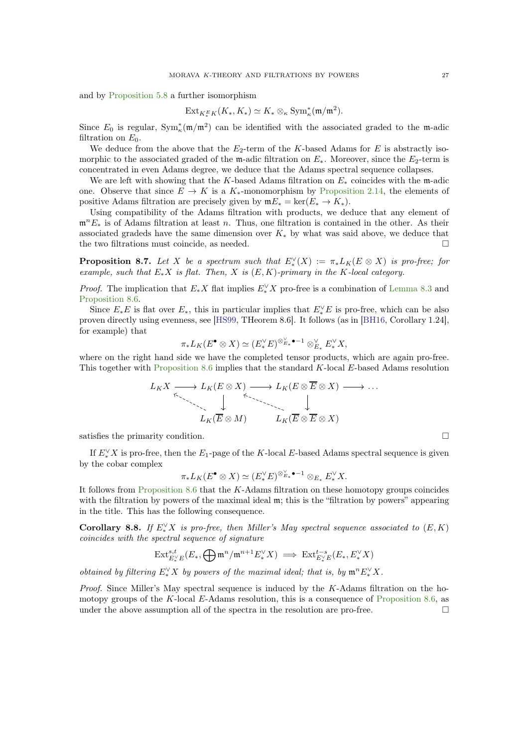and by Proposition 5.8 a further isomorphism

$$\mathrm{Ext}_{K_*^E K}(K_*, K_*) \simeq K_* \otimes_\kappa \mathrm{Sym}^*_\kappa(\mathfrak{m}/\mathfrak{m}^2).$$

Since $E_0$ is regular, $\mathrm{Sym}^*_\kappa(\mathfrak{m}/\mathfrak{m}^2)$ can be identified with the associated graded to the $\mathfrak{m}$-adic filtration on $E_0$.

We deduce from the above that the $E_2$-term of the $K$-based Adams for $E$ is abstractly isomorphic to the associated graded of the $\mathfrak{m}$-adic filtration on $E_*$. Moreover, since the $E_2$-term is concentrated in even Adams degree, we deduce that the Adams spectral sequence collapses.

We are left with showing that the $K$-based Adams filtration on $E_*$ coincides with the $\mathfrak{m}$-adic one. Observe that since $E \to K$ is a $K_*$-monomorphism by Proposition 2.14, the elements of positive Adams filtration are precisely given by $\mathfrak{m}E_* = \ker(E_* \to K_*)$.

Using compatibility of the Adams filtration with products, we deduce that any element of $\mathfrak{m}^n E_*$ is of Adams filtration at least $n$. Thus, one filtration is contained in the other. As their associated gradeds have the same dimension over $K_*$ by what was said above, we deduce that the two filtrations must coincide, as needed. □

**Proposition 8.7.** *Let $X$ be a spectrum such that $E_*^\vee(X) := \pi_* L_K(E \otimes X)$ is pro-free; for example, such that $E_*X$ is flat. Then, $X$ is $(E, K)$-primary in the $K$-local category.*

*Proof.* The implication that $E_*X$ flat implies $E_*^\vee X$ pro-free is a combination of Lemma 8.3 and Proposition 8.6.

Since $E_*E$ is flat over $E_*$, this in particular implies that $E_*^\vee E$ is pro-free, which can be also proven directly using evenness, see [HS99, THeorem 8.6]. It follows (as in [BH16, Corollary 1.24], for example) that

$$\pi_* L_K(E^\bullet \otimes X) \simeq (E_*^\vee E)^{\otimes^\vee_{E_*} \bullet - 1} \otimes^\vee_{E_*} E_*^\vee X,$$

where on the right hand side we have the completed tensor products, which are again pro-free. This together with Proposition 8.6 implies that the standard $K$-local $E$-based Adams resolution

$$\begin{array}{ccccccc}
L_K X & \longrightarrow & L_K(E \otimes X) & \longrightarrow & L_K(E \otimes \overline{E} \otimes X) & \longrightarrow & \dots \\
 & \nwarrow & \downarrow & \nwarrow & \downarrow & & \\
 & & L_K(\overline{E} \otimes M) & & L_K(\overline{E} \otimes \overline{E} \otimes X) & &
\end{array}$$

satisfies the primarity condition. □

If $E_*^\vee X$ is pro-free, then the $E_1$-page of the $K$-local $E$-based Adams spectral sequence is given by the cobar complex

$$\pi_* L_K(E^\bullet \otimes X) \simeq (E_*^\vee E)^{\otimes^\vee_{E_*} \bullet - 1} \otimes_{E_*} E_*^\vee X.$$

It follows from Proposition 8.6 that the $K$-Adams filtration on these homotopy groups coincides with the filtration by powers of the maximal ideal $\mathfrak{m}$; this is the "filtration by powers" appearing in the title. This has the following consequence.

**Corollary 8.8.** *If $E_*^\vee X$ is pro-free, then Miller's May spectral sequence associated to $(E, K)$ coincides with the spectral sequence of signature*

$$\mathrm{Ext}^{s,t}_{E_*^\vee E}(E_*, \bigoplus \mathfrak{m}^n/\mathfrak{m}^{n+1} E_*^\vee X) \implies \mathrm{Ext}^{t-s}_{E_*^\vee E}(E_*, E_*^\vee X)$$

*obtained by filtering $E_*^\vee X$ by powers of the maximal ideal; that is, by $\mathfrak{m}^n E_*^\vee X$.*

*Proof.* Since Miller's May spectral sequence is induced by the $K$-Adams filtration on the homotopy groups of the $K$-local $E$-Adams resolution, this is a consequence of Proposition 8.6, as under the above assumption all of the spectra in the resolution are pro-free. □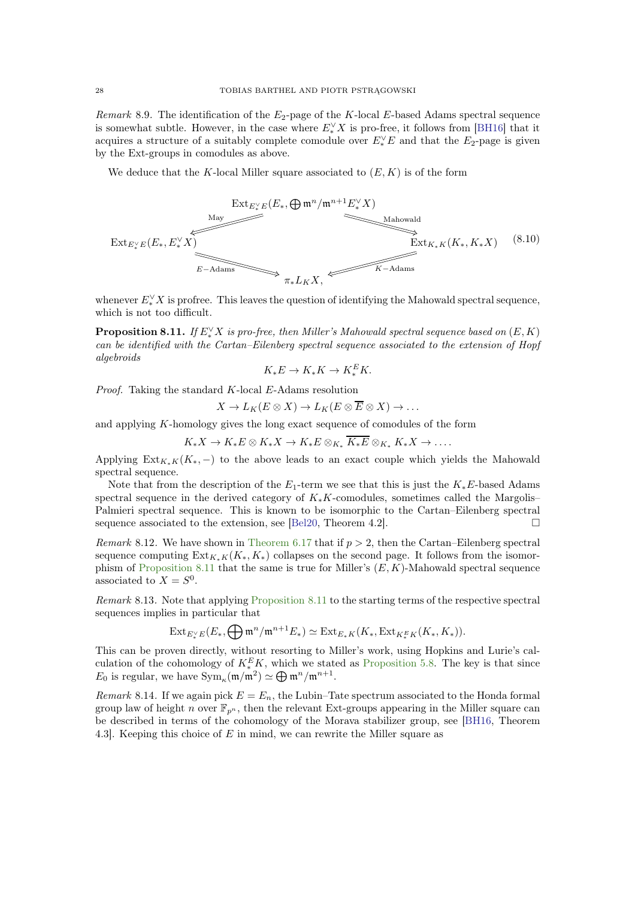*Remark* 8.9. The identification of the $E_2$-page of the $K$-local $E$-based Adams spectral sequence is somewhat subtle. However, in the case where $E^\vee_* X$ is pro-free, it follows from [BH16] that it acquires a structure of a suitably complete comodule over $E^\vee_* E$ and that the $E_2$-page is given by the Ext-groups in comodules as above.

We deduce that the $K$-local Miller square associated to $(E, K)$ is of the form

$$\begin{array}{ccccc} & & \mathrm{Ext}_{E^\vee_* E}(E_*, \bigoplus \mathfrak{m}^n/\mathfrak{m}^{n+1} E^\vee_* X) & & \\ & \overset{\text{May}}{\swarrow\!\!\swarrow} & & \overset{\text{Mahowald}}{\searrow\!\!\searrow} & \\ \mathrm{Ext}_{E^\vee_* E}(E_*, E^\vee_* X) & & & & \mathrm{Ext}_{K_* K}(K_*, K_* X) \\ & \underset{E-\text{Adams}}{\searrow\!\!\searrow} & & \underset{K-\text{Adams}}{\swarrow\!\!\swarrow} & \\ & & \pi_* L_K X, & & \end{array} \tag{8.10}$$

whenever $E^\vee_* X$ is profree. This leaves the question of identifying the Mahowald spectral sequence, which is not too difficult.

**Proposition 8.11.** *If $E^\vee_* X$ is pro-free, then Miller's Mahowald spectral sequence based on $(E, K)$ can be identified with the Cartan–Eilenberg spectral sequence associated to the extension of Hopf algebroids*

$$K_* E \to K_* K \to K^E_* K.$$

*Proof.* Taking the standard $K$-local $E$-Adams resolution

$$X \to L_K(E \otimes X) \to L_K(E \otimes \overline{E} \otimes X) \to \ldots$$

and applying $K$-homology gives the long exact sequence of comodules of the form

$$K_* X \to K_* E \otimes K_* X \to K_* E \otimes_{K_*} \overline{K_* E} \otimes_{K_*} K_* X \to \ldots.$$

Applying $\mathrm{Ext}_{K_* K}(K_*, -)$ to the above leads to an exact couple which yields the Mahowald spectral sequence.

Note that from the description of the $E_1$-term we see that this is just the $K_* E$-based Adams spectral sequence in the derived category of $K_* K$-comodules, sometimes called the Margolis–Palmieri spectral sequence. This is known to be isomorphic to the Cartan–Eilenberg spectral sequence associated to the extension, see [Bel20, Theorem 4.2]. $\square$

*Remark* 8.12. We have shown in Theorem 6.17 that if $p > 2$, then the Cartan–Eilenberg spectral sequence computing $\mathrm{Ext}_{K_* K}(K_*, K_*)$ collapses on the second page. It follows from the isomorphism of Proposition 8.11 that the same is true for Miller's $(E, K)$-Mahowald spectral sequence associated to $X = S^0$.

*Remark* 8.13. Note that applying Proposition 8.11 to the starting terms of the respective spectral sequences implies in particular that

$$\mathrm{Ext}_{E^\vee_* E}(E_*, \bigoplus \mathfrak{m}^n/\mathfrak{m}^{n+1} E_*) \simeq \mathrm{Ext}_{E_* K}(K_*, \mathrm{Ext}_{K^E_* K}(K_*, K_*)).$$

This can be proven directly, without resorting to Miller's work, using Hopkins and Lurie's calculation of the cohomology of $K^E_* K$, which we stated as Proposition 5.8. The key is that since $E_0$ is regular, we have $\mathrm{Sym}_\kappa(\mathfrak{m}/\mathfrak{m}^2) \simeq \bigoplus \mathfrak{m}^n/\mathfrak{m}^{n+1}$.

*Remark* 8.14. If we again pick $E = E_n$, the Lubin–Tate spectrum associated to the Honda formal group law of height $n$ over $\mathbb{F}_{p^n}$, then the relevant Ext-groups appearing in the Miller square can be described in terms of the cohomology of the Morava stabilizer group, see [BH16, Theorem 4.3]. Keeping this choice of $E$ in mind, we can rewrite the Miller square as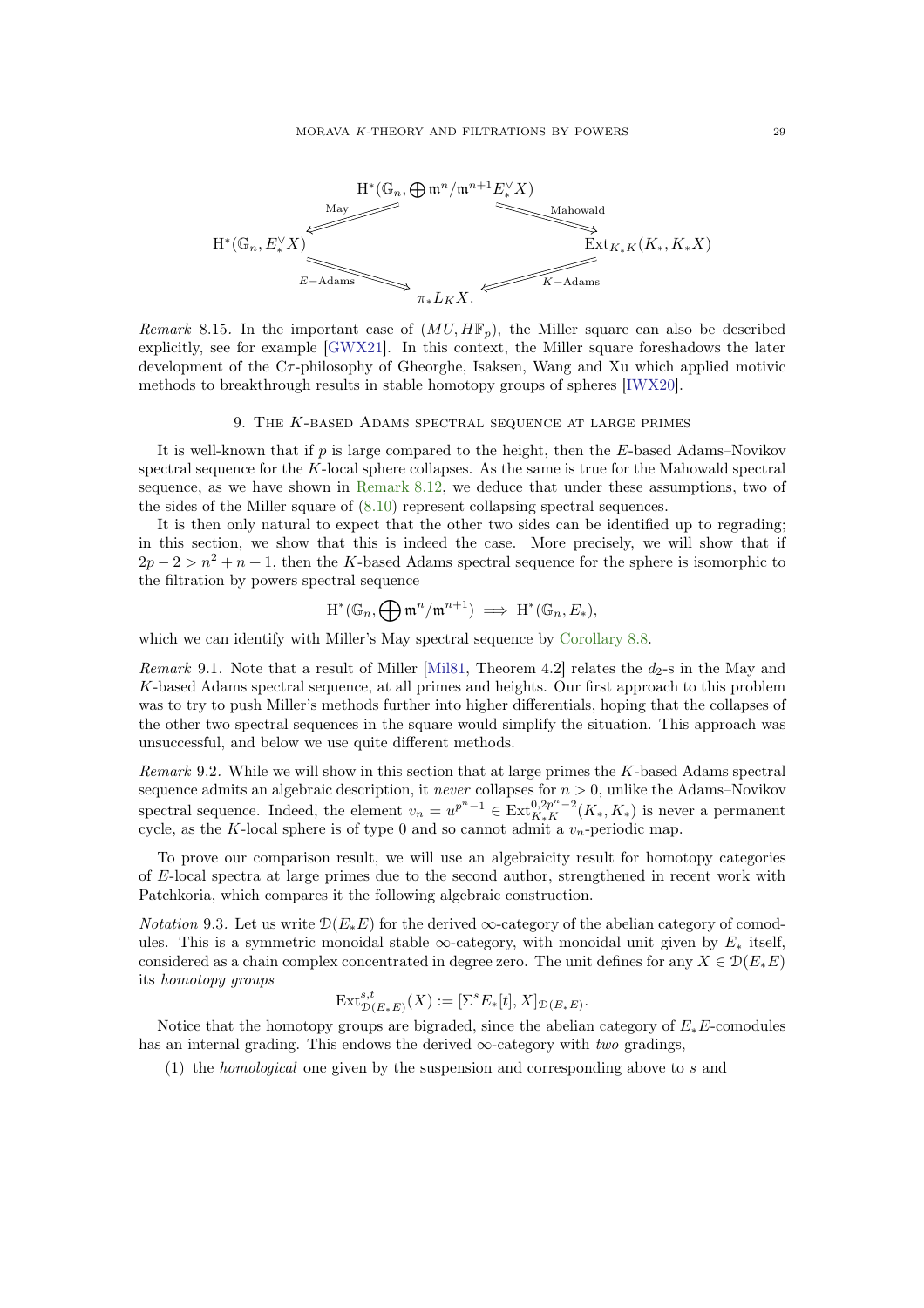$$
\begin{array}{ccccc}
 & & \mathrm{H}^*(\mathbb{G}_n, \bigoplus \mathfrak{m}^n/\mathfrak{m}^{n+1} E_*^\vee X) & & \\
 & \overset{\text{May}}{\swarrow} & & \overset{\text{Mahowald}}{\searrow} & \\
\mathrm{H}^*(\mathbb{G}_n, E_*^\vee X) & & & & \mathrm{Ext}_{K_*K}(K_*, K_*X) \\
 & \underset{E-\text{Adams}}{\searrow} & & \underset{K-\text{Adams}}{\swarrow} & \\
 & & \pi_* L_K X. & &
\end{array}
$$

*Remark* 8.15. In the important case of $(MU, H\mathbb{F}_p)$, the Miller square can also be described explicitly, see for example [GWX21]. In this context, the Miller square foreshadows the later development of the $C\tau$-philosophy of Gheorghe, Isaksen, Wang and Xu which applied motivic methods to breakthrough results in stable homotopy groups of spheres [IWX20].

## 9. The $K$-based Adams spectral sequence at large primes

It is well-known that if $p$ is large compared to the height, then the $E$-based Adams–Novikov spectral sequence for the $K$-local sphere collapses. As the same is true for the Mahowald spectral sequence, as we have shown in Remark 8.12, we deduce that under these assumptions, two of the sides of the Miller square of (8.10) represent collapsing spectral sequences.

It is then only natural to expect that the other two sides can be identified up to regrading; in this section, we show that this is indeed the case. More precisely, we will show that if $2p-2 > n^2+n+1$, then the $K$-based Adams spectral sequence for the sphere is isomorphic to the filtration by powers spectral sequence

$$
\mathrm{H}^*(\mathbb{G}_n, \bigoplus \mathfrak{m}^n/\mathfrak{m}^{n+1}) \implies \mathrm{H}^*(\mathbb{G}_n, E_*),
$$

which we can identify with Miller's May spectral sequence by Corollary 8.8.

*Remark* 9.1. Note that a result of Miller [Mil81, Theorem 4.2] relates the $d_2$-s in the May and $K$-based Adams spectral sequence, at all primes and heights. Our first approach to this problem was to try to push Miller's methods further into higher differentials, hoping that the collapses of the other two spectral sequences in the square would simplify the situation. This approach was unsuccessful, and below we use quite different methods.

*Remark* 9.2. While we will show in this section that at large primes the $K$-based Adams spectral sequence admits an algebraic description, it *never* collapses for $n > 0$, unlike the Adams–Novikov spectral sequence. Indeed, the element $v_n = u^{p^n-1} \in \mathrm{Ext}^{0,2p^n-2}_{K_*K}(K_*, K_*)$ is never a permanent cycle, as the $K$-local sphere is of type 0 and so cannot admit a $v_n$-periodic map.

To prove our comparison result, we will use an algebraicity result for homotopy categories of $E$-local spectra at large primes due to the second author, strengthened in recent work with Patchkoria, which compares it the following algebraic construction.

*Notation* 9.3. Let us write $\mathcal{D}(E_*E)$ for the derived $\infty$-category of the abelian category of comodules. This is a symmetric monoidal stable $\infty$-category, with monoidal unit given by $E_*$ itself, considered as a chain complex concentrated in degree zero. The unit defines for any $X \in \mathcal{D}(E_*E)$ its *homotopy groups*

$$
\mathrm{Ext}^{s,t}_{\mathcal{D}(E_*E)}(X) := [\Sigma^s E_*[t], X]_{\mathcal{D}(E_*E)}.
$$

Notice that the homotopy groups are bigraded, since the abelian category of $E_*E$-comodules has an internal grading. This endows the derived $\infty$-category with *two* gradings,

(1) the *homological* one given by the suspension and corresponding above to $s$ and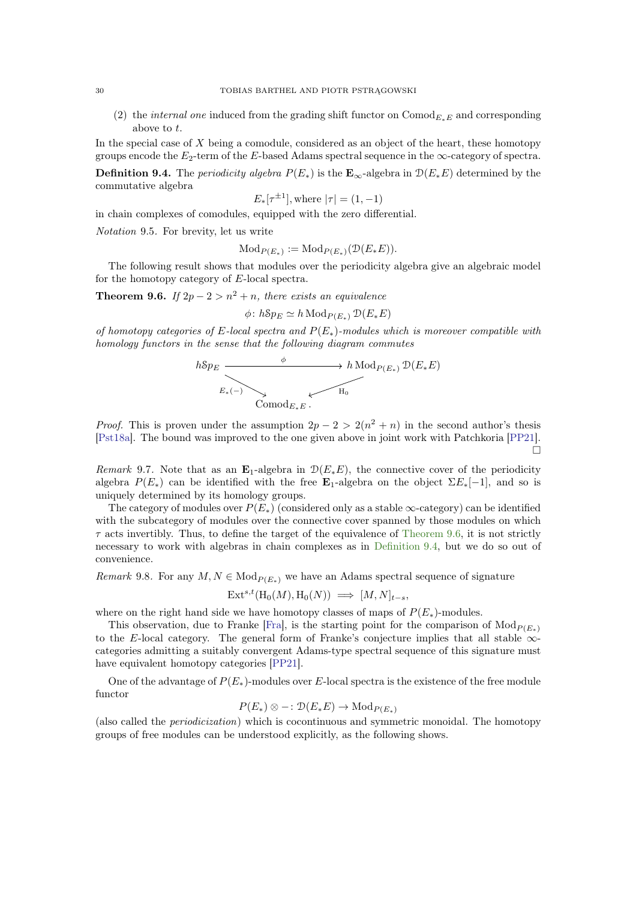(2) the *internal one* induced from the grading shift functor on $\mathrm{Comod}_{E_*E}$ and corresponding above to $t$.

In the special case of $X$ being a comodule, considered as an object of the heart, these homotopy groups encode the $E_2$-term of the $E$-based Adams spectral sequence in the $\infty$-category of spectra.

**Definition 9.4.** The *periodicity algebra* $P(E_*)$ is the $\mathbf{E}_\infty$-algebra in $\mathcal{D}(E_*E)$ determined by the commutative algebra

$$E_*[\tau^{\pm 1}], \text{where } |\tau| = (1, -1)$$

in chain complexes of comodules, equipped with the zero differential.

*Notation* 9.5. For brevity, let us write

$$\mathrm{Mod}_{P(E_*)} := \mathrm{Mod}_{P(E_*)}(\mathcal{D}(E_*E)).$$

The following result shows that modules over the periodicity algebra give an algebraic model for the homotopy category of $E$-local spectra.

**Theorem 9.6.** *If $2p - 2 > n^2 + n$, there exists an equivalence*

$$\phi\colon h\mathcal{S}p_E \simeq h\,\mathrm{Mod}_{P(E_*)}\,\mathcal{D}(E_*E)$$

*of homotopy categories of $E$-local spectra and $P(E_*)$-modules which is moreover compatible with homology functors in the sense that the following diagram commutes*

$$\begin{array}{ccc} h\mathcal{S}p_E & \xrightarrow{\phi} & h\,\mathrm{Mod}_{P(E_*)}\,\mathcal{D}(E_*E) \\ & {\scriptstyle E_*(-)}\searrow \quad \swarrow{\scriptstyle \mathrm{H}_0} & \\ & \mathrm{Comod}_{E_*E}\,. & \end{array}$$

*Proof.* This is proven under the assumption $2p - 2 > 2(n^2 + n)$ in the second author's thesis [Pst18a]. The bound was improved to the one given above in joint work with Patchkoria [PP21]. □

*Remark* 9.7. Note that as an $\mathbf{E}_1$-algebra in $\mathcal{D}(E_*E)$, the connective cover of the periodicity algebra $P(E_*)$ can be identified with the free $\mathbf{E}_1$-algebra on the object $\Sigma E_*[-1]$, and so is uniquely determined by its homology groups.

The category of modules over $P(E_*)$ (considered only as a stable $\infty$-category) can be identified with the subcategory of modules over the connective cover spanned by those modules on which $\tau$ acts invertibly. Thus, to define the target of the equivalence of Theorem 9.6, it is not strictly necessary to work with algebras in chain complexes as in Definition 9.4, but we do so out of convenience.

*Remark* 9.8. For any $M, N \in \mathrm{Mod}_{P(E_*)}$ we have an Adams spectral sequence of signature

$$\mathrm{Ext}^{s,t}(\mathrm{H}_0(M), \mathrm{H}_0(N)) \implies [M, N]_{t-s},$$

where on the right hand side we have homotopy classes of maps of $P(E_*)$-modules.

This observation, due to Franke [Fra], is the starting point for the comparison of $\mathrm{Mod}_{P(E_*)}$ to the $E$-local category. The general form of Franke's conjecture implies that all stable $\infty$-categories admitting a suitably convergent Adams-type spectral sequence of this signature must have equivalent homotopy categories [PP21].

One of the advantage of $P(E_*)$-modules over $E$-local spectra is the existence of the free module functor

$$P(E_*) \otimes -\colon \mathcal{D}(E_*E) \to \mathrm{Mod}_{P(E_*)}$$

(also called the *periodicization*) which is cocontinuous and symmetric monoidal. The homotopy groups of free modules can be understood explicitly, as the following shows.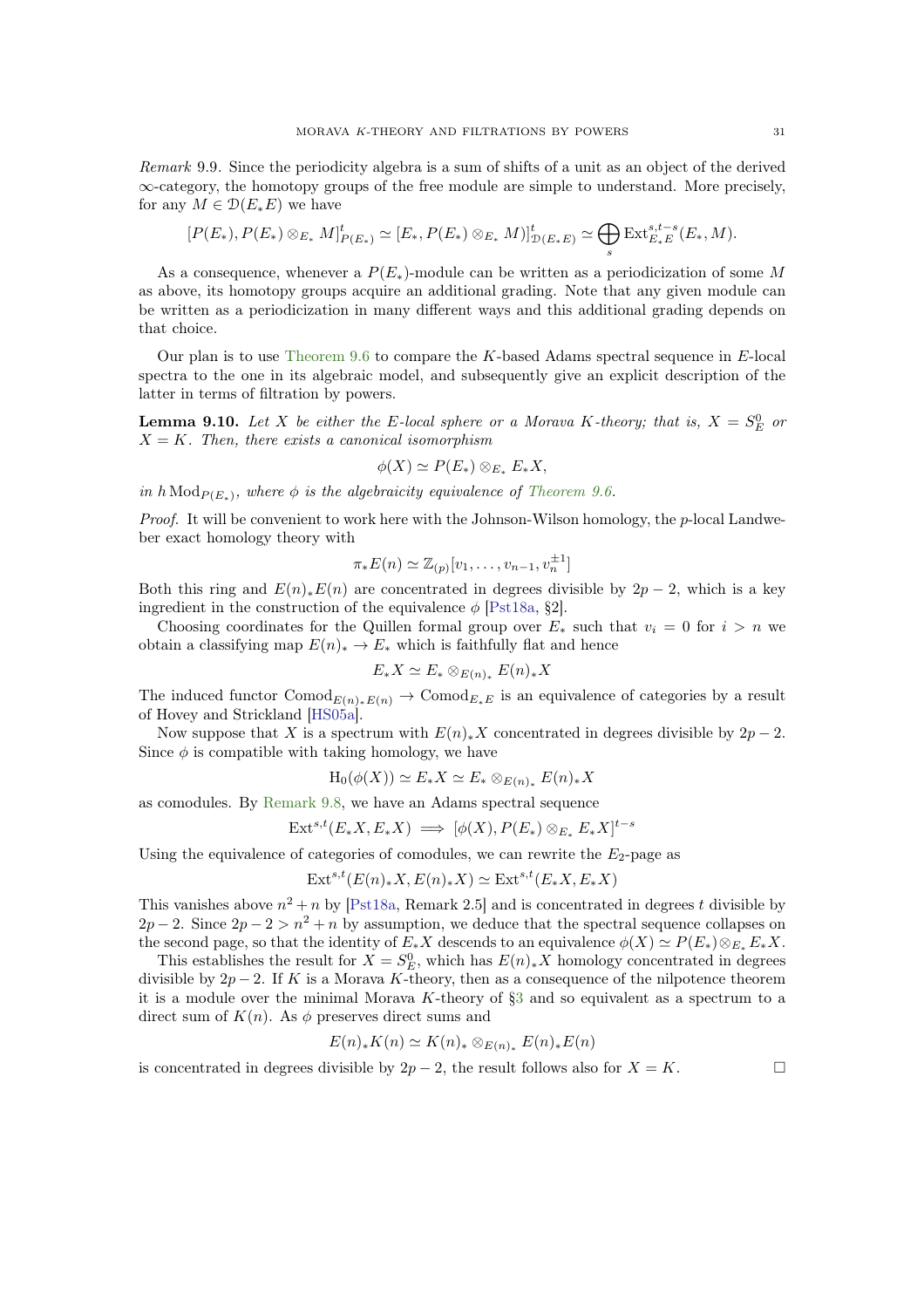*Remark* 9.9. Since the periodicity algebra is a sum of shifts of a unit as an object of the derived $\infty$-category, the homotopy groups of the free module are simple to understand. More precisely, for any $M \in \mathcal{D}(E_*E)$ we have

$$[P(E_*), P(E_*) \otimes_{E_*} M]^t_{P(E_*)} \simeq [E_*, P(E_*) \otimes_{E_*} M)]^t_{\mathcal{D}(E_*E)} \simeq \bigoplus_s \mathrm{Ext}^{s,t-s}_{E_*E}(E_*, M).$$

As a consequence, whenever a $P(E_*)$-module can be written as a periodicization of some $M$ as above, its homotopy groups acquire an additional grading. Note that any given module can be written as a periodicization in many different ways and this additional grading depends on that choice.

Our plan is to use Theorem 9.6 to compare the $K$-based Adams spectral sequence in $E$-local spectra to the one in its algebraic model, and subsequently give an explicit description of the latter in terms of filtration by powers.

**Lemma 9.10.** *Let $X$ be either the $E$-local sphere or a Morava $K$-theory; that is, $X = S^0_E$ or $X = K$. Then, there exists a canonical isomorphism*

$$\phi(X) \simeq P(E_*) \otimes_{E_*} E_*X,$$

*in $h\,\mathrm{Mod}_{P(E_*)}$, where $\phi$ is the algebraicity equivalence of Theorem 9.6.*

*Proof.* It will be convenient to work here with the Johnson-Wilson homology, the $p$-local Landweber exact homology theory with

$$\pi_*E(n) \simeq \mathbb{Z}_{(p)}[v_1, \ldots, v_{n-1}, v_n^{\pm 1}]$$

Both this ring and $E(n)_*E(n)$ are concentrated in degrees divisible by $2p-2$, which is a key ingredient in the construction of the equivalence $\phi$ [Pst18a, §2].

Choosing coordinates for the Quillen formal group over $E_*$ such that $v_i = 0$ for $i > n$ we obtain a classifying map $E(n)_* \to E_*$ which is faithfully flat and hence

$$E_*X \simeq E_* \otimes_{E(n)_*} E(n)_*X$$

The induced functor $\mathrm{Comod}_{E(n)_*E(n)} \to \mathrm{Comod}_{E_*E}$ is an equivalence of categories by a result of Hovey and Strickland [HS05a].

Now suppose that $X$ is a spectrum with $E(n)_*X$ concentrated in degrees divisible by $2p-2$. Since $\phi$ is compatible with taking homology, we have

$$\mathrm{H}_0(\phi(X)) \simeq E_*X \simeq E_* \otimes_{E(n)_*} E(n)_*X$$

as comodules. By Remark 9.8, we have an Adams spectral sequence

$$\mathrm{Ext}^{s,t}(E_*X, E_*X) \implies [\phi(X), P(E_*) \otimes_{E_*} E_*X]^{t-s}$$

Using the equivalence of categories of comodules, we can rewrite the $E_2$-page as

$$\mathrm{Ext}^{s,t}(E(n)_*X, E(n)_*X) \simeq \mathrm{Ext}^{s,t}(E_*X, E_*X)$$

This vanishes above $n^2+n$ by [Pst18a, Remark 2.5] and is concentrated in degrees $t$ divisible by $2p-2$. Since $2p-2 > n^2+n$ by assumption, we deduce that the spectral sequence collapses on the second page, so that the identity of $E_*X$ descends to an equivalence $\phi(X) \simeq P(E_*) \otimes_{E_*} E_*X$.

This establishes the result for $X = S^0_E$, which has $E(n)_*X$ homology concentrated in degrees divisible by $2p-2$. If $K$ is a Morava $K$-theory, then as a consequence of the nilpotence theorem it is a module over the minimal Morava $K$-theory of §3 and so equivalent as a spectrum to a direct sum of $K(n)$. As $\phi$ preserves direct sums and

$$E(n)_*K(n) \simeq K(n)_* \otimes_{E(n)_*} E(n)_*E(n)$$

is concentrated in degrees divisible by $2p-2$, the result follows also for $X = K$. $\square$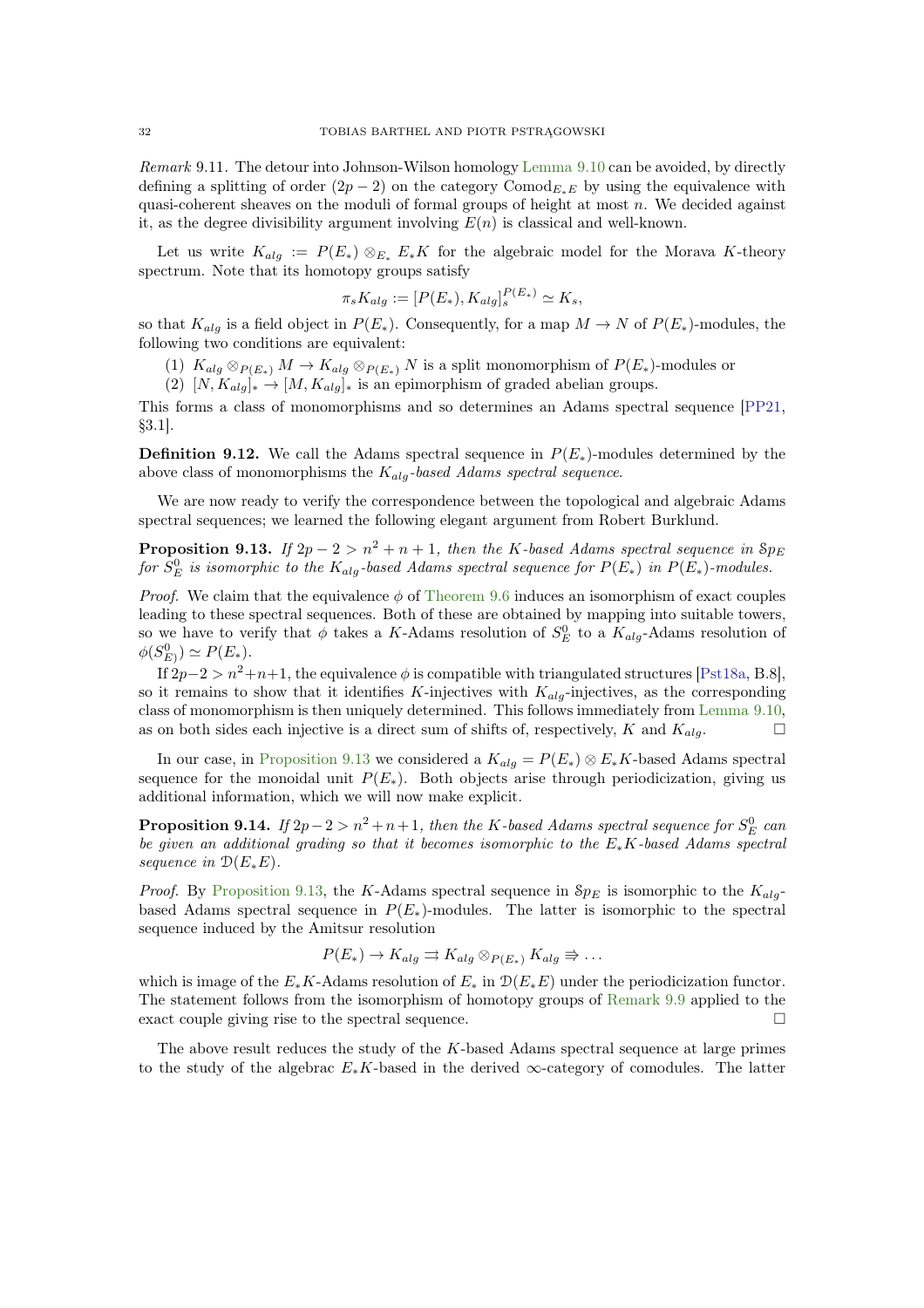*Remark* 9.11. The detour into Johnson-Wilson homology Lemma 9.10 can be avoided, by directly defining a splitting of order $(2p-2)$ on the category $\mathrm{Comod}_{E_*E}$ by using the equivalence with quasi-coherent sheaves on the moduli of formal groups of height at most $n$. We decided against it, as the degree divisibility argument involving $E(n)$ is classical and well-known.

Let us write $K_{alg} := P(E_*) \otimes_{E_*} E_*K$ for the algebraic model for the Morava $K$-theory spectrum. Note that its homotopy groups satisfy

$$\pi_s K_{alg} := [P(E_*), K_{alg}]_s^{P(E_*)} \simeq K_s,$$

so that $K_{alg}$ is a field object in $P(E_*)$. Consequently, for a map $M \to N$ of $P(E_*)$-modules, the following two conditions are equivalent:

1. $K_{alg} \otimes_{P(E_*)} M \to K_{alg} \otimes_{P(E_*)} N$ is a split monomorphism of $P(E_*)$-modules or
2. $[N, K_{alg}]_* \to [M, K_{alg}]_*$ is an epimorphism of graded abelian groups.

This forms a class of monomorphisms and so determines an Adams spectral sequence [PP21, §3.1].

**Definition 9.12.** We call the Adams spectral sequence in $P(E_*)$-modules determined by the above class of monomorphisms the *$K_{alg}$-based Adams spectral sequence*.

We are now ready to verify the correspondence between the topological and algebraic Adams spectral sequences; we learned the following elegant argument from Robert Burklund.

**Proposition 9.13.** *If $2p-2 > n^2+n+1$, then the $K$-based Adams spectral sequence in $\mathcal{S}p_E$ for $S^0_E$ is isomorphic to the $K_{alg}$-based Adams spectral sequence for $P(E_*)$ in $P(E_*)$-modules.*

*Proof.* We claim that the equivalence $\phi$ of Theorem 9.6 induces an isomorphism of exact couples leading to these spectral sequences. Both of these are obtained by mapping into suitable towers, so we have to verify that $\phi$ takes a $K$-Adams resolution of $S^0_E$ to a $K_{alg}$-Adams resolution of $\phi(S^0_{E)}) \simeq P(E_*)$.

If $2p-2 > n^2+n+1$, the equivalence $\phi$ is compatible with triangulated structures [Pst18a, B.8], so it remains to show that it identifies $K$-injectives with $K_{alg}$-injectives, as the corresponding class of monomorphism is then uniquely determined. This follows immediately from Lemma 9.10, as on both sides each injective is a direct sum of shifts of, respectively, $K$ and $K_{alg}$. □

In our case, in Proposition 9.13 we considered a $K_{alg} = P(E_*) \otimes E_*K$-based Adams spectral sequence for the monoidal unit $P(E_*)$. Both objects arise through periodicization, giving us additional information, which we will now make explicit.

**Proposition 9.14.** *If $2p-2 > n^2+n+1$, then the $K$-based Adams spectral sequence for $S^0_E$ can be given an additional grading so that it becomes isomorphic to the $E_*K$-based Adams spectral sequence in $\mathcal{D}(E_*E)$.*

*Proof.* By Proposition 9.13, the $K$-Adams spectral sequence in $\mathcal{S}p_E$ is isomorphic to the $K_{alg}$-based Adams spectral sequence in $P(E_*)$-modules. The latter is isomorphic to the spectral sequence induced by the Amitsur resolution

$$P(E_*) \to K_{alg} \rightrightarrows K_{alg} \otimes_{P(E_*)} K_{alg} \Rrightarrow \dots$$

which is image of the $E_*K$-Adams resolution of $E_*$ in $\mathcal{D}(E_*E)$ under the periodicization functor. The statement follows from the isomorphism of homotopy groups of Remark 9.9 applied to the exact couple giving rise to the spectral sequence. □

The above result reduces the study of the $K$-based Adams spectral sequence at large primes to the study of the algebrac $E_*K$-based in the derived $\infty$-category of comodules. The latter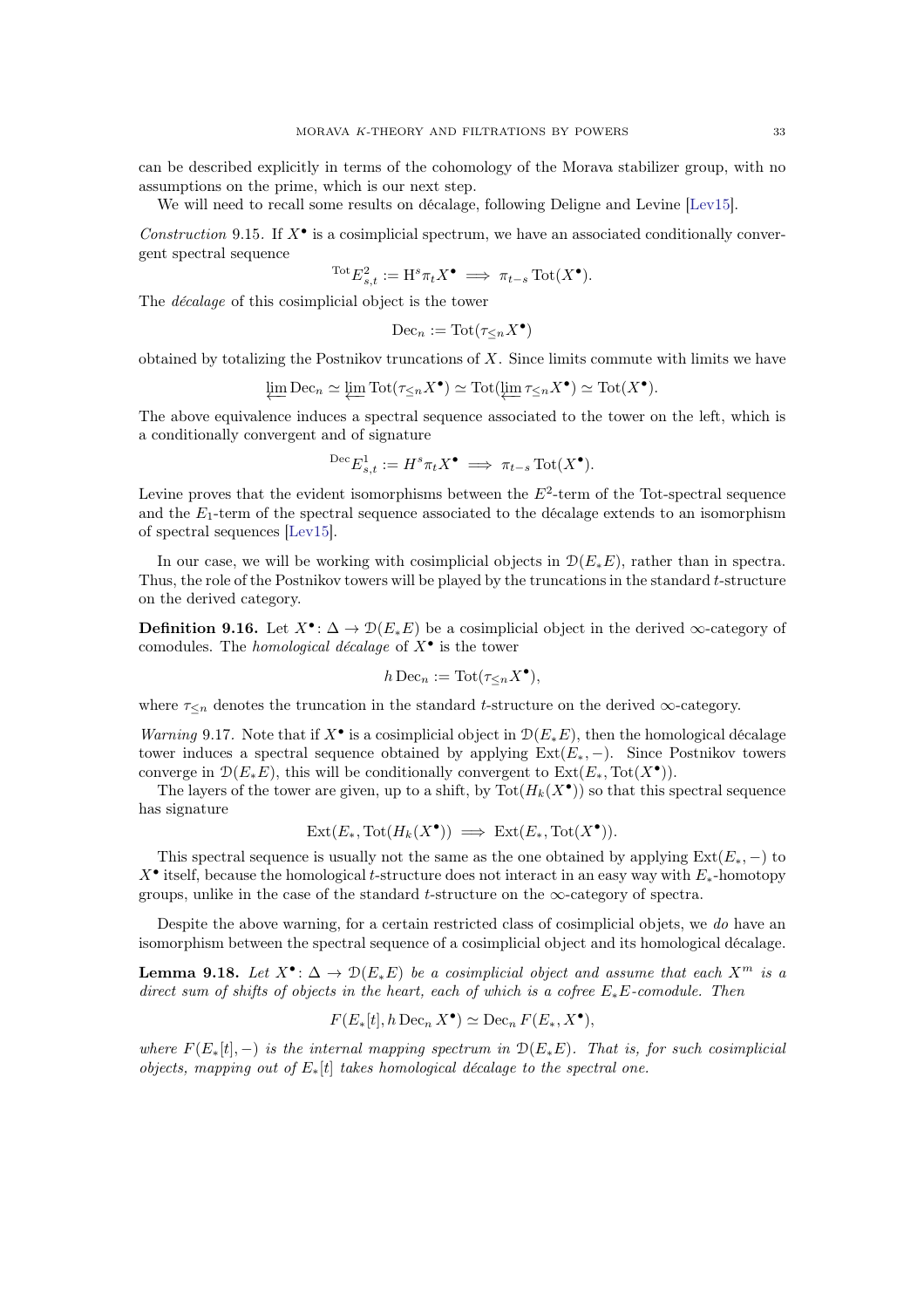can be described explicitly in terms of the cohomology of the Morava stabilizer group, with no assumptions on the prime, which is our next step.

We will need to recall some results on décalage, following Deligne and Levine [Lev15].

*Construction* 9.15. If $X^\bullet$ is a cosimplicial spectrum, we have an associated conditionally convergent spectral sequence

$$ {}^{\mathrm{Tot}}E^2_{s,t} := \mathrm{H}^s \pi_t X^\bullet \implies \pi_{t-s} \operatorname{Tot}(X^\bullet). $$

The *décalage* of this cosimplicial object is the tower

$$ \mathrm{Dec}_n := \operatorname{Tot}(\tau_{\leq n} X^\bullet) $$

obtained by totalizing the Postnikov truncations of $X$. Since limits commute with limits we have

$$ \varprojlim \mathrm{Dec}_n \simeq \varprojlim \operatorname{Tot}(\tau_{\leq n} X^\bullet) \simeq \operatorname{Tot}(\varprojlim \tau_{\leq n} X^\bullet) \simeq \operatorname{Tot}(X^\bullet). $$

The above equivalence induces a spectral sequence associated to the tower on the left, which is a conditionally convergent and of signature

$$ {}^{\mathrm{Dec}}E^1_{s,t} := H^s \pi_t X^\bullet \implies \pi_{t-s} \operatorname{Tot}(X^\bullet). $$

Levine proves that the evident isomorphisms between the $E^2$-term of the Tot-spectral sequence and the $E_1$-term of the spectral sequence associated to the décalage extends to an isomorphism of spectral sequences [Lev15].

In our case, we will be working with cosimplicial objects in $\mathcal{D}(E_*E)$, rather than in spectra. Thus, the role of the Postnikov towers will be played by the truncations in the standard $t$-structure on the derived category.

**Definition 9.16.** Let $X^\bullet \colon \Delta \to \mathcal{D}(E_*E)$ be a cosimplicial object in the derived $\infty$-category of comodules. The *homological décalage* of $X^\bullet$ is the tower

$$ h\,\mathrm{Dec}_n := \operatorname{Tot}(\tau_{\leq n} X^\bullet), $$

where $\tau_{\leq n}$ denotes the truncation in the standard $t$-structure on the derived $\infty$-category.

*Warning* 9.17. Note that if $X^\bullet$ is a cosimplicial object in $\mathcal{D}(E_*E)$, then the homological décalage tower induces a spectral sequence obtained by applying $\operatorname{Ext}(E_*, -)$. Since Postnikov towers converge in $\mathcal{D}(E_*E)$, this will be conditionally convergent to $\operatorname{Ext}(E_*, \operatorname{Tot}(X^\bullet))$.

The layers of the tower are given, up to a shift, by $\operatorname{Tot}(H_k(X^\bullet))$ so that this spectral sequence has signature

$$ \operatorname{Ext}(E_*, \operatorname{Tot}(H_k(X^\bullet)) \implies \operatorname{Ext}(E_*, \operatorname{Tot}(X^\bullet)). $$

This spectral sequence is usually not the same as the one obtained by applying $\operatorname{Ext}(E_*, -)$ to $X^\bullet$ itself, because the homological $t$-structure does not interact in an easy way with $E_*$-homotopy groups, unlike in the case of the standard $t$-structure on the $\infty$-category of spectra.

Despite the above warning, for a certain restricted class of cosimplicial objets, we *do* have an isomorphism between the spectral sequence of a cosimplicial object and its homological décalage.

**Lemma 9.18.** *Let $X^\bullet \colon \Delta \to \mathcal{D}(E_*E)$ be a cosimplicial object and assume that each $X^m$ is a direct sum of shifts of objects in the heart, each of which is a cofree $E_*E$-comodule. Then*

$$ F(E_*[t], h\,\mathrm{Dec}_n\, X^\bullet) \simeq \mathrm{Dec}_n\, F(E_*, X^\bullet), $$

*where $F(E_*[t], -)$ is the internal mapping spectrum in $\mathcal{D}(E_*E)$. That is, for such cosimplicial objects, mapping out of $E_*[t]$ takes homological décalage to the spectral one.*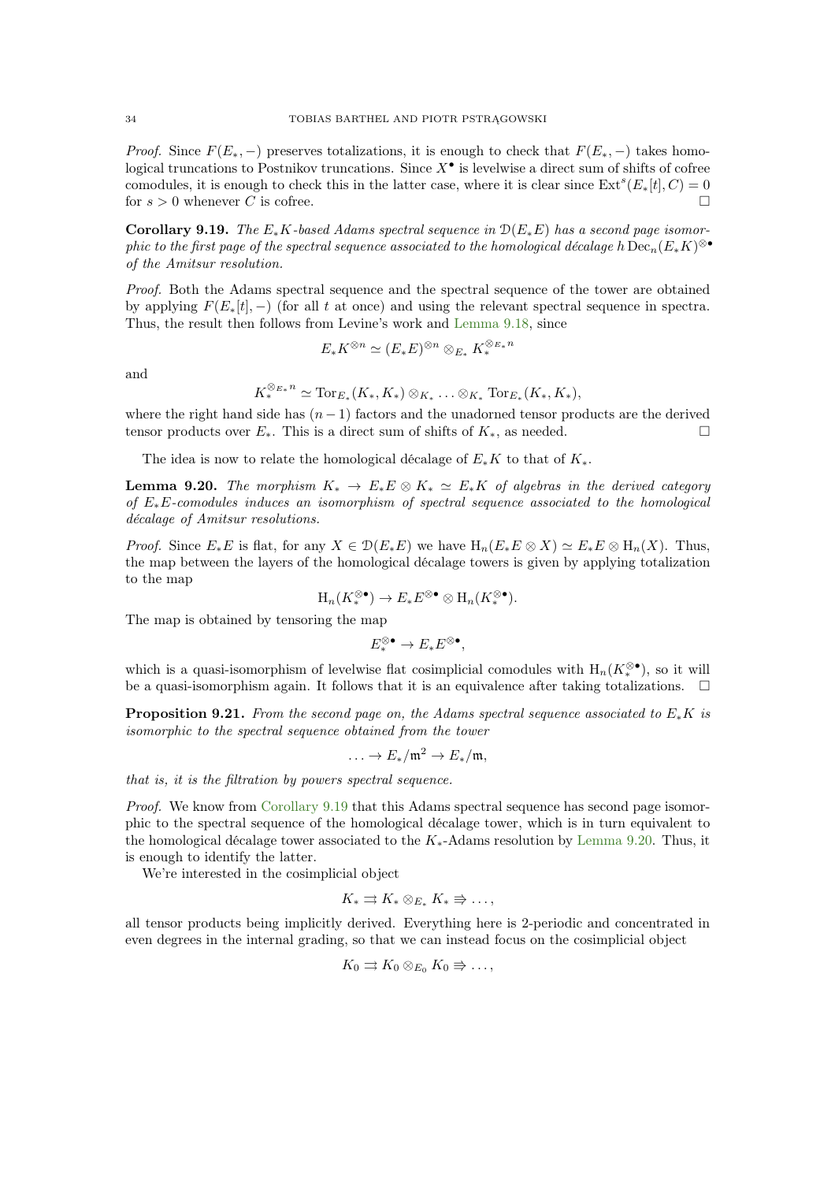*Proof.* Since $F(E_*, -)$ preserves totalizations, it is enough to check that $F(E_*, -)$ takes homological truncations to Postnikov truncations. Since $X^\bullet$ is levelwise a direct sum of shifts of cofree comodules, it is enough to check this in the latter case, where it is clear since $\mathrm{Ext}^s(E_*[t], C) = 0$ for $s > 0$ whenever $C$ is cofree. □

**Corollary 9.19.** *The $E_*K$-based Adams spectral sequence in $\mathcal{D}(E_*E)$ has a second page isomorphic to the first page of the spectral sequence associated to the homological décalage $h\,\mathrm{Dec}_n(E_*K)^{\otimes \bullet}$ of the Amitsur resolution.*

*Proof.* Both the Adams spectral sequence and the spectral sequence of the tower are obtained by applying $F(E_*[t], -)$ (for all $t$ at once) and using the relevant spectral sequence in spectra. Thus, the result then follows from Levine's work and Lemma 9.18, since

$$E_*K^{\otimes n} \simeq (E_*E)^{\otimes n} \otimes_{E_*} K_*^{\otimes_{E_*} n}$$

and

$$K_*^{\otimes_{E_*} n} \simeq \mathrm{Tor}_{E_*}(K_*, K_*) \otimes_{K_*} \ldots \otimes_{K_*} \mathrm{Tor}_{E_*}(K_*, K_*),$$

where the right hand side has $(n-1)$ factors and the unadorned tensor products are the derived tensor products over $E_*$. This is a direct sum of shifts of $K_*$, as needed. □

The idea is now to relate the homological décalage of $E_*K$ to that of $K_*$.

**Lemma 9.20.** *The morphism $K_* \to E_*E \otimes K_* \simeq E_*K$ of algebras in the derived category of $E_*E$-comodules induces an isomorphism of spectral sequence associated to the homological décalage of Amitsur resolutions.*

*Proof.* Since $E_*E$ is flat, for any $X \in \mathcal{D}(E_*E)$ we have $\mathrm{H}_n(E_*E \otimes X) \simeq E_*E \otimes \mathrm{H}_n(X)$. Thus, the map between the layers of the homological décalage towers is given by applying totalization to the map

$$\mathrm{H}_n(K_*^{\otimes \bullet}) \to E_*E^{\otimes \bullet} \otimes \mathrm{H}_n(K_*^{\otimes \bullet}).$$

The map is obtained by tensoring the map

$$E_*^{\otimes \bullet} \to E_*E^{\otimes \bullet},$$

which is a quasi-isomorphism of levelwise flat cosimplicial comodules with $\mathrm{H}_n(K_*^{\otimes \bullet})$, so it will be a quasi-isomorphism again. It follows that it is an equivalence after taking totalizations. □

**Proposition 9.21.** *From the second page on, the Adams spectral sequence associated to $E_*K$ is isomorphic to the spectral sequence obtained from the tower*

$$\ldots \to E_*/\mathfrak{m}^2 \to E_*/\mathfrak{m},$$

*that is, it is the filtration by powers spectral sequence.*

*Proof.* We know from Corollary 9.19 that this Adams spectral sequence has second page isomorphic to the spectral sequence of the homological décalage tower, which is in turn equivalent to the homological décalage tower associated to the $K_*$-Adams resolution by Lemma 9.20. Thus, it is enough to identify the latter.

We're interested in the cosimplicial object

$$K_* \rightrightarrows K_* \otimes_{E_*} K_* \Rrightarrow \ldots,$$

all tensor products being implicitly derived. Everything here is 2-periodic and concentrated in even degrees in the internal grading, so that we can instead focus on the cosimplicial object

$$K_0 \rightrightarrows K_0 \otimes_{E_0} K_0 \Rrightarrow \ldots,$$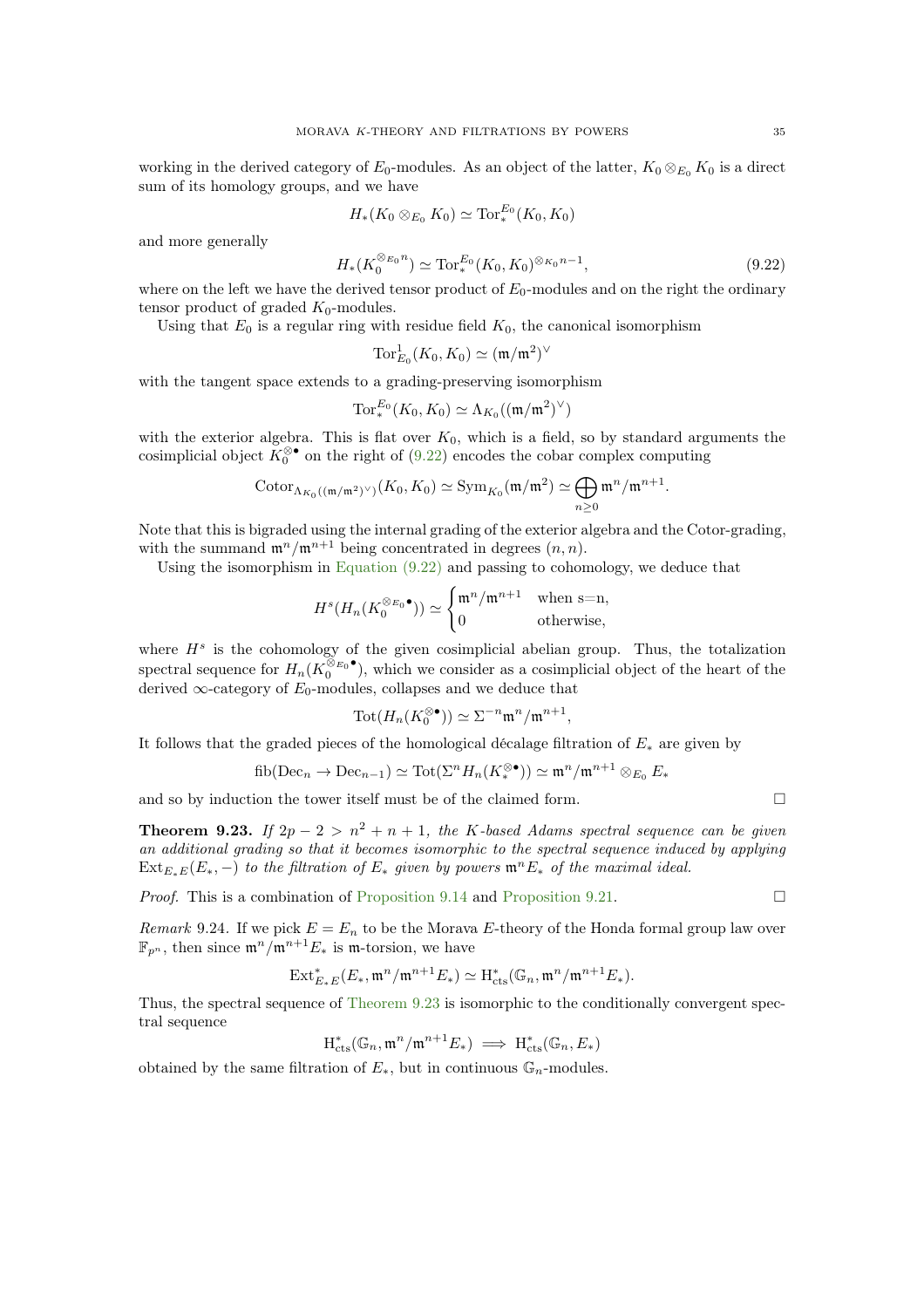working in the derived category of $E_0$-modules. As an object of the latter, $K_0 \otimes_{E_0} K_0$ is a direct sum of its homology groups, and we have

$$H_*(K_0 \otimes_{E_0} K_0) \simeq \mathrm{Tor}_*^{E_0}(K_0, K_0)$$

and more generally

$$H_*(K_0^{\otimes_{E_0} n}) \simeq \mathrm{Tor}_*^{E_0}(K_0, K_0)^{\otimes_{K_0} n-1}, \tag{9.22}$$

where on the left we have the derived tensor product of $E_0$-modules and on the right the ordinary tensor product of graded $K_0$-modules.

Using that $E_0$ is a regular ring with residue field $K_0$, the canonical isomorphism

$$\mathrm{Tor}^1_{E_0}(K_0, K_0) \simeq (\mathfrak{m}/\mathfrak{m}^2)^\vee$$

with the tangent space extends to a grading-preserving isomorphism

$$\mathrm{Tor}_*^{E_0}(K_0, K_0) \simeq \Lambda_{K_0}((\mathfrak{m}/\mathfrak{m}^2)^\vee)$$

with the exterior algebra. This is flat over $K_0$, which is a field, so by standard arguments the cosimplicial object $K_0^{\otimes \bullet}$ on the right of (9.22) encodes the cobar complex computing

$$\mathrm{Cotor}_{\Lambda_{K_0}((\mathfrak{m}/\mathfrak{m}^2)^\vee)}(K_0, K_0) \simeq \mathrm{Sym}_{K_0}(\mathfrak{m}/\mathfrak{m}^2) \simeq \bigoplus_{n \geq 0} \mathfrak{m}^n/\mathfrak{m}^{n+1}.$$

Note that this is bigraded using the internal grading of the exterior algebra and the Cotor-grading, with the summand $\mathfrak{m}^n/\mathfrak{m}^{n+1}$ being concentrated in degrees $(n, n)$.

Using the isomorphism in Equation (9.22) and passing to cohomology, we deduce that

$$H^s(H_n(K_0^{\otimes_{E_0} \bullet})) \simeq \begin{cases} \mathfrak{m}^n/\mathfrak{m}^{n+1} & \text{when s=n,} \\ 0 & \text{otherwise,} \end{cases}$$

where $H^s$ is the cohomology of the given cosimplicial abelian group. Thus, the totalization spectral sequence for $H_n(K_0^{\otimes_{E_0} \bullet})$, which we consider as a cosimplicial object of the heart of the derived $\infty$-category of $E_0$-modules, collapses and we deduce that

$$\mathrm{Tot}(H_n(K_0^{\otimes \bullet})) \simeq \Sigma^{-n} \mathfrak{m}^n/\mathfrak{m}^{n+1},$$

It follows that the graded pieces of the homological décalage filtration of $E_*$ are given by

$$\mathrm{fib}(\mathrm{Dec}_n \to \mathrm{Dec}_{n-1}) \simeq \mathrm{Tot}(\Sigma^n H_n(K_*^{\otimes \bullet})) \simeq \mathfrak{m}^n/\mathfrak{m}^{n+1} \otimes_{E_0} E_*$$

and so by induction the tower itself must be of the claimed form. $\square$

**Theorem 9.23.** *If $2p - 2 > n^2 + n + 1$, the $K$-based Adams spectral sequence can be given an additional grading so that it becomes isomorphic to the spectral sequence induced by applying $\mathrm{Ext}_{E_*E}(E_*, -)$ to the filtration of $E_*$ given by powers $\mathfrak{m}^n E_*$ of the maximal ideal.*

*Proof.* This is a combination of Proposition 9.14 and Proposition 9.21. $\square$

*Remark* 9.24. If we pick $E = E_n$ to be the Morava $E$-theory of the Honda formal group law over $\mathbb{F}_{p^n}$, then since $\mathfrak{m}^n/\mathfrak{m}^{n+1}E_*$ is $\mathfrak{m}$-torsion, we have

$$\mathrm{Ext}^*_{E_*E}(E_*, \mathfrak{m}^n/\mathfrak{m}^{n+1}E_*) \simeq \mathrm{H}^*_{\mathrm{cts}}(\mathbb{G}_n, \mathfrak{m}^n/\mathfrak{m}^{n+1}E_*).$$

Thus, the spectral sequence of Theorem 9.23 is isomorphic to the conditionally convergent spectral sequence

$$\mathrm{H}^*_{\mathrm{cts}}(\mathbb{G}_n, \mathfrak{m}^n/\mathfrak{m}^{n+1}E_*) \implies \mathrm{H}^*_{\mathrm{cts}}(\mathbb{G}_n, E_*)$$

obtained by the same filtration of $E_*$, but in continuous $\mathbb{G}_n$-modules.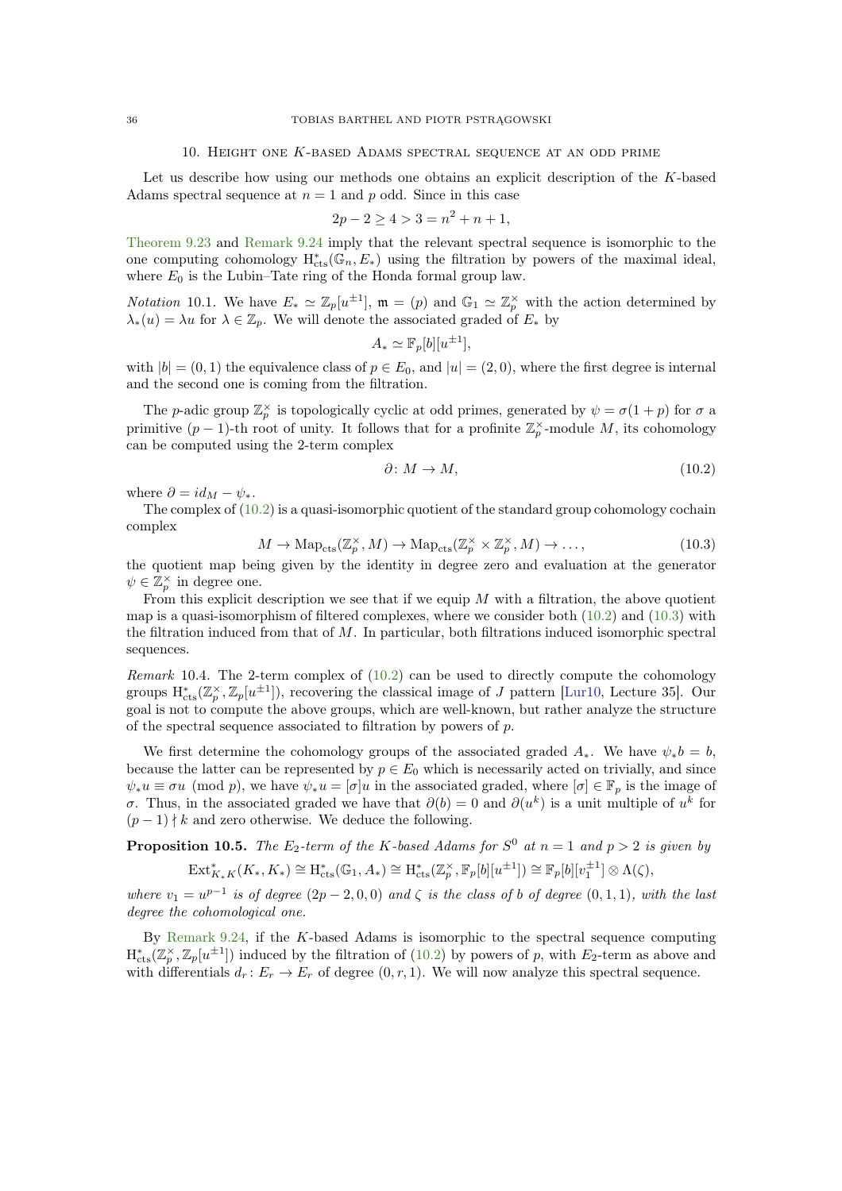## 10. Height one $K$-based Adams spectral sequence at an odd prime

Let us describe how using our methods one obtains an explicit description of the $K$-based Adams spectral sequence at $n = 1$ and $p$ odd. Since in this case

$$2p - 2 \geq 4 > 3 = n^2 + n + 1,$$

Theorem 9.23 and Remark 9.24 imply that the relevant spectral sequence is isomorphic to the one computing cohomology $\mathrm{H}^*_{\mathrm{cts}}(\mathbb{G}_n, E_*)$ using the filtration by powers of the maximal ideal, where $E_0$ is the Lubin–Tate ring of the Honda formal group law.

*Notation* 10.1. We have $E_* \simeq \mathbb{Z}_p[u^{\pm 1}]$, $\mathfrak{m} = (p)$ and $\mathbb{G}_1 \simeq \mathbb{Z}_p^\times$ with the action determined by $\lambda_*(u) = \lambda u$ for $\lambda \in \mathbb{Z}_p$. We will denote the associated graded of $E_*$ by

$$A_* \simeq \mathbb{F}_p[b][u^{\pm 1}],$$

with $|b| = (0, 1)$ the equivalence class of $p \in E_0$, and $|u| = (2, 0)$, where the first degree is internal and the second one is coming from the filtration.

The $p$-adic group $\mathbb{Z}_p^\times$ is topologically cyclic at odd primes, generated by $\psi = \sigma(1+p)$ for $\sigma$ a primitive $(p-1)$-th root of unity. It follows that for a profinite $\mathbb{Z}_p^\times$-module $M$, its cohomology can be computed using the 2-term complex

$$\partial \colon M \to M, \tag{10.2}$$

where $\partial = id_M - \psi_*$.

The complex of (10.2) is a quasi-isomorphic quotient of the standard group cohomology cochain complex

$$M \to \mathrm{Map}_{\mathrm{cts}}(\mathbb{Z}_p^\times, M) \to \mathrm{Map}_{\mathrm{cts}}(\mathbb{Z}_p^\times \times \mathbb{Z}_p^\times, M) \to \ldots, \tag{10.3}$$

the quotient map being given by the identity in degree zero and evaluation at the generator $\psi \in \mathbb{Z}_p^\times$ in degree one.

From this explicit description we see that if we equip $M$ with a filtration, the above quotient map is a quasi-isomorphism of filtered complexes, where we consider both (10.2) and (10.3) with the filtration induced from that of $M$. In particular, both filtrations induced isomorphic spectral sequences.

*Remark* 10.4. The 2-term complex of (10.2) can be used to directly compute the cohomology groups $\mathrm{H}^*_{\mathrm{cts}}(\mathbb{Z}_p^\times, \mathbb{Z}_p[u^{\pm 1}])$, recovering the classical image of $J$ pattern [Lur10, Lecture 35]. Our goal is not to compute the above groups, which are well-known, but rather analyze the structure of the spectral sequence associated to filtration by powers of $p$.

We first determine the cohomology groups of the associated graded $A_*$. We have $\psi_* b = b$, because the latter can be represented by $p \in E_0$ which is necessarily acted on trivially, and since $\psi_* u \equiv \sigma u \pmod p$, we have $\psi_* u = [\sigma] u$ in the associated graded, where $[\sigma] \in \mathbb{F}_p$ is the image of $\sigma$. Thus, in the associated graded we have that $\partial(b) = 0$ and $\partial(u^k)$ is a unit multiple of $u^k$ for $(p-1) \nmid k$ and zero otherwise. We deduce the following.

**Proposition 10.5.** *The $E_2$-term of the $K$-based Adams for $S^0$ at $n = 1$ and $p > 2$ is given by*

$$\mathrm{Ext}^*_{K_*K}(K_*, K_*) \cong \mathrm{H}^*_{\mathrm{cts}}(\mathbb{G}_1, A_*) \cong \mathrm{H}^*_{\mathrm{cts}}(\mathbb{Z}_p^\times, \mathbb{F}_p[b][u^{\pm 1}]) \cong \mathbb{F}_p[b][v_1^{\pm 1}] \otimes \Lambda(\zeta),$$

*where $v_1 = u^{p-1}$ is of degree $(2p-2, 0, 0)$ and $\zeta$ is the class of $b$ of degree $(0, 1, 1)$, with the last degree the cohomological one.*

By Remark 9.24, if the $K$-based Adams is isomorphic to the spectral sequence computing $\mathrm{H}^*_{\mathrm{cts}}(\mathbb{Z}_p^\times, \mathbb{Z}_p[u^{\pm 1}])$ induced by the filtration of (10.2) by powers of $p$, with $E_2$-term as above and with differentials $d_r \colon E_r \to E_r$ of degree $(0, r, 1)$. We will now analyze this spectral sequence.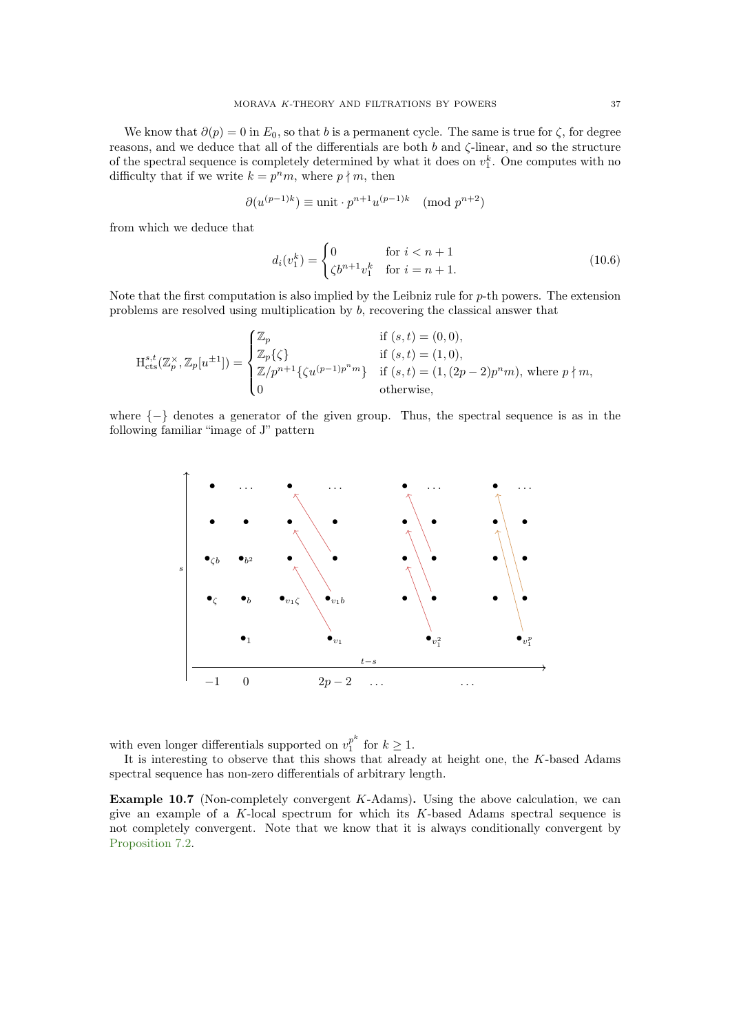We know that $\partial(p) = 0$ in $E_0$, so that $b$ is a permanent cycle. The same is true for $\zeta$, for degree reasons, and we deduce that all of the differentials are both $b$ and $\zeta$-linear, and so the structure of the spectral sequence is completely determined by what it does on $v_1^k$. One computes with no difficulty that if we write $k = p^n m$, where $p \nmid m$, then

$$\partial(u^{(p-1)k}) \equiv \text{unit} \cdot p^{n+1} u^{(p-1)k} \pmod{p^{n+2}}$$

from which we deduce that

$$d_i(v_1^k) = \begin{cases} 0 & \text{for } i < n+1 \\ \zeta b^{n+1} v_1^k & \text{for } i = n+1. \end{cases} \tag{10.6}$$

Note that the first computation is also implied by the Leibniz rule for $p$-th powers. The extension problems are resolved using multiplication by $b$, recovering the classical answer that

$$\mathrm{H}^{s,t}_{\mathrm{cts}}(\mathbb{Z}_p^\times, \mathbb{Z}_p[u^{\pm 1}]) = \begin{cases} \mathbb{Z}_p & \text{if } (s,t) = (0,0), \\ \mathbb{Z}_p\{\zeta\} & \text{if } (s,t) = (1,0), \\ \mathbb{Z}/p^{n+1}\{\zeta u^{(p-1)p^n m}\} & \text{if } (s,t) = (1, (2p-2)p^n m), \text{ where } p \nmid m, \\ 0 & \text{otherwise}, \end{cases}$$

where $\{-\}$ denotes a generator of the given group. Thus, the spectral sequence is as in the following familiar "image of J" pattern

with even longer differentials supported on $v_1^{p^k}$ for $k \geq 1$.

It is interesting to observe that this shows that already at height one, the $K$-based Adams spectral sequence has non-zero differentials of arbitrary length.

**Example 10.7** (Non-completely convergent $K$-Adams)**.** Using the above calculation, we can give an example of a $K$-local spectrum for which its $K$-based Adams spectral sequence is not completely convergent. Note that we know that it is always conditionally convergent by Proposition 7.2.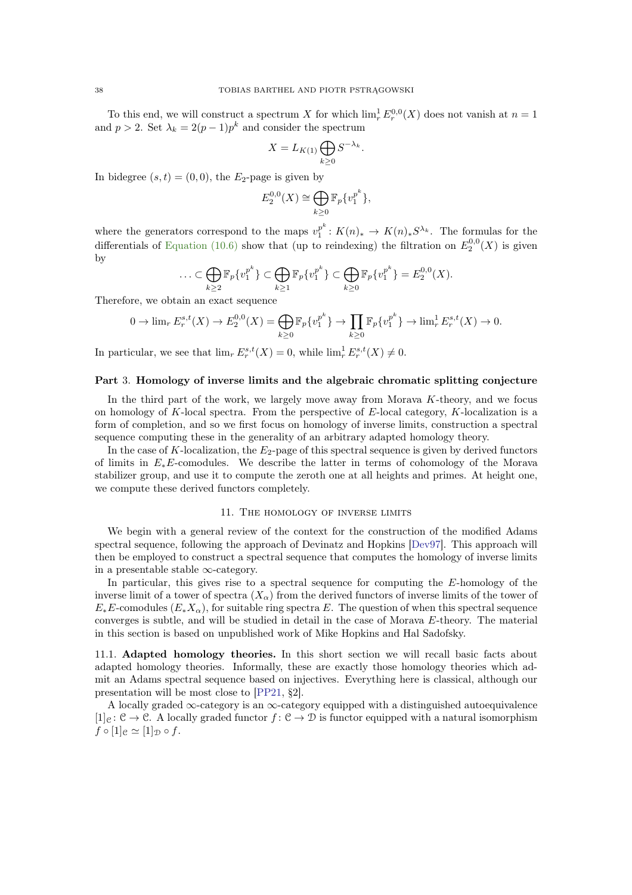To this end, we will construct a spectrum $X$ for which $\lim^1_r E_r^{0,0}(X)$ does not vanish at $n = 1$ and $p > 2$. Set $\lambda_k = 2(p-1)p^k$ and consider the spectrum

$$X = L_{K(1)} \bigoplus_{k \geq 0} S^{-\lambda_k}.$$

In bidegree $(s,t) = (0,0)$, the $E_2$-page is given by

$$E_2^{0,0}(X) \cong \bigoplus_{k \geq 0} \mathbb{F}_p\{v_1^{p^k}\},$$

where the generators correspond to the maps $v_1^{p^k} \colon K(n)_* \to K(n)_* S^{\lambda_k}$. The formulas for the differentials of Equation (10.6) show that (up to reindexing) the filtration on $E_2^{0,0}(X)$ is given by

$$\ldots \subset \bigoplus_{k \geq 2} \mathbb{F}_p\{v_1^{p^k}\} \subset \bigoplus_{k \geq 1} \mathbb{F}_p\{v_1^{p^k}\} \subset \bigoplus_{k \geq 0} \mathbb{F}_p\{v_1^{p^k}\} = E_2^{0,0}(X).$$

Therefore, we obtain an exact sequence

$$0 \to \lim_r E_r^{s,t}(X) \to E_2^{0,0}(X) = \bigoplus_{k \geq 0} \mathbb{F}_p\{v_1^{p^k}\} \to \prod_{k \geq 0} \mathbb{F}_p\{v_1^{p^k}\} \to \lim^1_r E_r^{s,t}(X) \to 0.$$

In particular, we see that $\lim_r E_r^{s,t}(X) = 0$, while $\lim^1_r E_r^{s,t}(X) \neq 0$.

# Part 3. Homology of inverse limits and the algebraic chromatic splitting conjecture

In the third part of the work, we largely move away from Morava $K$-theory, and we focus on homology of $K$-local spectra. From the perspective of $E$-local category, $K$-localization is a form of completion, and so we first focus on homology of inverse limits, construction a spectral sequence computing these in the generality of an arbitrary adapted homology theory.

In the case of $K$-localization, the $E_2$-page of this spectral sequence is given by derived functors of limits in $E_*E$-comodules. We describe the latter in terms of cohomology of the Morava stabilizer group, and use it to compute the zeroth one at all heights and primes. At height one, we compute these derived functors completely.

## 11. The homology of inverse limits

We begin with a general review of the context for the construction of the modified Adams spectral sequence, following the approach of Devinatz and Hopkins [Dev97]. This approach will then be employed to construct a spectral sequence that computes the homology of inverse limits in a presentable stable $\infty$-category.

In particular, this gives rise to a spectral sequence for computing the $E$-homology of the inverse limit of a tower of spectra $(X_\alpha)$ from the derived functors of inverse limits of the tower of $E_*E$-comodules $(E_*X_\alpha)$, for suitable ring spectra $E$. The question of when this spectral sequence converges is subtle, and will be studied in detail in the case of Morava $E$-theory. The material in this section is based on unpublished work of Mike Hopkins and Hal Sadofsky.

**11.1. Adapted homology theories.** In this short section we will recall basic facts about adapted homology theories. Informally, these are exactly those homology theories which admit an Adams spectral sequence based on injectives. Everything here is classical, although our presentation will be most close to [PP21, §2].

A locally graded $\infty$-category is an $\infty$-category equipped with a distinguished autoequivalence $[1]_{\mathcal{C}} \colon \mathcal{C} \to \mathcal{C}$. A locally graded functor $f \colon \mathcal{C} \to \mathcal{D}$ is functor equipped with a natural isomorphism $f \circ [1]_{\mathcal{C}} \simeq [1]_{\mathcal{D}} \circ f$.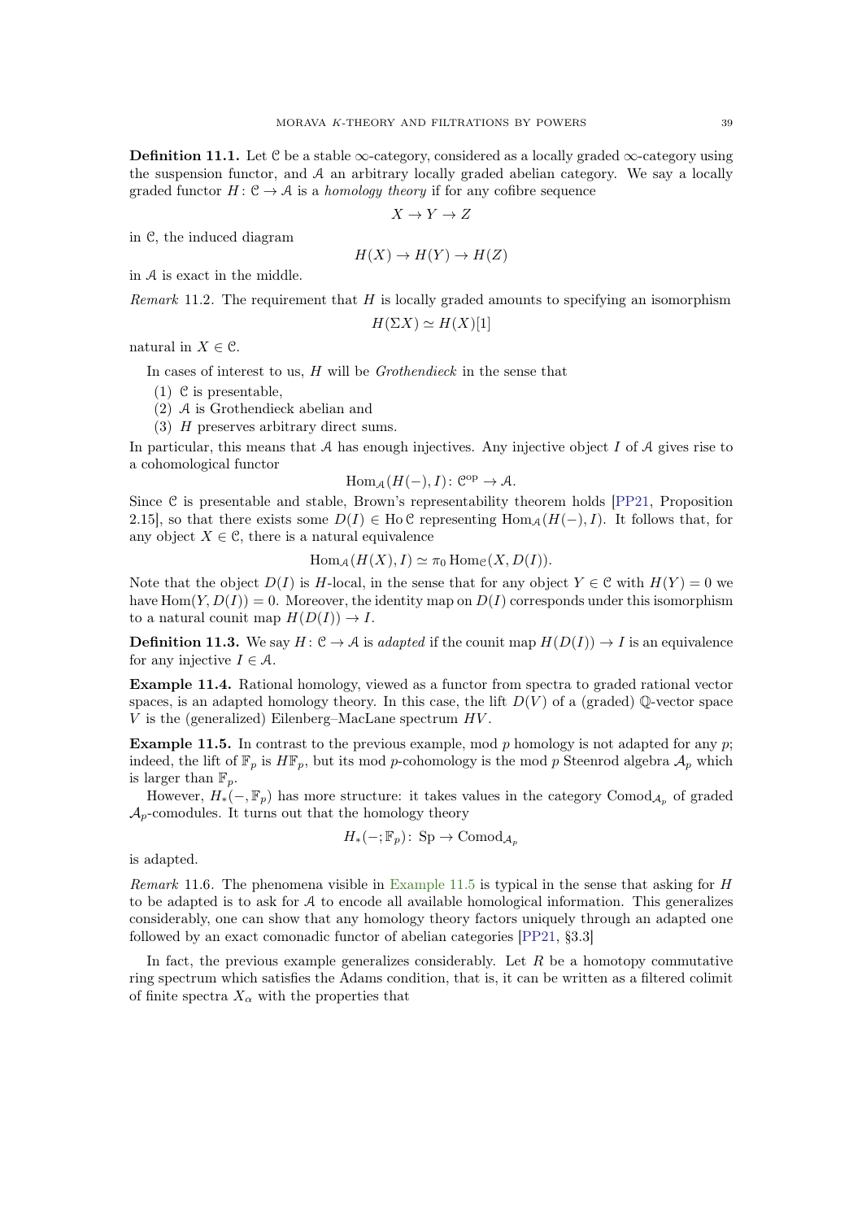**Definition 11.1.** Let $\mathcal{C}$ be a stable $\infty$-category, considered as a locally graded $\infty$-category using the suspension functor, and $\mathcal{A}$ an arbitrary locally graded abelian category. We say a locally graded functor $H\colon \mathcal{C} \to \mathcal{A}$ is a *homology theory* if for any cofibre sequence

$$X \to Y \to Z$$

in $\mathcal{C}$, the induced diagram

$$H(X) \to H(Y) \to H(Z)$$

in $\mathcal{A}$ is exact in the middle.

*Remark* 11.2. The requirement that $H$ is locally graded amounts to specifying an isomorphism

$$H(\Sigma X) \simeq H(X)[1]$$

natural in $X \in \mathcal{C}$.

In cases of interest to us, $H$ will be *Grothendieck* in the sense that

1. $\mathcal{C}$ is presentable,
2. $\mathcal{A}$ is Grothendieck abelian and
3. $H$ preserves arbitrary direct sums.

In particular, this means that $\mathcal{A}$ has enough injectives. Any injective object $I$ of $\mathcal{A}$ gives rise to a cohomological functor

$$\operatorname{Hom}_{\mathcal{A}}(H(-), I)\colon \mathcal{C}^{\mathrm{op}} \to \mathcal{A}.$$

Since $\mathcal{C}$ is presentable and stable, Brown's representability theorem holds [PP21, Proposition 2.15], so that there exists some $D(I) \in \operatorname{Ho}\mathcal{C}$ representing $\operatorname{Hom}_{\mathcal{A}}(H(-), I)$. It follows that, for any object $X \in \mathcal{C}$, there is a natural equivalence

$$\operatorname{Hom}_{\mathcal{A}}(H(X), I) \simeq \pi_0 \operatorname{Hom}_{\mathcal{C}}(X, D(I)).$$

Note that the object $D(I)$ is $H$-local, in the sense that for any object $Y \in \mathcal{C}$ with $H(Y) = 0$ we have $\operatorname{Hom}(Y, D(I)) = 0$. Moreover, the identity map on $D(I)$ corresponds under this isomorphism to a natural counit map $H(D(I)) \to I$.

**Definition 11.3.** We say $H\colon \mathcal{C} \to \mathcal{A}$ is *adapted* if the counit map $H(D(I)) \to I$ is an equivalence for any injective $I \in \mathcal{A}$.

**Example 11.4.** Rational homology, viewed as a functor from spectra to graded rational vector spaces, is an adapted homology theory. In this case, the lift $D(V)$ of a (graded) $\mathbb{Q}$-vector space $V$ is the (generalized) Eilenberg–MacLane spectrum $HV$.

**Example 11.5.** In contrast to the previous example, mod $p$ homology is not adapted for any $p$; indeed, the lift of $\mathbb{F}_p$ is $H\mathbb{F}_p$, but its mod $p$-cohomology is the mod $p$ Steenrod algebra $\mathcal{A}_p$ which is larger than $\mathbb{F}_p$.

However, $H_*(-, \mathbb{F}_p)$ has more structure: it takes values in the category $\mathrm{Comod}_{\mathcal{A}_p}$ of graded $\mathcal{A}_p$-comodules. It turns out that the homology theory

$$H_*(-; \mathbb{F}_p)\colon \mathrm{Sp} \to \mathrm{Comod}_{\mathcal{A}_p}$$

is adapted.

*Remark* 11.6. The phenomena visible in Example 11.5 is typical in the sense that asking for $H$ to be adapted is to ask for $\mathcal{A}$ to encode all available homological information. This generalizes considerably, one can show that any homology theory factors uniquely through an adapted one followed by an exact comonadic functor of abelian categories [PP21, §3.3]

In fact, the previous example generalizes considerably. Let $R$ be a homotopy commutative ring spectrum which satisfies the Adams condition, that is, it can be written as a filtered colimit of finite spectra $X_\alpha$ with the properties that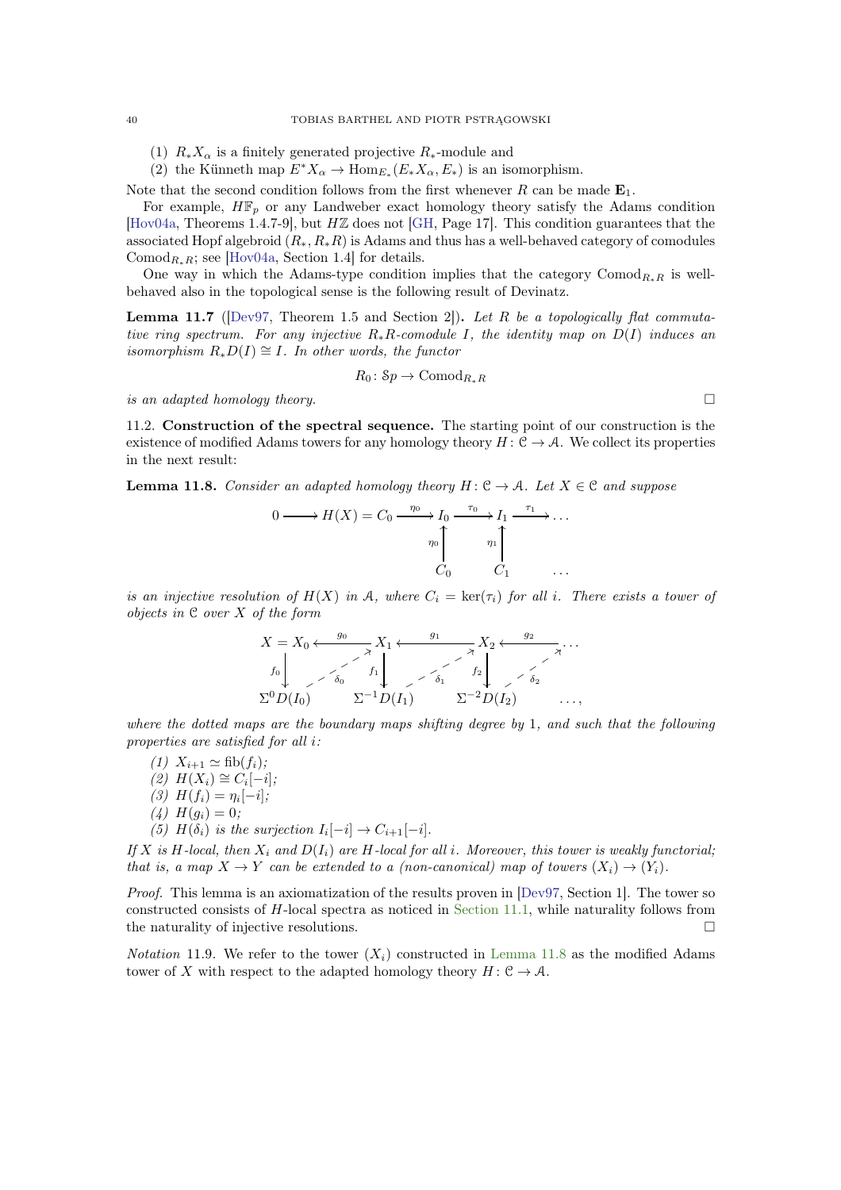(1) $R_*X_\alpha$ is a finitely generated projective $R_*$-module and
(2) the Künneth map $E^*X_\alpha \to \mathrm{Hom}_{E_*}(E_*X_\alpha, E_*)$ is an isomorphism.

Note that the second condition follows from the first whenever $R$ can be made $\mathbf{E}_1$.

For example, $H\mathbb{F}_p$ or any Landweber exact homology theory satisfy the Adams condition [Hov04a, Theorems 1.4.7-9], but $H\mathbb{Z}$ does not [GH, Page 17]. This condition guarantees that the associated Hopf algebroid $(R_*, R_*R)$ is Adams and thus has a well-behaved category of comodules $\mathrm{Comod}_{R_*R}$; see [Hov04a, Section 1.4] for details.

One way in which the Adams-type condition implies that the category $\mathrm{Comod}_{R_*R}$ is well-behaved also in the topological sense is the following result of Devinatz.

**Lemma 11.7** ([Dev97, Theorem 1.5 and Section 2]). *Let $R$ be a topologically flat commutative ring spectrum. For any injective $R_*R$-comodule $I$, the identity map on $D(I)$ induces an isomorphism $R_*D(I) \cong I$. In other words, the functor*

$$R_0 \colon \mathcal{S}p \to \mathrm{Comod}_{R_*R}$$

*is an adapted homology theory.* □

**11.2. Construction of the spectral sequence.** The starting point of our construction is the existence of modified Adams towers for any homology theory $H \colon \mathcal{C} \to \mathcal{A}$. We collect its properties in the next result:

**Lemma 11.8.** *Consider an adapted homology theory $H \colon \mathcal{C} \to \mathcal{A}$. Let $X \in \mathcal{C}$ and suppose*

$$\begin{array}{ccccccc} 0 \longrightarrow H(X) = C_0 & \xrightarrow{\eta_0} & I_0 & \xrightarrow{\tau_0} & I_1 & \xrightarrow{\tau_1} & \dots \\ & & \uparrow{\scriptstyle \eta_0} & & \uparrow{\scriptstyle \eta_1} & & \\ & & C_0 & & C_1 & & \dots \end{array}$$

*is an injective resolution of $H(X)$ in $\mathcal{A}$, where $C_i = \ker(\tau_i)$ for all $i$. There exists a tower of objects in $\mathcal{C}$ over $X$ of the form*

$$\begin{array}{ccccccc} X = X_0 & \xleftarrow{g_0} & X_1 & \xleftarrow{g_1} & X_2 & \xleftarrow{g_2} & \dots \\ \downarrow{\scriptstyle f_0} & \nearrow{\scriptstyle \delta_0} & \downarrow{\scriptstyle f_1} & \nearrow{\scriptstyle \delta_1} & \downarrow{\scriptstyle f_2} & \nearrow{\scriptstyle \delta_2} & \\ \Sigma^0 D(I_0) & & \Sigma^{-1}D(I_1) & & \Sigma^{-2}D(I_2) & & \dots, \end{array}$$

*where the dotted maps are the boundary maps shifting degree by 1, and such that the following properties are satisfied for all $i$:*

*(1) $X_{i+1} \simeq \mathrm{fib}(f_i)$;*
*(2) $H(X_i) \cong C_i[-i]$;*
*(3) $H(f_i) = \eta_i[-i]$;*
*(4) $H(g_i) = 0$;*
*(5) $H(\delta_i)$ is the surjection $I_i[-i] \to C_{i+1}[-i]$.*

*If $X$ is $H$-local, then $X_i$ and $D(I_i)$ are $H$-local for all $i$. Moreover, this tower is weakly functorial; that is, a map $X \to Y$ can be extended to a (non-canonical) map of towers $(X_i) \to (Y_i)$.*

*Proof.* This lemma is an axiomatization of the results proven in [Dev97, Section 1]. The tower so constructed consists of $H$-local spectra as noticed in Section 11.1, while naturality follows from the naturality of injective resolutions. □

*Notation* 11.9. We refer to the tower $(X_i)$ constructed in Lemma 11.8 as the modified Adams tower of $X$ with respect to the adapted homology theory $H \colon \mathcal{C} \to \mathcal{A}$.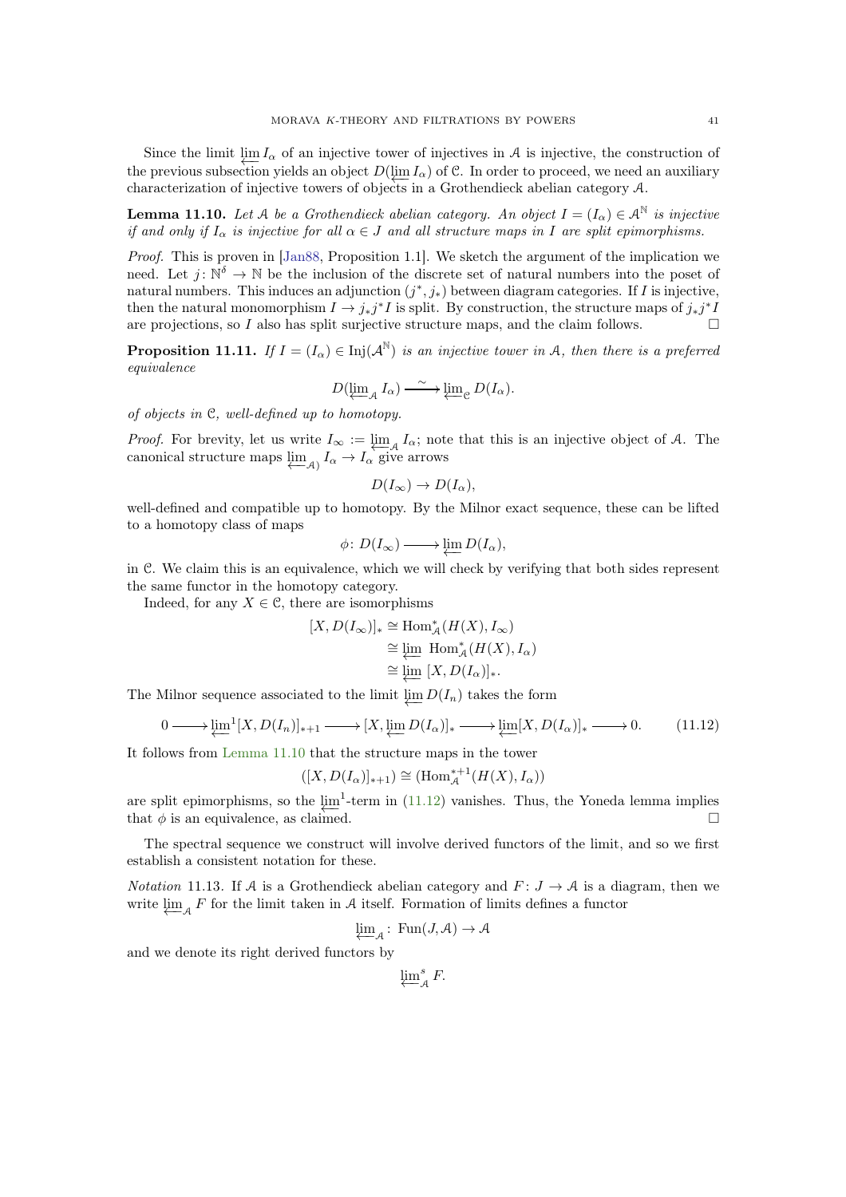Since the limit $\varprojlim I_\alpha$ of an injective tower of injectives in $\mathcal{A}$ is injective, the construction of the previous subsection yields an object $D(\varprojlim I_\alpha)$ of $\mathcal{C}$. In order to proceed, we need an auxiliary characterization of injective towers of objects in a Grothendieck abelian category $\mathcal{A}$.

**Lemma 11.10.** *Let $\mathcal{A}$ be a Grothendieck abelian category. An object $I = (I_\alpha) \in \mathcal{A}^{\mathbb{N}}$ is injective if and only if $I_\alpha$ is injective for all $\alpha \in J$ and all structure maps in $I$ are split epimorphisms.*

*Proof.* This is proven in [Jan88, Proposition 1.1]. We sketch the argument of the implication we need. Let $j\colon \mathbb{N}^\delta \to \mathbb{N}$ be the inclusion of the discrete set of natural numbers into the poset of natural numbers. This induces an adjunction $(j^*, j_*)$ between diagram categories. If $I$ is injective, then the natural monomorphism $I \to j_*j^*I$ is split. By construction, the structure maps of $j_*j^*I$ are projections, so $I$ also has split surjective structure maps, and the claim follows. $\square$

**Proposition 11.11.** *If $I = (I_\alpha) \in \mathrm{Inj}(\mathcal{A}^{\mathbb{N}})$ is an injective tower in $\mathcal{A}$, then there is a preferred equivalence*

$$D(\varprojlim\nolimits_{\mathcal{A}} I_\alpha) \xrightarrow{\ \sim\ } \varprojlim\nolimits_{\mathcal{C}} D(I_\alpha).$$

*of objects in $\mathcal{C}$, well-defined up to homotopy.*

*Proof.* For brevity, let us write $I_\infty := \varprojlim_{\mathcal{A}} I_\alpha$; note that this is an injective object of $\mathcal{A}$. The canonical structure maps $\varprojlim_{\mathcal{A})} I_\alpha \to I_\alpha$ give arrows

$$D(I_\infty) \to D(I_\alpha),$$

well-defined and compatible up to homotopy. By the Milnor exact sequence, these can be lifted to a homotopy class of maps

$$\phi\colon D(I_\infty) \longrightarrow \varprojlim D(I_\alpha),$$

in $\mathcal{C}$. We claim this is an equivalence, which we will check by verifying that both sides represent the same functor in the homotopy category.

Indeed, for any $X \in \mathcal{C}$, there are isomorphisms

$$\begin{aligned}
[X, D(I_\infty)]_* &\cong \mathrm{Hom}^*_{\mathcal{A}}(H(X), I_\infty) \\
&\cong \varprojlim\ \mathrm{Hom}^*_{\mathcal{A}}(H(X), I_\alpha) \\
&\cong \varprojlim\ [X, D(I_\alpha)]_*.
\end{aligned}$$

The Milnor sequence associated to the limit $\varprojlim D(I_n)$ takes the form

$$0 \longrightarrow \varprojlim{}^1 [X, D(I_n)]_{*+1} \longrightarrow [X, \varprojlim D(I_\alpha)]_* \longrightarrow \varprojlim [X, D(I_\alpha)]_* \longrightarrow 0. \tag{11.12}$$

It follows from Lemma 11.10 that the structure maps in the tower

$$([X, D(I_\alpha)]_{*+1}) \cong (\mathrm{Hom}^{*+1}_{\mathcal{A}}(H(X), I_\alpha))$$

are split epimorphisms, so the $\varprojlim^1$-term in (11.12) vanishes. Thus, the Yoneda lemma implies that $\phi$ is an equivalence, as claimed. $\square$

The spectral sequence we construct will involve derived functors of the limit, and so we first establish a consistent notation for these.

*Notation* 11.13. If $\mathcal{A}$ is a Grothendieck abelian category and $F\colon J \to \mathcal{A}$ is a diagram, then we write $\varprojlim_{\mathcal{A}} F$ for the limit taken in $\mathcal{A}$ itself. Formation of limits defines a functor

$$\varprojlim\nolimits_{\mathcal{A}}\colon\ \mathrm{Fun}(J, \mathcal{A}) \to \mathcal{A}$$

and we denote its right derived functors by

$$\varprojlim\nolimits^s_{\mathcal{A}} F.$$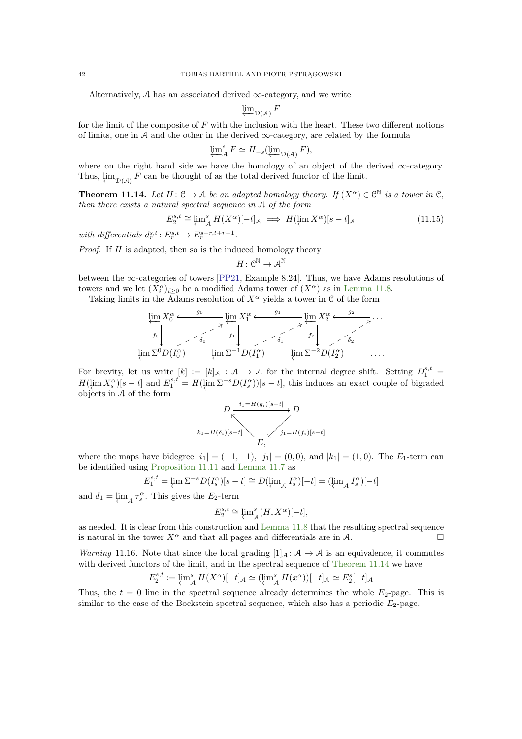Alternatively, $\mathcal{A}$ has an associated derived $\infty$-category, and we write

$$\varprojlim_{\mathcal{D}(\mathcal{A})} F$$

for the limit of the composite of $F$ with the inclusion with the heart. These two different notions of limits, one in $\mathcal{A}$ and the other in the derived $\infty$-category, are related by the formula

$$\varprojlim^s_{\mathcal{A}} F \simeq H_{-s}(\varprojlim_{\mathcal{D}(\mathcal{A})} F),$$

where on the right hand side we have the homology of an object of the derived $\infty$-category. Thus, $\varprojlim_{\mathcal{D}(\mathcal{A})} F$ can be thought of as the total derived functor of the limit.

**Theorem 11.14.** *Let $H\colon \mathcal{C} \to \mathcal{A}$ be an adapted homology theory. If $(X^\alpha) \in \mathcal{C}^{\mathbb{N}}$ is a tower in $\mathcal{C}$, then there exists a natural spectral sequence in $\mathcal{A}$ of the form*

$$E_2^{s,t} \cong \varprojlim^s_{\mathcal{A}} H(X^\alpha)[-t]_{\mathcal{A}} \implies H(\varprojlim X^\alpha)[s-t]_{\mathcal{A}} \tag{11.15}$$

*with differentials $d_r^{s,t}\colon E_r^{s,t} \to E_r^{s+r,t+r-1}$.*

*Proof.* If $H$ is adapted, then so is the induced homology theory

$$H\colon \mathcal{C}^{\mathbb{N}} \to \mathcal{A}^{\mathbb{N}}$$

between the $\infty$-categories of towers [PP21, Example 8.24]. Thus, we have Adams resolutions of towers and we let $(X_i^\alpha)_{i \geq 0}$ be a modified Adams tower of $(X^\alpha)$ as in Lemma 11.8.

Taking limits in the Adams resolution of $X^\alpha$ yields a tower in $\mathcal{C}$ of the form

$$\begin{array}{ccccccc}
\varprojlim X_0^\alpha & \xleftarrow{g_0} & \varprojlim X_1^\alpha & \xleftarrow{g_1} & \varprojlim X_2^\alpha & \xleftarrow{g_2} & \cdots \\
\downarrow f_0 & \nearrow_{\delta_0} & \downarrow f_1 & \nearrow_{\delta_1} & \downarrow f_2 & \nearrow_{\delta_2} & \\
\varprojlim \Sigma^0 D(I_0^\alpha) & & \varprojlim \Sigma^{-1} D(I_1^\alpha) & & \varprojlim \Sigma^{-2} D(I_2^\alpha) & & \cdots.
\end{array}$$

For brevity, let us write $[k] := [k]_{\mathcal{A}} : \mathcal{A} \to \mathcal{A}$ for the internal degree shift. Setting $D_1^{s,t} = H(\varprojlim X_s^\alpha)[s-t]$ and $E_1^{s,t} = H(\varprojlim \Sigma^{-s} D(I_s^\alpha))[s-t]$, this induces an exact couple of bigraded objects in $\mathcal{A}$ of the form

$$\begin{array}{ccc}
D & \xrightarrow{i_1 = H(g_i)[s-t]} & D \\
& {\scriptstyle k_1 = H(\delta_i)[s-t]} \nwarrow \quad \swarrow {\scriptstyle j_1 = H(f_i)[s-t]} & \\
& E, &
\end{array}$$

where the maps have bidegree $|i_1| = (-1,-1)$, $|j_1| = (0,0)$, and $|k_1| = (1,0)$. The $E_1$-term can be identified using Proposition 11.11 and Lemma 11.7 as

$$E_1^{s,t} = \varprojlim \Sigma^{-s} D(I_s^\alpha)[s-t] \cong D(\varprojlim_{\mathcal{A}} I_s^\alpha)[-t] = (\varprojlim_{\mathcal{A}} I_s^\alpha)[-t]$$

and $d_1 = \varprojlim_{\mathcal{A}} \tau_s^\alpha$. This gives the $E_2$-term

$$E_2^{s,t} \cong \varprojlim^s_{\mathcal{A}} (H_* X^\alpha)[-t],$$

as needed. It is clear from this construction and Lemma 11.8 that the resulting spectral sequence is natural in the tower $X^\alpha$ and that all pages and differentials are in $\mathcal{A}$. $\square$

*Warning* 11.16. Note that since the local grading $[1]_{\mathcal{A}}\colon \mathcal{A} \to \mathcal{A}$ is an equivalence, it commutes with derived functors of the limit, and in the spectral sequence of Theorem 11.14 we have

$$E_2^{s,t} := \varprojlim^s_{\mathcal{A}} H(X^\alpha)[-t]_{\mathcal{A}} \simeq (\varprojlim^s_{\mathcal{A}} H(x^\alpha))[-t]_{\mathcal{A}} \simeq E_2^s[-t]_{\mathcal{A}}$$

Thus, the $t = 0$ line in the spectral sequence already determines the whole $E_2$-page. This is similar to the case of the Bockstein spectral sequence, which also has a periodic $E_2$-page.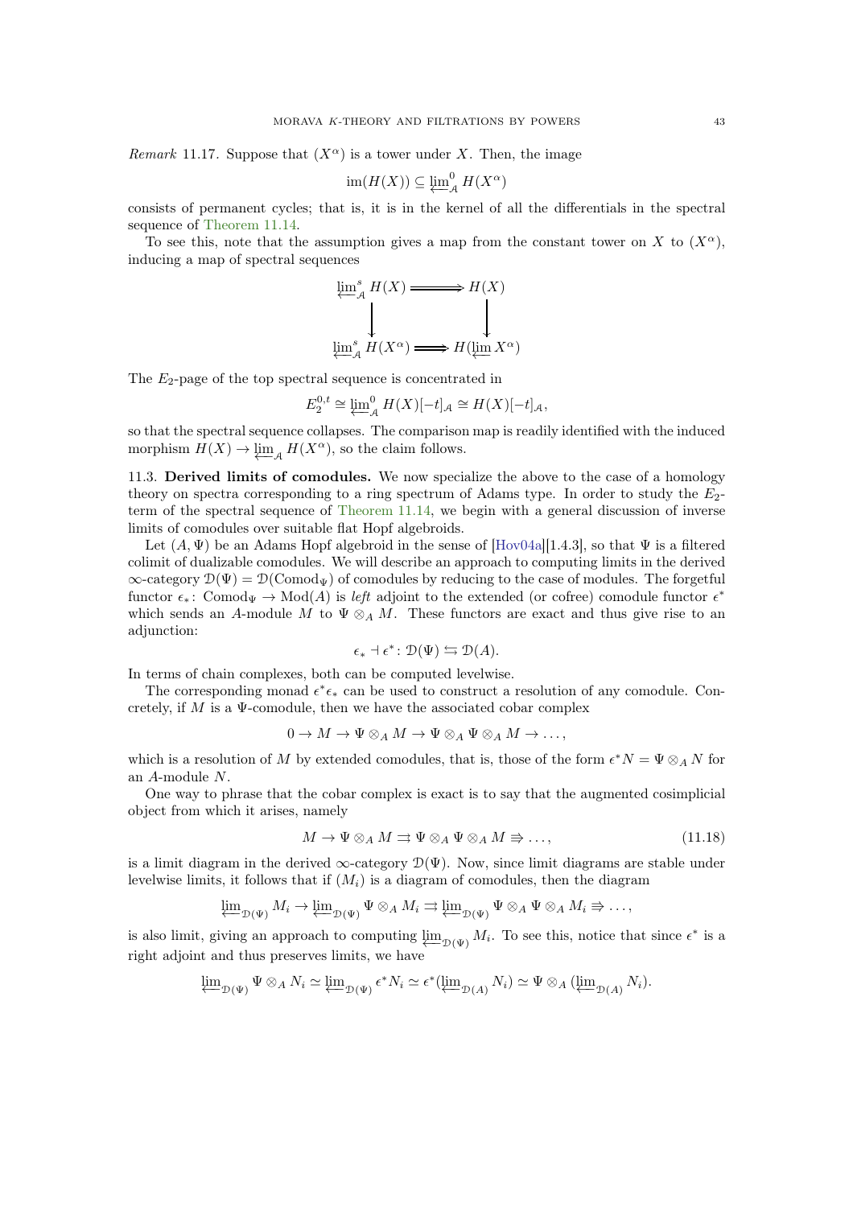*Remark* 11.17. Suppose that $(X^\alpha)$ is a tower under $X$. Then, the image

$$\mathrm{im}(H(X)) \subseteq \varprojlim\nolimits^0_{\mathcal{A}} H(X^\alpha)$$

consists of permanent cycles; that is, it is in the kernel of all the differentials in the spectral sequence of Theorem 11.14.

To see this, note that the assumption gives a map from the constant tower on $X$ to $(X^\alpha)$, inducing a map of spectral sequences

$$\begin{array}{ccc} \varprojlim\nolimits^s_{\mathcal{A}} H(X) & \Longrightarrow & H(X) \\ \downarrow & & \downarrow \\ \varprojlim\nolimits^s_{\mathcal{A}} H(X^\alpha) & \Longrightarrow & H(\varprojlim X^\alpha) \end{array}$$

The $E_2$-page of the top spectral sequence is concentrated in

$$E_2^{0,t} \cong \varprojlim\nolimits^0_{\mathcal{A}} H(X)[-t]_{\mathcal{A}} \cong H(X)[-t]_{\mathcal{A}},$$

so that the spectral sequence collapses. The comparison map is readily identified with the induced morphism $H(X) \to \varprojlim_{\mathcal{A}} H(X^\alpha)$, so the claim follows.

## 11.3. Derived limits of comodules.

We now specialize the above to the case of a homology theory on spectra corresponding to a ring spectrum of Adams type. In order to study the $E_2$-term of the spectral sequence of Theorem 11.14, we begin with a general discussion of inverse limits of comodules over suitable flat Hopf algebroids.

Let $(A, \Psi)$ be an Adams Hopf algebroid in the sense of [Hov04a][1.4.3], so that $\Psi$ is a filtered colimit of dualizable comodules. We will describe an approach to computing limits in the derived $\infty$-category $\mathcal{D}(\Psi) = \mathcal{D}(\mathrm{Comod}_\Psi)$ of comodules by reducing to the case of modules. The forgetful functor $\epsilon_* \colon \mathrm{Comod}_\Psi \to \mathrm{Mod}(A)$ is *left* adjoint to the extended (or cofree) comodule functor $\epsilon^*$ which sends an $A$-module $M$ to $\Psi \otimes_A M$. These functors are exact and thus give rise to an adjunction:

$$\epsilon_* \dashv \epsilon^* \colon \mathcal{D}(\Psi) \leftrightarrows \mathcal{D}(A).$$

In terms of chain complexes, both can be computed levelwise.

The corresponding monad $\epsilon^*\epsilon_*$ can be used to construct a resolution of any comodule. Concretely, if $M$ is a $\Psi$-comodule, then we have the associated cobar complex

$$0 \to M \to \Psi \otimes_A M \to \Psi \otimes_A \Psi \otimes_A M \to \ldots,$$

which is a resolution of $M$ by extended comodules, that is, those of the form $\epsilon^* N = \Psi \otimes_A N$ for an $A$-module $N$.

One way to phrase that the cobar complex is exact is to say that the augmented cosimplicial object from which it arises, namely

$$M \to \Psi \otimes_A M \rightrightarrows \Psi \otimes_A \Psi \otimes_A M \Rrightarrow \ldots, \tag{11.18}$$

is a limit diagram in the derived $\infty$-category $\mathcal{D}(\Psi)$. Now, since limit diagrams are stable under levelwise limits, it follows that if $(M_i)$ is a diagram of comodules, then the diagram

$$\varprojlim\nolimits_{\mathcal{D}(\Psi)} M_i \to \varprojlim\nolimits_{\mathcal{D}(\Psi)} \Psi \otimes_A M_i \rightrightarrows \varprojlim\nolimits_{\mathcal{D}(\Psi)} \Psi \otimes_A \Psi \otimes_A M_i \Rrightarrow \ldots,$$

is also limit, giving an approach to computing $\varprojlim_{\mathcal{D}(\Psi)} M_i$. To see this, notice that since $\epsilon^*$ is a right adjoint and thus preserves limits, we have

$$\varprojlim\nolimits_{\mathcal{D}(\Psi)} \Psi \otimes_A N_i \simeq \varprojlim\nolimits_{\mathcal{D}(\Psi)} \epsilon^* N_i \simeq \epsilon^*(\varprojlim\nolimits_{\mathcal{D}(A)} N_i) \simeq \Psi \otimes_A (\varprojlim\nolimits_{\mathcal{D}(A)} N_i).$$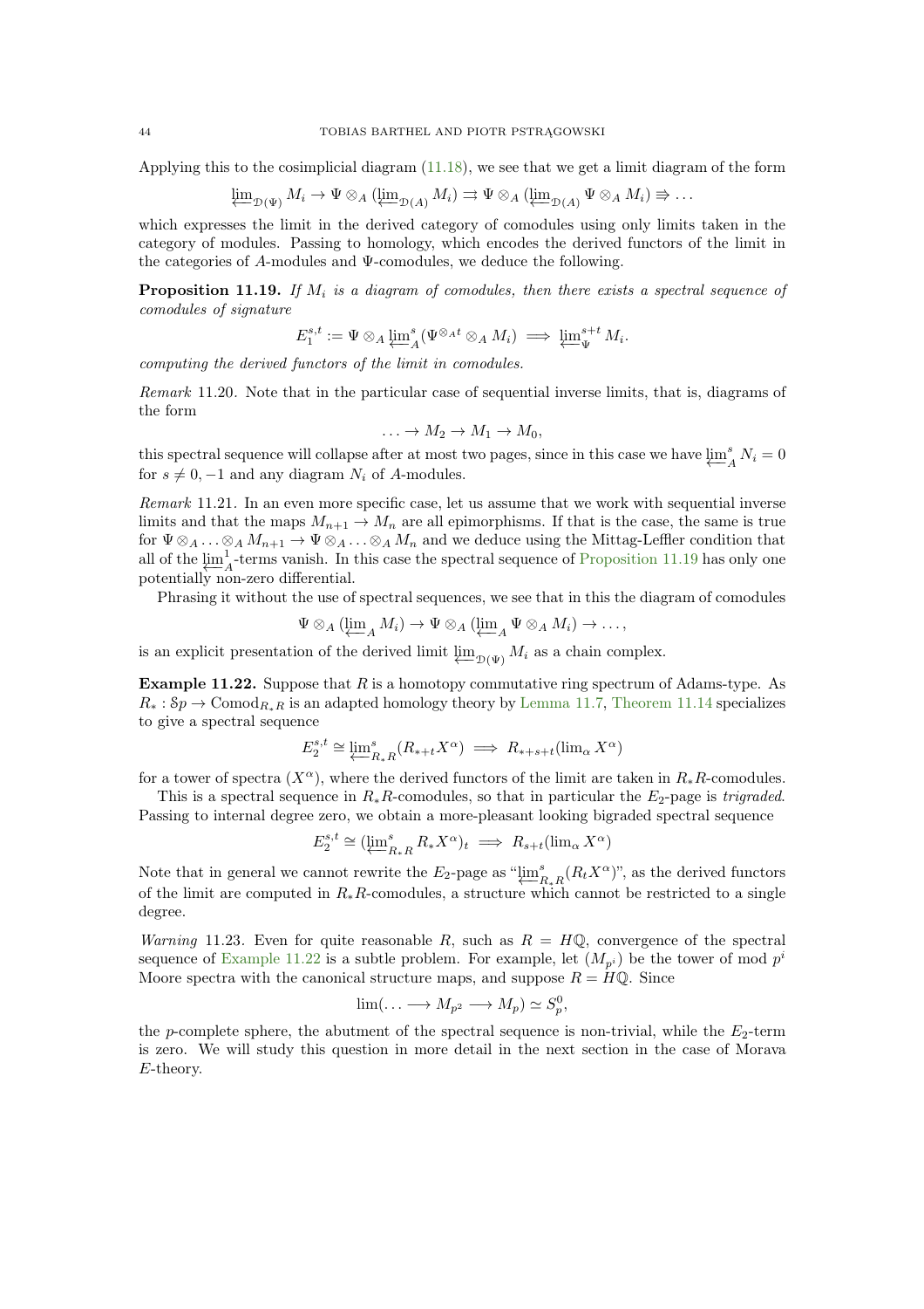Applying this to the cosimplicial diagram (11.18), we see that we get a limit diagram of the form

$$\varprojlim_{\mathcal{D}(\Psi)} M_i \to \Psi \otimes_A (\varprojlim_{\mathcal{D}(A)} M_i) \rightrightarrows \Psi \otimes_A (\varprojlim_{\mathcal{D}(A)} \Psi \otimes_A M_i) \Rrightarrow \ldots$$

which expresses the limit in the derived category of comodules using only limits taken in the category of modules. Passing to homology, which encodes the derived functors of the limit in the categories of $A$-modules and $\Psi$-comodules, we deduce the following.

**Proposition 11.19.** *If $M_i$ is a diagram of comodules, then there exists a spectral sequence of comodules of signature*

$$E_1^{s,t} := \Psi \otimes_A \varprojlim{}^s_A (\Psi^{\otimes_A t} \otimes_A M_i) \implies \varprojlim{}^{s+t}_\Psi M_i.$$

*computing the derived functors of the limit in comodules.*

*Remark* 11.20. Note that in the particular case of sequential inverse limits, that is, diagrams of the form

$$\ldots \to M_2 \to M_1 \to M_0,$$

this spectral sequence will collapse after at most two pages, since in this case we have $\varprojlim^s_A N_i = 0$ for $s \neq 0, -1$ and any diagram $N_i$ of $A$-modules.

*Remark* 11.21. In an even more specific case, let us assume that we work with sequential inverse limits and that the maps $M_{n+1} \to M_n$ are all epimorphisms. If that is the case, the same is true for $\Psi \otimes_A \ldots \otimes_A M_{n+1} \to \Psi \otimes_A \ldots \otimes_A M_n$ and we deduce using the Mittag-Leffler condition that all of the $\varprojlim^1_A$-terms vanish. In this case the spectral sequence of Proposition 11.19 has only one potentially non-zero differential.

Phrasing it without the use of spectral sequences, we see that in this the diagram of comodules

$$\Psi \otimes_A (\varprojlim{}_A M_i) \to \Psi \otimes_A (\varprojlim{}_A \Psi \otimes_A M_i) \to \ldots,$$

is an explicit presentation of the derived limit $\varprojlim_{\mathcal{D}(\Psi)} M_i$ as a chain complex.

**Example 11.22.** Suppose that $R$ is a homotopy commutative ring spectrum of Adams-type. As $R_* : \mathcal{S}p \to \mathrm{Comod}_{R_*R}$ is an adapted homology theory by Lemma 11.7, Theorem 11.14 specializes to give a spectral sequence

$$E_2^{s,t} \cong \varprojlim{}^s_{R_*R}(R_{*+t} X^\alpha) \implies R_{*+s+t}(\lim_\alpha X^\alpha)$$

for a tower of spectra $(X^\alpha)$, where the derived functors of the limit are taken in $R_*R$-comodules.

This is a spectral sequence in $R_*R$-comodules, so that in particular the $E_2$-page is *trigraded*. Passing to internal degree zero, we obtain a more-pleasant looking bigraded spectral sequence

$$E_2^{s,t} \cong (\varprojlim{}^s_{R_*R} R_* X^\alpha)_t \implies R_{s+t}(\lim_\alpha X^\alpha)$$

Note that in general we cannot rewrite the $E_2$-page as "$\varprojlim^s_{R_*R}(R_t X^\alpha)$", as the derived functors of the limit are computed in $R_*R$-comodules, a structure which cannot be restricted to a single degree.

*Warning* 11.23. Even for quite reasonable $R$, such as $R = H\mathbb{Q}$, convergence of the spectral sequence of Example 11.22 is a subtle problem. For example, let $(M_{p^i})$ be the tower of mod $p^i$ Moore spectra with the canonical structure maps, and suppose $R = H\mathbb{Q}$. Since

$$\lim(\ldots \longrightarrow M_{p^2} \longrightarrow M_p) \simeq S^0_p,$$

the $p$-complete sphere, the abutment of the spectral sequence is non-trivial, while the $E_2$-term is zero. We will study this question in more detail in the next section in the case of Morava $E$-theory.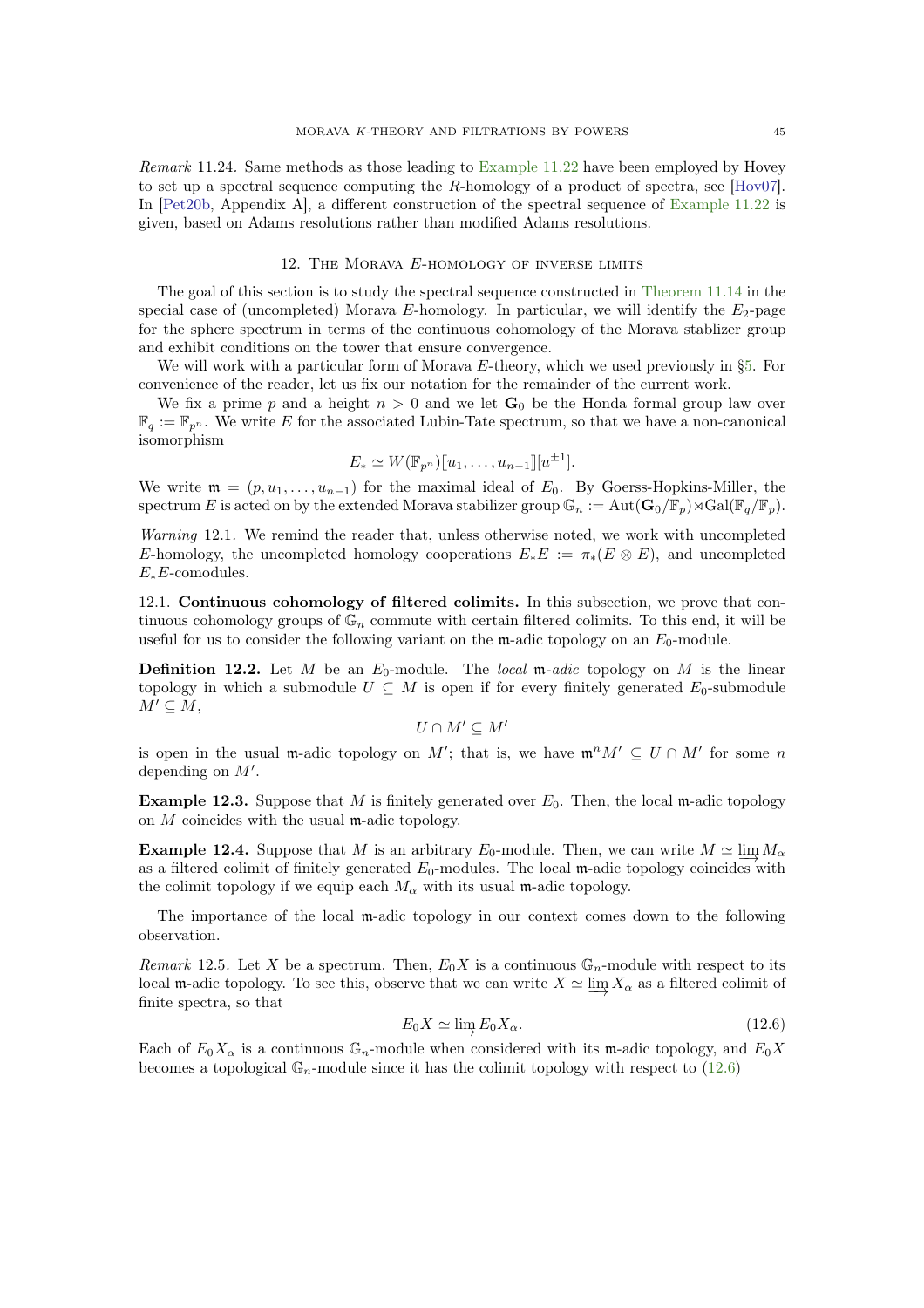*Remark* 11.24. Same methods as those leading to Example 11.22 have been employed by Hovey to set up a spectral sequence computing the $R$-homology of a product of spectra, see [Hov07]. In [Pet20b, Appendix A], a different construction of the spectral sequence of Example 11.22 is given, based on Adams resolutions rather than modified Adams resolutions.

## 12. The Morava $E$-homology of inverse limits

The goal of this section is to study the spectral sequence constructed in Theorem 11.14 in the special case of (uncompleted) Morava $E$-homology. In particular, we will identify the $E_2$-page for the sphere spectrum in terms of the continuous cohomology of the Morava stablizer group and exhibit conditions on the tower that ensure convergence.

We will work with a particular form of Morava $E$-theory, which we used previously in §5. For convenience of the reader, let us fix our notation for the remainder of the current work.

We fix a prime $p$ and a height $n > 0$ and we let $\mathbf{G}_0$ be the Honda formal group law over $\mathbb{F}_q := \mathbb{F}_{p^n}$. We write $E$ for the associated Lubin-Tate spectrum, so that we have a non-canonical isomorphism

$$E_* \simeq W(\mathbb{F}_{p^n})[\![u_1, \ldots, u_{n-1}]\!][u^{\pm 1}].$$

We write $\mathfrak{m} = (p, u_1, \ldots, u_{n-1})$ for the maximal ideal of $E_0$. By Goerss-Hopkins-Miller, the spectrum $E$ is acted on by the extended Morava stabilizer group $\mathbb{G}_n := \mathrm{Aut}(\mathbf{G}_0/\mathbb{F}_p) \rtimes \mathrm{Gal}(\mathbb{F}_q/\mathbb{F}_p)$.

*Warning* 12.1. We remind the reader that, unless otherwise noted, we work with uncompleted $E$-homology, the uncompleted homology cooperations $E_*E := \pi_*(E \otimes E)$, and uncompleted $E_*E$-comodules.

12.1. **Continuous cohomology of filtered colimits.** In this subsection, we prove that continuous cohomology groups of $\mathbb{G}_n$ commute with certain filtered colimits. To this end, it will be useful for us to consider the following variant on the $\mathfrak{m}$-adic topology on an $E_0$-module.

**Definition 12.2.** Let $M$ be an $E_0$-module. The *local* $\mathfrak{m}$*-adic* topology on $M$ is the linear topology in which a submodule $U \subseteq M$ is open if for every finitely generated $E_0$-submodule $M' \subseteq M$,

$$U \cap M' \subseteq M'$$

is open in the usual $\mathfrak{m}$-adic topology on $M'$; that is, we have $\mathfrak{m}^n M' \subseteq U \cap M'$ for some $n$ depending on $M'$.

**Example 12.3.** Suppose that $M$ is finitely generated over $E_0$. Then, the local $\mathfrak{m}$-adic topology on $M$ coincides with the usual $\mathfrak{m}$-adic topology.

**Example 12.4.** Suppose that $M$ is an arbitrary $E_0$-module. Then, we can write $M \simeq \varinjlim M_\alpha$ as a filtered colimit of finitely generated $E_0$-modules. The local $\mathfrak{m}$-adic topology coincides with the colimit topology if we equip each $M_\alpha$ with its usual $\mathfrak{m}$-adic topology.

The importance of the local $\mathfrak{m}$-adic topology in our context comes down to the following observation.

*Remark* 12.5. Let $X$ be a spectrum. Then, $E_0X$ is a continuous $\mathbb{G}_n$-module with respect to its local $\mathfrak{m}$-adic topology. To see this, observe that we can write $X \simeq \varinjlim X_\alpha$ as a filtered colimit of finite spectra, so that

$$E_0 X \simeq \varinjlim E_0 X_\alpha. \tag{12.6}$$

Each of $E_0X_\alpha$ is a continuous $\mathbb{G}_n$-module when considered with its $\mathfrak{m}$-adic topology, and $E_0X$ becomes a topological $\mathbb{G}_n$-module since it has the colimit topology with respect to (12.6)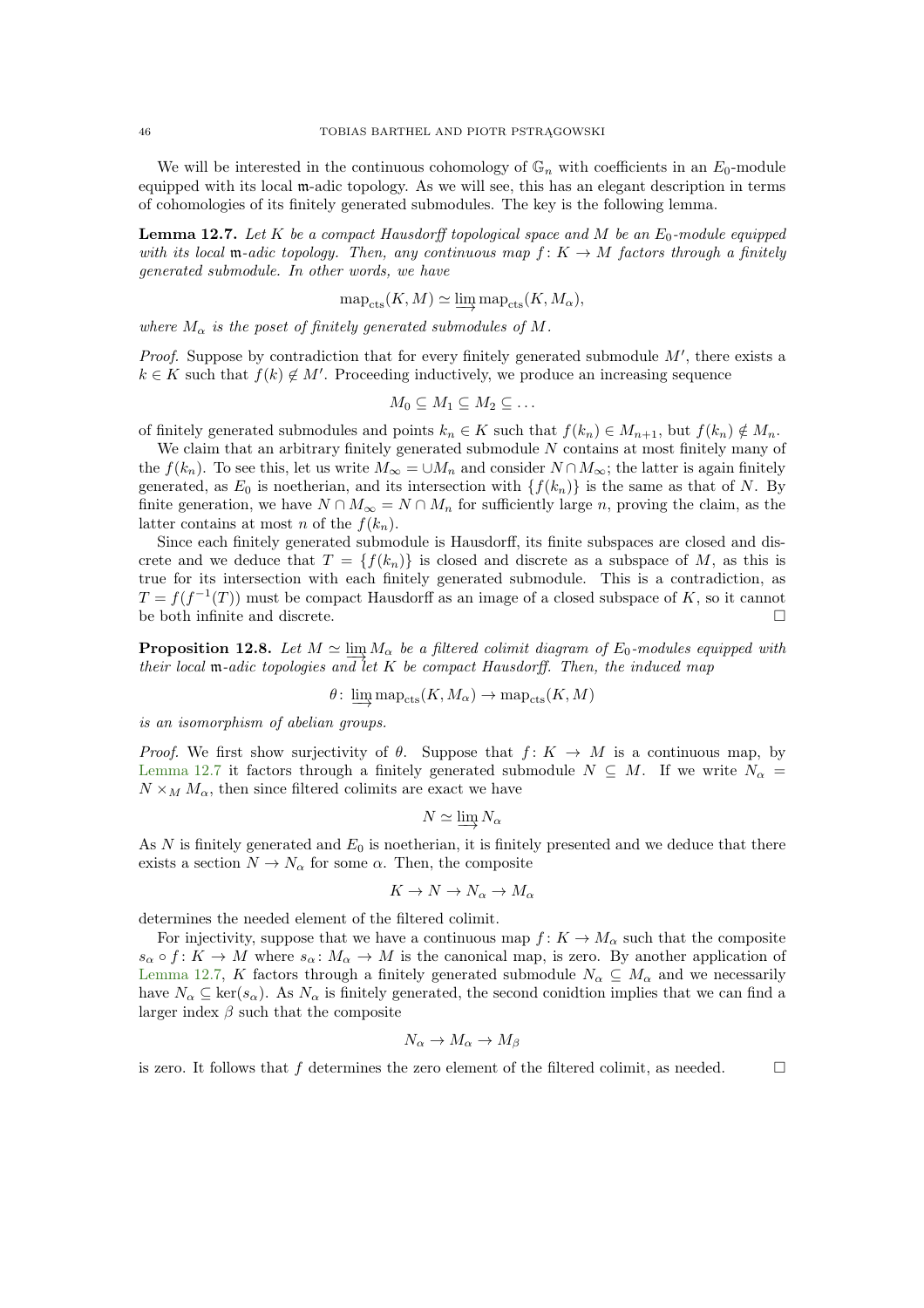We will be interested in the continuous cohomology of $\mathbb{G}_n$ with coefficients in an $E_0$-module equipped with its local $\mathfrak{m}$-adic topology. As we will see, this has an elegant description in terms of cohomologies of its finitely generated submodules. The key is the following lemma.

**Lemma 12.7.** *Let $K$ be a compact Hausdorff topological space and $M$ be an $E_0$-module equipped with its local $\mathfrak{m}$-adic topology. Then, any continuous map $f\colon K \to M$ factors through a finitely generated submodule. In other words, we have*

$$\mathrm{map}_{\mathrm{cts}}(K, M) \simeq \varinjlim \mathrm{map}_{\mathrm{cts}}(K, M_\alpha),$$

*where $M_\alpha$ is the poset of finitely generated submodules of $M$.*

*Proof.* Suppose by contradiction that for every finitely generated submodule $M'$, there exists a $k \in K$ such that $f(k) \notin M'$. Proceeding inductively, we produce an increasing sequence

$$M_0 \subseteq M_1 \subseteq M_2 \subseteq \ldots$$

of finitely generated submodules and points $k_n \in K$ such that $f(k_n) \in M_{n+1}$, but $f(k_n) \notin M_n$.

We claim that an arbitrary finitely generated submodule $N$ contains at most finitely many of the $f(k_n)$. To see this, let us write $M_\infty = \cup M_n$ and consider $N \cap M_\infty$; the latter is again finitely generated, as $E_0$ is noetherian, and its intersection with $\{f(k_n)\}$ is the same as that of $N$. By finite generation, we have $N \cap M_\infty = N \cap M_n$ for sufficiently large $n$, proving the claim, as the latter contains at most $n$ of the $f(k_n)$.

Since each finitely generated submodule is Hausdorff, its finite subspaces are closed and discrete and we deduce that $T = \{f(k_n)\}$ is closed and discrete as a subspace of $M$, as this is true for its intersection with each finitely generated submodule. This is a contradiction, as $T = f(f^{-1}(T))$ must be compact Hausdorff as an image of a closed subspace of $K$, so it cannot be both infinite and discrete. $\square$

**Proposition 12.8.** *Let $M \simeq \varinjlim M_\alpha$ be a filtered colimit diagram of $E_0$-modules equipped with their local $\mathfrak{m}$-adic topologies and let $K$ be compact Hausdorff. Then, the induced map*

$$\theta\colon \varinjlim \mathrm{map}_{\mathrm{cts}}(K, M_\alpha) \to \mathrm{map}_{\mathrm{cts}}(K, M)$$

*is an isomorphism of abelian groups.*

*Proof.* We first show surjectivity of $\theta$. Suppose that $f\colon K \to M$ is a continuous map, by Lemma 12.7 it factors through a finitely generated submodule $N \subseteq M$. If we write $N_\alpha = N \times_M M_\alpha$, then since filtered colimits are exact we have

$$N \simeq \varinjlim N_\alpha$$

As $N$ is finitely generated and $E_0$ is noetherian, it is finitely presented and we deduce that there exists a section $N \to N_\alpha$ for some $\alpha$. Then, the composite

$$K \to N \to N_\alpha \to M_\alpha$$

determines the needed element of the filtered colimit.

For injectivity, suppose that we have a continuous map $f\colon K \to M_\alpha$ such that the composite $s_\alpha \circ f\colon K \to M$ where $s_\alpha\colon M_\alpha \to M$ is the canonical map, is zero. By another application of Lemma 12.7, $K$ factors through a finitely generated submodule $N_\alpha \subseteq M_\alpha$ and we necessarily have $N_\alpha \subseteq \ker(s_\alpha)$. As $N_\alpha$ is finitely generated, the second conidtion implies that we can find a larger index $\beta$ such that the composite

$$N_\alpha \to M_\alpha \to M_\beta$$

is zero. It follows that $f$ determines the zero element of the filtered colimit, as needed. $\square$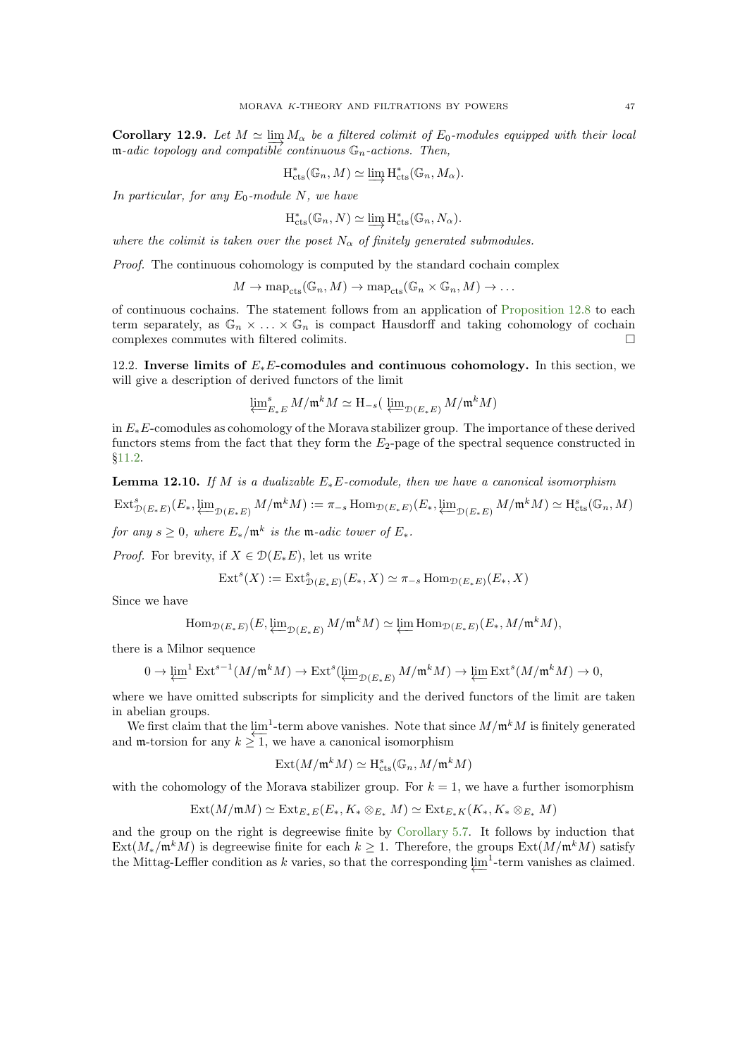**Corollary 12.9.** *Let $M \simeq \varinjlim M_\alpha$ be a filtered colimit of $E_0$-modules equipped with their local $\mathfrak{m}$-adic topology and compatible continuous $\mathbb{G}_n$-actions. Then,*

$$\mathrm{H}^*_{\mathrm{cts}}(\mathbb{G}_n, M) \simeq \varinjlim \mathrm{H}^*_{\mathrm{cts}}(\mathbb{G}_n, M_\alpha).$$

*In particular, for any $E_0$-module $N$, we have*

$$\mathrm{H}^*_{\mathrm{cts}}(\mathbb{G}_n, N) \simeq \varinjlim \mathrm{H}^*_{\mathrm{cts}}(\mathbb{G}_n, N_\alpha).$$

*where the colimit is taken over the poset $N_\alpha$ of finitely generated submodules.*

*Proof.* The continuous cohomology is computed by the standard cochain complex

$$M \to \mathrm{map}_{\mathrm{cts}}(\mathbb{G}_n, M) \to \mathrm{map}_{\mathrm{cts}}(\mathbb{G}_n \times \mathbb{G}_n, M) \to \dots$$

of continuous cochains. The statement follows from an application of Proposition 12.8 to each term separately, as $\mathbb{G}_n \times \dots \times \mathbb{G}_n$ is compact Hausdorff and taking cohomology of cochain complexes commutes with filtered colimits. $\square$

12.2. **Inverse limits of $E_*E$-comodules and continuous cohomology.** In this section, we will give a description of derived functors of the limit

$$\varprojlim\nolimits^s_{E_*E} M/\mathfrak{m}^k M \simeq \mathrm{H}_{-s}(\varprojlim\nolimits_{\mathcal{D}(E_*E)} M/\mathfrak{m}^k M)$$

in $E_*E$-comodules as cohomology of the Morava stabilizer group. The importance of these derived functors stems from the fact that they form the $E_2$-page of the spectral sequence constructed in §11.2.

**Lemma 12.10.** *If $M$ is a dualizable $E_*E$-comodule, then we have a canonical isomorphism*

$$\mathrm{Ext}^s_{\mathcal{D}(E_*E)}(E_*, \varprojlim\nolimits_{\mathcal{D}(E_*E)} M/\mathfrak{m}^k M) := \pi_{-s} \mathrm{Hom}_{\mathcal{D}(E_*E)}(E_*, \varprojlim\nolimits_{\mathcal{D}(E_*E)} M/\mathfrak{m}^k M) \simeq \mathrm{H}^s_{\mathrm{cts}}(\mathbb{G}_n, M)$$

*for any $s \geq 0$, where $E_*/\mathfrak{m}^k$ is the $\mathfrak{m}$-adic tower of $E_*$.*

*Proof.* For brevity, if $X \in \mathcal{D}(E_*E)$, let us write

$$\mathrm{Ext}^s(X) := \mathrm{Ext}^s_{\mathcal{D}(E_*E)}(E_*, X) \simeq \pi_{-s} \mathrm{Hom}_{\mathcal{D}(E_*E)}(E_*, X)$$

Since we have

$$\mathrm{Hom}_{\mathcal{D}(E_*E)}(E, \varprojlim\nolimits_{\mathcal{D}(E_*E)} M/\mathfrak{m}^k M) \simeq \varprojlim \mathrm{Hom}_{\mathcal{D}(E_*E)}(E_*, M/\mathfrak{m}^k M),$$

there is a Milnor sequence

$$0 \to \varprojlim\nolimits^1 \mathrm{Ext}^{s-1}(M/\mathfrak{m}^k M) \to \mathrm{Ext}^s(\varprojlim\nolimits_{\mathcal{D}(E_*E)} M/\mathfrak{m}^k M) \to \varprojlim \mathrm{Ext}^s(M/\mathfrak{m}^k M) \to 0,$$

where we have omitted subscripts for simplicity and the derived functors of the limit are taken in abelian groups.

We first claim that the $\varprojlim^1$-term above vanishes. Note that since $M/\mathfrak{m}^k M$ is finitely generated and $\mathfrak{m}$-torsion for any $k \geq 1$, we have a canonical isomorphism

$$\mathrm{Ext}(M/\mathfrak{m}^k M) \simeq \mathrm{H}^s_{\mathrm{cts}}(\mathbb{G}_n, M/\mathfrak{m}^k M)$$

with the cohomology of the Morava stabilizer group. For $k = 1$, we have a further isomorphism

$$\mathrm{Ext}(M/\mathfrak{m} M) \simeq \mathrm{Ext}_{E_*E}(E_*, K_* \otimes_{E_*} M) \simeq \mathrm{Ext}_{E_*K}(K_*, K_* \otimes_{E_*} M)$$

and the group on the right is degreewise finite by Corollary 5.7. It follows by induction that $\mathrm{Ext}(M_*/\mathfrak{m}^k M)$ is degreewise finite for each $k \geq 1$. Therefore, the groups $\mathrm{Ext}(M/\mathfrak{m}^k M)$ satisfy the Mittag-Leffler condition as $k$ varies, so that the corresponding $\varprojlim^1$-term vanishes as claimed.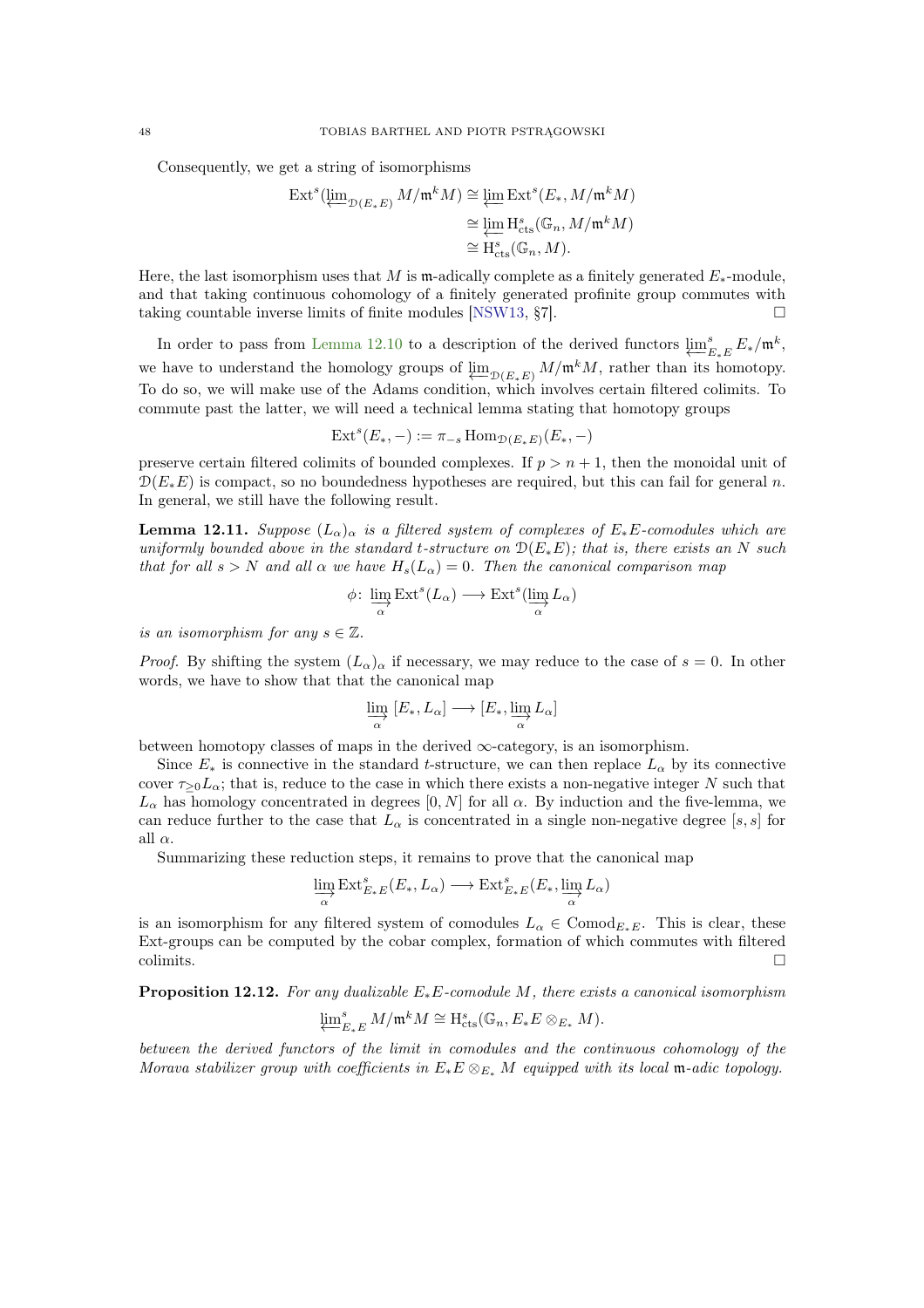Consequently, we get a string of isomorphisms

$$\begin{aligned}
\mathrm{Ext}^s(\varprojlim_{\mathcal{D}(E_*E)} M/\mathfrak{m}^k M) &\cong \varprojlim \mathrm{Ext}^s(E_*, M/\mathfrak{m}^k M) \\
&\cong \varprojlim \mathrm{H}^s_{\mathrm{cts}}(\mathbb{G}_n, M/\mathfrak{m}^k M) \\
&\cong \mathrm{H}^s_{\mathrm{cts}}(\mathbb{G}_n, M).
\end{aligned}$$

Here, the last isomorphism uses that $M$ is $\mathfrak{m}$-adically complete as a finitely generated $E_*$-module, and that taking continuous cohomology of a finitely generated profinite group commutes with taking countable inverse limits of finite modules [NSW13, §7]. $\square$

In order to pass from Lemma 12.10 to a description of the derived functors $\varprojlim^s_{E_*E} E_*/\mathfrak{m}^k$, we have to understand the homology groups of $\varprojlim_{\mathcal{D}(E_*E)} M/\mathfrak{m}^k M$, rather than its homotopy. To do so, we will make use of the Adams condition, which involves certain filtered colimits. To commute past the latter, we will need a technical lemma stating that homotopy groups

$$\mathrm{Ext}^s(E_*, -) := \pi_{-s} \operatorname{Hom}_{\mathcal{D}(E_*E)}(E_*, -)$$

preserve certain filtered colimits of bounded complexes. If $p > n+1$, then the monoidal unit of $\mathcal{D}(E_*E)$ is compact, so no boundedness hypotheses are required, but this can fail for general $n$. In general, we still have the following result.

**Lemma 12.11.** *Suppose $(L_\alpha)_\alpha$ is a filtered system of complexes of $E_*E$-comodules which are uniformly bounded above in the standard t-structure on $\mathcal{D}(E_*E)$; that is, there exists an $N$ such that for all $s > N$ and all $\alpha$ we have $H_s(L_\alpha) = 0$. Then the canonical comparison map*

$$\phi\colon \varinjlim_\alpha \mathrm{Ext}^s(L_\alpha) \longrightarrow \mathrm{Ext}^s(\varinjlim_\alpha L_\alpha)$$

*is an isomorphism for any $s \in \mathbb{Z}$.*

*Proof.* By shifting the system $(L_\alpha)_\alpha$ if necessary, we may reduce to the case of $s = 0$. In other words, we have to show that that the canonical map

$$\varinjlim_\alpha\, [E_*, L_\alpha] \longrightarrow [E_*, \varinjlim_\alpha L_\alpha]$$

between homotopy classes of maps in the derived $\infty$-category, is an isomorphism.

Since $E_*$ is connective in the standard t-structure, we can then replace $L_\alpha$ by its connective cover $\tau_{\geq 0} L_\alpha$; that is, reduce to the case in which there exists a non-negative integer $N$ such that $L_\alpha$ has homology concentrated in degrees $[0, N]$ for all $\alpha$. By induction and the five-lemma, we can reduce further to the case that $L_\alpha$ is concentrated in a single non-negative degree $[s, s]$ for all $\alpha$.

Summarizing these reduction steps, it remains to prove that the canonical map

$$\varinjlim_\alpha \mathrm{Ext}^s_{E_*E}(E_*, L_\alpha) \longrightarrow \mathrm{Ext}^s_{E_*E}(E_*, \varinjlim_\alpha L_\alpha)$$

is an isomorphism for any filtered system of comodules $L_\alpha \in \mathrm{Comod}_{E_*E}$. This is clear, these Ext-groups can be computed by the cobar complex, formation of which commutes with filtered colimits. $\square$

**Proposition 12.12.** *For any dualizable $E_*E$-comodule $M$, there exists a canonical isomorphism*

$$\varprojlim\nolimits^s_{E_*E} M/\mathfrak{m}^k M \cong \mathrm{H}^s_{\mathrm{cts}}(\mathbb{G}_n, E_*E \otimes_{E_*} M).$$

*between the derived functors of the limit in comodules and the continuous cohomology of the Morava stabilizer group with coefficients in $E_*E \otimes_{E_*} M$ equipped with its local $\mathfrak{m}$-adic topology.*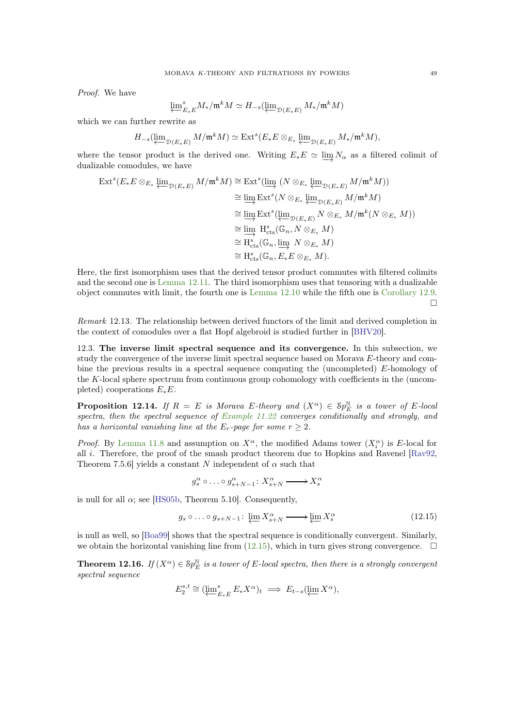*Proof.* We have

$$\varprojlim\nolimits^s_{E_*E} M_*/\mathfrak{m}^k M \simeq H_{-s}(\varprojlim\nolimits_{\mathcal{D}(E_*E)} M_*/\mathfrak{m}^k M)$$

which we can further rewrite as

$$H_{-s}(\varprojlim\nolimits_{\mathcal{D}(E_*E)} M/\mathfrak{m}^k M) \simeq \operatorname{Ext}^s(E_*E \otimes_{E_*} \varprojlim\nolimits_{\mathcal{D}(E_*E)} M_*/\mathfrak{m}^k M),$$

where the tensor product is the derived one. Writing $E_*E \simeq \varinjlim N_\alpha$ as a filtered colimit of dualizable comodules, we have

$$\begin{aligned}
\operatorname{Ext}^s(E_*E \otimes_{E_*} \varprojlim\nolimits_{\mathcal{D}(E_*E)} M/\mathfrak{m}^k M) &\cong \operatorname{Ext}^s(\varinjlim\, (N \otimes_{E_*} \varprojlim\nolimits_{\mathcal{D}(E_*E)} M/\mathfrak{m}^k M)) \\
&\cong \varinjlim \operatorname{Ext}^s(N \otimes_{E_*} \varprojlim\nolimits_{\mathcal{D}(E_*E)} M/\mathfrak{m}^k M) \\
&\cong \varinjlim \operatorname{Ext}^s(\varprojlim\nolimits_{\mathcal{D}(E_*E)} N \otimes_{E_*} M/\mathfrak{m}^k(N \otimes_{E_*} M)) \\
&\cong \varinjlim\, \mathrm{H}^s_{\mathrm{cts}}(\mathbb{G}_n, N \otimes_{E_*} M) \\
&\cong \mathrm{H}^s_{\mathrm{cts}}(\mathbb{G}_n, \varinjlim\, N \otimes_{E_*} M) \\
&\cong \mathrm{H}^s_{\mathrm{cts}}(\mathbb{G}_n, E_*E \otimes_{E_*} M).
\end{aligned}$$

Here, the first isomorphism uses that the derived tensor product commutes with filtered colimits and the second one is Lemma 12.11. The third isomorphism uses that tensoring with a dualizable object commutes with limit, the fourth one is Lemma 12.10 while the fifth one is Corollary 12.9. □

*Remark* 12.13. The relationship between derived functors of the limit and derived completion in the context of comodules over a flat Hopf algebroid is studied further in [BHV20].

12.3. **The inverse limit spectral sequence and its convergence.** In this subsection, we study the convergence of the inverse limit spectral sequence based on Morava $E$-theory and combine the previous results in a spectral sequence computing the (uncompleted) $E$-homology of the $K$-local sphere spectrum from continuous group cohomology with coefficients in the (uncompleted) cooperations $E_*E$.

**Proposition 12.14.** *If $R = E$ is Morava $E$-theory and $(X^\alpha) \in \mathcal{S}p_E^{\mathbb{N}}$ is a tower of $E$-local spectra, then the spectral sequence of Example 11.22 converges conditionally and strongly, and has a horizontal vanishing line at the $E_r$-page for some $r \geq 2$.*

*Proof.* By Lemma 11.8 and assumption on $X^\alpha$, the modified Adams tower $(X^\alpha_i)$ is $E$-local for all $i$. Therefore, the proof of the smash product theorem due to Hopkins and Ravenel [Rav92, Theorem 7.5.6] yields a constant $N$ independent of $\alpha$ such that

$$g^\alpha_s \circ \ldots \circ g^\alpha_{s+N-1} \colon X^\alpha_{s+N} \longrightarrow X^\alpha_s$$

is null for all $\alpha$; see [HS05b, Theorem 5.10]. Consequently,

$$g_s \circ \ldots \circ g_{s+N-1} \colon \varprojlim X^\alpha_{s+N} \longrightarrow \varprojlim X^\alpha_s \tag{12.15}$$

is null as well, so [Boa99] shows that the spectral sequence is conditionally convergent. Similarly, we obtain the horizontal vanishing line from (12.15), which in turn gives strong convergence. □

**Theorem 12.16.** *If $(X^\alpha) \in \mathcal{S}p_E^{\mathbb{N}}$ is a tower of $E$-local spectra, then there is a strongly convergent spectral sequence*

$$E_2^{s,t} \cong (\varprojlim\nolimits^s_{E_*E} E_*X^\alpha)_t \implies E_{t-s}(\varprojlim X^\alpha),$$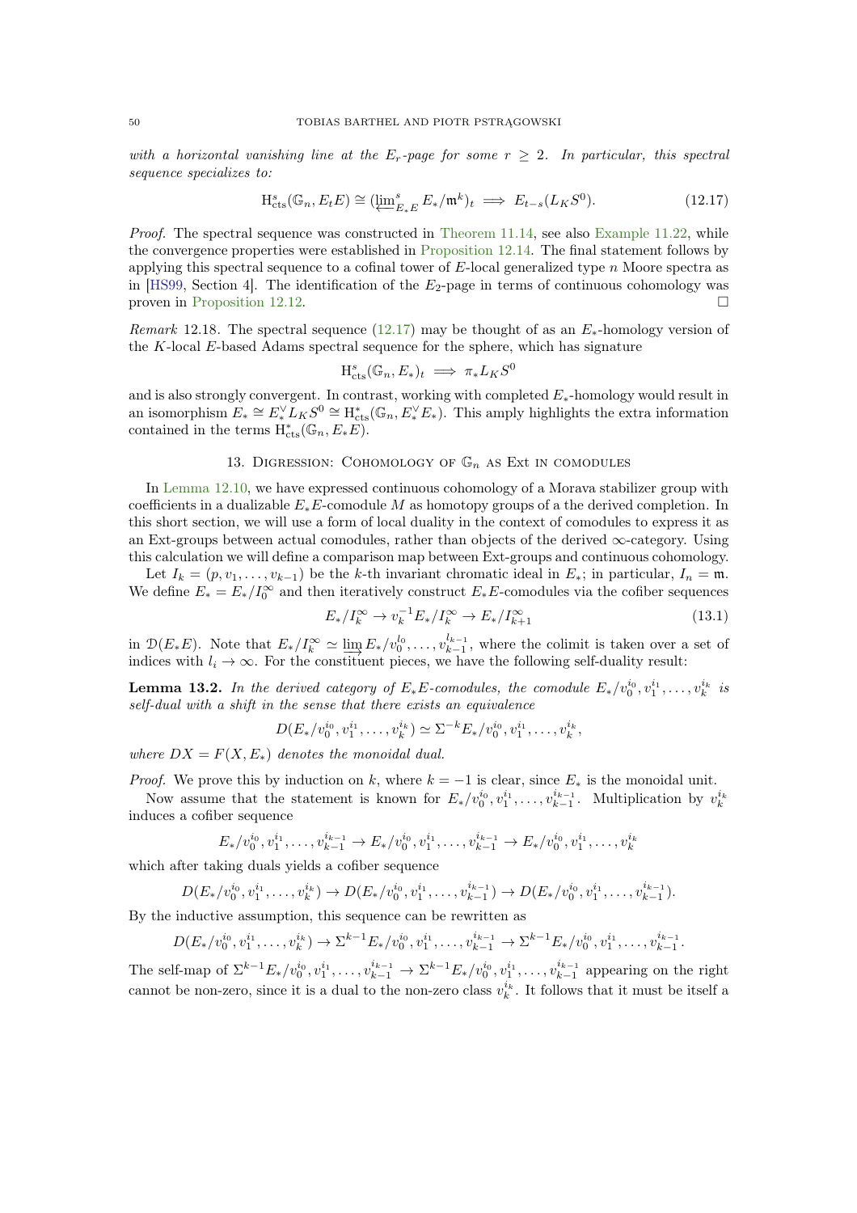*with a horizontal vanishing line at the $E_r$-page for some $r \geq 2$. In particular, this spectral sequence specializes to:*

$$\mathrm{H}^s_{\mathrm{cts}}(\mathbb{G}_n, E_tE) \cong (\varprojlim\nolimits^s_{E_*E} E_*/\mathfrak{m}^k)_t \implies E_{t-s}(L_KS^0). \tag{12.17}$$

*Proof.* The spectral sequence was constructed in Theorem 11.14, see also Example 11.22, while the convergence properties were established in Proposition 12.14. The final statement follows by applying this spectral sequence to a cofinal tower of $E$-local generalized type $n$ Moore spectra as in [HS99, Section 4]. The identification of the $E_2$-page in terms of continuous cohomology was proven in Proposition 12.12. □

*Remark* 12.18. The spectral sequence (12.17) may be thought of as an $E_*$-homology version of the $K$-local $E$-based Adams spectral sequence for the sphere, which has signature

$$\mathrm{H}^s_{\mathrm{cts}}(\mathbb{G}_n, E_*)_t \implies \pi_*L_KS^0$$

and is also strongly convergent. In contrast, working with completed $E_*$-homology would result in an isomorphism $E_* \cong E^\vee_*L_KS^0 \cong \mathrm{H}^*_{\mathrm{cts}}(\mathbb{G}_n, E^\vee_*E_*)$. This amply highlights the extra information contained in the terms $\mathrm{H}^*_{\mathrm{cts}}(\mathbb{G}_n, E_*E)$.

## 13. Digression: Cohomology of $\mathbb{G}_n$ as Ext in comodules

In Lemma 12.10, we have expressed continuous cohomology of a Morava stabilizer group with coefficients in a dualizable $E_*E$-comodule $M$ as homotopy groups of a the derived completion. In this short section, we will use a form of local duality in the context of comodules to express it as an Ext-groups between actual comodules, rather than objects of the derived $\infty$-category. Using this calculation we will define a comparison map between Ext-groups and continuous cohomology.

Let $I_k = (p, v_1, \ldots, v_{k-1})$ be the $k$-th invariant chromatic ideal in $E_*$; in particular, $I_n = \mathfrak{m}$. We define $E_* = E_*/I_0^\infty$ and then iteratively construct $E_*E$-comodules via the cofiber sequences

$$E_*/I_k^\infty \to v_k^{-1}E_*/I_k^\infty \to E_*/I_{k+1}^\infty \tag{13.1}$$

in $\mathcal{D}(E_*E)$. Note that $E_*/I_k^\infty \simeq \varinjlim E_*/v_0^{l_0}, \ldots, v_{k-1}^{l_{k-1}}$, where the colimit is taken over a set of indices with $l_i \to \infty$. For the constituent pieces, we have the following self-duality result:

**Lemma 13.2.** *In the derived category of $E_*E$-comodules, the comodule $E_*/v_0^{i_0}, v_1^{i_1}, \ldots, v_k^{i_k}$ is self-dual with a shift in the sense that there exists an equivalence*

$$D(E_*/v_0^{i_0}, v_1^{i_1}, \ldots, v_k^{i_k}) \simeq \Sigma^{-k}E_*/v_0^{i_0}, v_1^{i_1}, \ldots, v_k^{i_k},$$

*where $DX = F(X, E_*)$ denotes the monoidal dual.*

*Proof.* We prove this by induction on $k$, where $k = -1$ is clear, since $E_*$ is the monoidal unit.

Now assume that the statement is known for $E_*/v_0^{i_0}, v_1^{i_1}, \ldots, v_{k-1}^{i_{k-1}}$. Multiplication by $v_k^{i_k}$ induces a cofiber sequence

$$E_*/v_0^{i_0}, v_1^{i_1}, \ldots, v_{k-1}^{i_{k-1}} \to E_*/v_0^{i_0}, v_1^{i_1}, \ldots, v_{k-1}^{i_{k-1}} \to E_*/v_0^{i_0}, v_1^{i_1}, \ldots, v_k^{i_k}$$

which after taking duals yields a cofiber sequence

$$D(E_*/v_0^{i_0}, v_1^{i_1}, \ldots, v_k^{i_k}) \to D(E_*/v_0^{i_0}, v_1^{i_1}, \ldots, v_{k-1}^{i_{k-1}}) \to D(E_*/v_0^{i_0}, v_1^{i_1}, \ldots, v_{k-1}^{i_{k-1}}).$$

By the inductive assumption, this sequence can be rewritten as

$$D(E_*/v_0^{i_0}, v_1^{i_1}, \ldots, v_k^{i_k}) \to \Sigma^{k-1}E_*/v_0^{i_0}, v_1^{i_1}, \ldots, v_{k-1}^{i_{k-1}} \to \Sigma^{k-1}E_*/v_0^{i_0}, v_1^{i_1}, \ldots, v_{k-1}^{i_{k-1}}.$$

The self-map of $\Sigma^{k-1}E_*/v_0^{i_0}, v_1^{i_1}, \ldots, v_{k-1}^{i_{k-1}} \to \Sigma^{k-1}E_*/v_0^{i_0}, v_1^{i_1}, \ldots, v_{k-1}^{i_{k-1}}$ appearing on the right cannot be non-zero, since it is a dual to the non-zero class $v_k^{i_k}$. It follows that it must be itself a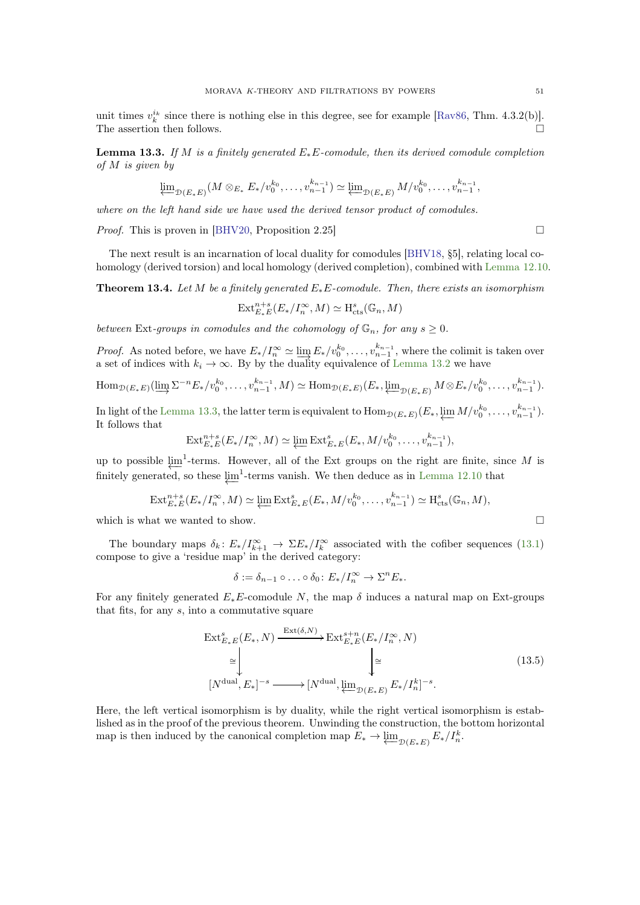unit times $v_k^{i_k}$ since there is nothing else in this degree, see for example [Rav86, Thm. 4.3.2(b)]. The assertion then follows. □

**Lemma 13.3.** *If $M$ is a finitely generated $E_*E$-comodule, then its derived comodule completion of $M$ is given by*

$$\varprojlim_{\mathcal{D}(E_*E)} (M \otimes_{E_*} E_*/v_0^{k_0}, \ldots, v_{n-1}^{k_{n-1}}) \simeq \varprojlim_{\mathcal{D}(E_*E)} M/v_0^{k_0}, \ldots, v_{n-1}^{k_{n-1}},$$

*where on the left hand side we have used the derived tensor product of comodules.*

*Proof.* This is proven in [BHV20, Proposition 2.25] □

The next result is an incarnation of local duality for comodules [BHV18, §5], relating local cohomology (derived torsion) and local homology (derived completion), combined with Lemma 12.10.

**Theorem 13.4.** *Let $M$ be a finitely generated $E_*E$-comodule. Then, there exists an isomorphism*

$$\mathrm{Ext}^{n+s}_{E_*E}(E_*/I_n^\infty, M) \simeq \mathrm{H}^s_{\mathrm{cts}}(\mathbb{G}_n, M)$$

*between* Ext*-groups in comodules and the cohomology of $\mathbb{G}_n$, for any $s \geq 0$.*

*Proof.* As noted before, we have $E_*/I_n^\infty \simeq \varinjlim E_*/v_0^{k_0}, \ldots, v_{n-1}^{k_{n-1}}$, where the colimit is taken over a set of indices with $k_i \to \infty$. By by the duality equivalence of Lemma 13.2 we have

$$\mathrm{Hom}_{\mathcal{D}(E_*E)}(\varinjlim \Sigma^{-n} E_*/v_0^{k_0}, \ldots, v_{n-1}^{k_{n-1}}, M) \simeq \mathrm{Hom}_{\mathcal{D}(E_*E)}(E_*, \varprojlim_{\mathcal{D}(E_*E)} M \otimes E_*/v_0^{k_0}, \ldots, v_{n-1}^{k_{n-1}}).$$

In light of the Lemma 13.3, the latter term is equivalent to $\mathrm{Hom}_{\mathcal{D}(E_*E)}(E_*, \varprojlim M/v_0^{k_0}, \ldots, v_{n-1}^{k_{n-1}})$. It follows that

$$\mathrm{Ext}^{n+s}_{E_*E}(E_*/I_n^\infty, M) \simeq \varprojlim \mathrm{Ext}^s_{E_*E}(E_*, M/v_0^{k_0}, \ldots, v_{n-1}^{k_{n-1}}),$$

up to possible $\varprojlim^1$-terms. However, all of the Ext groups on the right are finite, since $M$ is finitely generated, so these $\varprojlim^1$-terms vanish. We then deduce as in Lemma 12.10 that

$$\mathrm{Ext}^{n+s}_{E_*E}(E_*/I_n^\infty, M) \simeq \varprojlim \mathrm{Ext}^s_{E_*E}(E_*, M/v_0^{k_0}, \ldots, v_{n-1}^{k_{n-1}}) \simeq \mathrm{H}^s_{\mathrm{cts}}(\mathbb{G}_n, M),$$

which is what we wanted to show. □

The boundary maps $\delta_k \colon E_*/I_{k+1}^\infty \to \Sigma E_*/I_k^\infty$ associated with the cofiber sequences (13.1) compose to give a 'residue map' in the derived category:

$$\delta := \delta_{n-1} \circ \ldots \circ \delta_0 \colon E_*/I_n^\infty \to \Sigma^n E_*.$$

For any finitely generated $E_*E$-comodule $N$, the map $\delta$ induces a natural map on Ext-groups that fits, for any $s$, into a commutative square

$$\begin{array}{ccc} \mathrm{Ext}^s_{E_*E}(E_*, N) & \xrightarrow{\mathrm{Ext}(\delta, N)} & \mathrm{Ext}^{s+n}_{E_*E}(E_*/I_n^\infty, N) \\ \cong \downarrow & & \downarrow \cong \\ [N^{\mathrm{dual}}, E_*]^{-s} & \longrightarrow & [N^{\mathrm{dual}}, \varprojlim_{\mathcal{D}(E_*E)} E_*/I_n^k]^{-s}. \end{array} \tag{13.5}$$

Here, the left vertical isomorphism is by duality, while the right vertical isomorphism is established as in the proof of the previous theorem. Unwinding the construction, the bottom horizontal map is then induced by the canonical completion map $E_* \to \varprojlim_{\mathcal{D}(E_*E)} E_*/I_n^k$.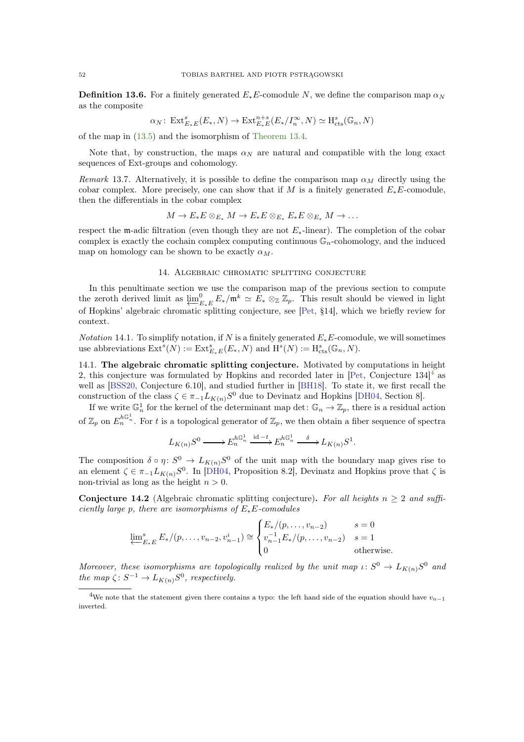**Definition 13.6.** For a finitely generated $E_*E$-comodule $N$, we define the comparison map $\alpha_N$ as the composite

$$\alpha_N \colon \operatorname{Ext}^s_{E_*E}(E_*, N) \to \operatorname{Ext}^{n+s}_{E_*E}(E_*/I_n^\infty, N) \simeq \operatorname{H}^s_{\mathrm{cts}}(\mathbb{G}_n, N)$$

of the map in (13.5) and the isomorphism of Theorem 13.4.

Note that, by construction, the maps $\alpha_N$ are natural and compatible with the long exact sequences of Ext-groups and cohomology.

*Remark* 13.7. Alternatively, it is possible to define the comparison map $\alpha_M$ directly using the cobar complex. More precisely, one can show that if $M$ is a finitely generated $E_*E$-comodule, then the differentials in the cobar complex

$$M \to E_*E \otimes_{E_*} M \to E_*E \otimes_{E_*} E_*E \otimes_{E_*} M \to \dots$$

respect the $\mathfrak{m}$-adic filtration (even though they are not $E_*$-linear). The completion of the cobar complex is exactly the cochain complex computing continuous $\mathbb{G}_n$-cohomology, and the induced map on homology can be shown to be exactly $\alpha_M$.

## 14. Algebraic chromatic splitting conjecture

In this penultimate section we use the comparison map of the previous section to compute the zeroth derived limit as $\varprojlim^0_{E_*E} E_*/\mathfrak{m}^k \simeq E_* \otimes_{\mathbb{Z}} \mathbb{Z}_p$. This result should be viewed in light of Hopkins' algebraic chromatic splitting conjecture, see [Pet, §14], which we briefly review for context.

*Notation* 14.1. To simplify notation, if $N$ is a finitely generated $E_*E$-comodule, we will sometimes use abbreviations $\operatorname{Ext}^s(N) := \operatorname{Ext}^s_{E_*E}(E_*, N)$ and $\operatorname{H}^s(N) := \operatorname{H}^s_{\mathrm{cts}}(\mathbb{G}_n, N)$.

14.1. **The algebraic chromatic splitting conjecture.** Motivated by computations in height 2, this conjecture was formulated by Hopkins and recorded later in [Pet, Conjecture 134][4] as well as [BSS20, Conjecture 6.10], and studied further in [BH18]. To state it, we first recall the construction of the class $\zeta \in \pi_{-1}L_{K(n)}S^0$ due to Devinatz and Hopkins [DH04, Section 8].

If we write $\mathbb{G}_n^1$ for the kernel of the determinant map $\det \colon \mathbb{G}_n \to \mathbb{Z}_p$, there is a residual action of $\mathbb{Z}_p$ on $E_n^{h\mathbb{G}_n^1}$. For $t$ is a topological generator of $\mathbb{Z}_p$, we then obtain a fiber sequence of spectra

$$L_{K(n)}S^0 \longrightarrow E_n^{h\mathbb{G}_n^1} \xrightarrow{\mathrm{id}-t} E_n^{h\mathbb{G}_n^1} \xrightarrow{\delta} L_{K(n)}S^1.$$

The composition $\delta \circ \eta \colon S^0 \to L_{K(n)}S^0$ of the unit map with the boundary map gives rise to an element $\zeta \in \pi_{-1}L_{K(n)}S^0$. In [DH04, Proposition 8.2], Devinatz and Hopkins prove that $\zeta$ is non-trivial as long as the height $n > 0$.

**Conjecture 14.2** (Algebraic chromatic splitting conjecture)**.** *For all heights $n \geq 2$ and sufficiently large $p$, there are isomorphisms of $E_*E$-comodules*

$$\varprojlim^s_{E_*E} E_*/(p, \dots, v_{n-2}, v_{n-1}^i) \cong \begin{cases} E_*/(p, \dots, v_{n-2}) & s = 0 \\ v_{n-1}^{-1}E_*/(p, \dots, v_{n-2}) & s = 1 \\ 0 & \text{otherwise.} \end{cases}$$

*Moreover, these isomorphisms are topologically realized by the unit map $\iota \colon S^0 \to L_{K(n)}S^0$ and the map $\zeta \colon S^{-1} \to L_{K(n)}S^0$, respectively.*

[4] We note that the statement given there contains a typo: the left hand side of the equation should have $v_{n-1}$ inverted.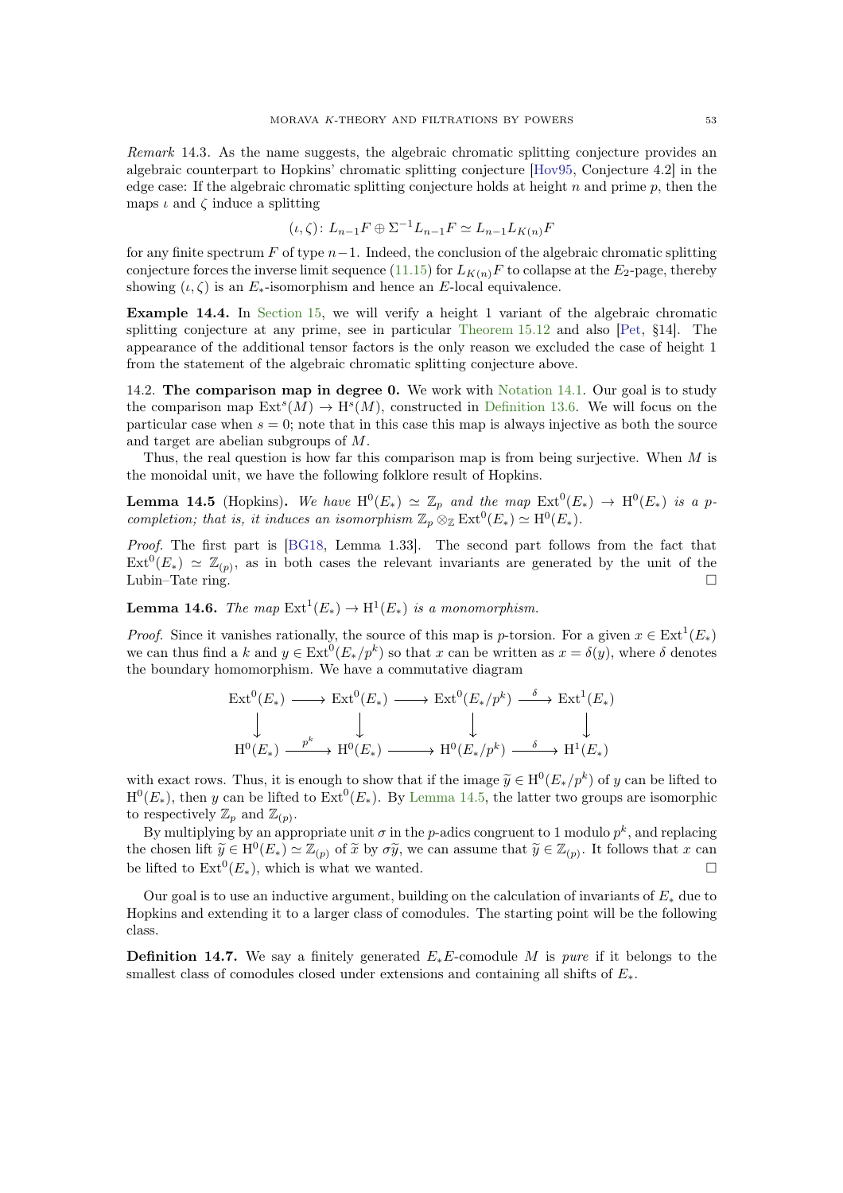*Remark* 14.3. As the name suggests, the algebraic chromatic splitting conjecture provides an algebraic counterpart to Hopkins' chromatic splitting conjecture [Hov95, Conjecture 4.2] in the edge case: If the algebraic chromatic splitting conjecture holds at height $n$ and prime $p$, then the maps $\iota$ and $\zeta$ induce a splitting

$$(\iota, \zeta)\colon L_{n-1}F \oplus \Sigma^{-1} L_{n-1}F \simeq L_{n-1}L_{K(n)}F$$

for any finite spectrum $F$ of type $n-1$. Indeed, the conclusion of the algebraic chromatic splitting conjecture forces the inverse limit sequence (11.15) for $L_{K(n)}F$ to collapse at the $E_2$-page, thereby showing $(\iota, \zeta)$ is an $E_*$-isomorphism and hence an $E$-local equivalence.

**Example 14.4.** In Section 15, we will verify a height 1 variant of the algebraic chromatic splitting conjecture at any prime, see in particular Theorem 15.12 and also [Pet, §14]. The appearance of the additional tensor factors is the only reason we excluded the case of height 1 from the statement of the algebraic chromatic splitting conjecture above.

14.2. **The comparison map in degree 0.** We work with Notation 14.1. Our goal is to study the comparison map $\mathrm{Ext}^s(M) \to \mathrm{H}^s(M)$, constructed in Definition 13.6. We will focus on the particular case when $s = 0$; note that in this case this map is always injective as both the source and target are abelian subgroups of $M$.

Thus, the real question is how far this comparison map is from being surjective. When $M$ is the monoidal unit, we have the following folklore result of Hopkins.

**Lemma 14.5** (Hopkins). *We have $\mathrm{H}^0(E_*) \simeq \mathbb{Z}_p$ and the map $\mathrm{Ext}^0(E_*) \to \mathrm{H}^0(E_*)$ is a $p$-completion; that is, it induces an isomorphism $\mathbb{Z}_p \otimes_{\mathbb{Z}} \mathrm{Ext}^0(E_*) \simeq \mathrm{H}^0(E_*)$.*

*Proof.* The first part is [BG18, Lemma 1.33]. The second part follows from the fact that $\mathrm{Ext}^0(E_*) \simeq \mathbb{Z}_{(p)}$, as in both cases the relevant invariants are generated by the unit of the Lubin–Tate ring. □

**Lemma 14.6.** *The map $\mathrm{Ext}^1(E_*) \to \mathrm{H}^1(E_*)$ is a monomorphism.*

*Proof.* Since it vanishes rationally, the source of this map is $p$-torsion. For a given $x \in \mathrm{Ext}^1(E_*)$ we can thus find a $k$ and $y \in \mathrm{Ext}^0(E_*/p^k)$ so that $x$ can be written as $x = \delta(y)$, where $\delta$ denotes the boundary homomorphism. We have a commutative diagram

$$\begin{array}{ccccccc}
\mathrm{Ext}^0(E_*) & \longrightarrow & \mathrm{Ext}^0(E_*) & \longrightarrow & \mathrm{Ext}^0(E_*/p^k) & \xrightarrow{\delta} & \mathrm{Ext}^1(E_*) \\
\downarrow & & \downarrow & & \downarrow & & \downarrow \\
\mathrm{H}^0(E_*) & \xrightarrow{p^k} & \mathrm{H}^0(E_*) & \longrightarrow & \mathrm{H}^0(E_*/p^k) & \xrightarrow{\delta} & \mathrm{H}^1(E_*)
\end{array}$$

with exact rows. Thus, it is enough to show that if the image $\widetilde{y} \in \mathrm{H}^0(E_*/p^k)$ of $y$ can be lifted to $\mathrm{H}^0(E_*)$, then $y$ can be lifted to $\mathrm{Ext}^0(E_*)$. By Lemma 14.5, the latter two groups are isomorphic to respectively $\mathbb{Z}_p$ and $\mathbb{Z}_{(p)}$.

By multiplying by an appropriate unit $\sigma$ in the $p$-adics congruent to 1 modulo $p^k$, and replacing the chosen lift $\widetilde{y} \in \mathrm{H}^0(E_*) \simeq \mathbb{Z}_{(p)}$ of $\widetilde{x}$ by $\sigma\widetilde{y}$, we can assume that $\widetilde{y} \in \mathbb{Z}_{(p)}$. It follows that $x$ can be lifted to $\mathrm{Ext}^0(E_*)$, which is what we wanted. □

Our goal is to use an inductive argument, building on the calculation of invariants of $E_*$ due to Hopkins and extending it to a larger class of comodules. The starting point will be the following class.

**Definition 14.7.** We say a finitely generated $E_*E$-comodule $M$ is *pure* if it belongs to the smallest class of comodules closed under extensions and containing all shifts of $E_*$.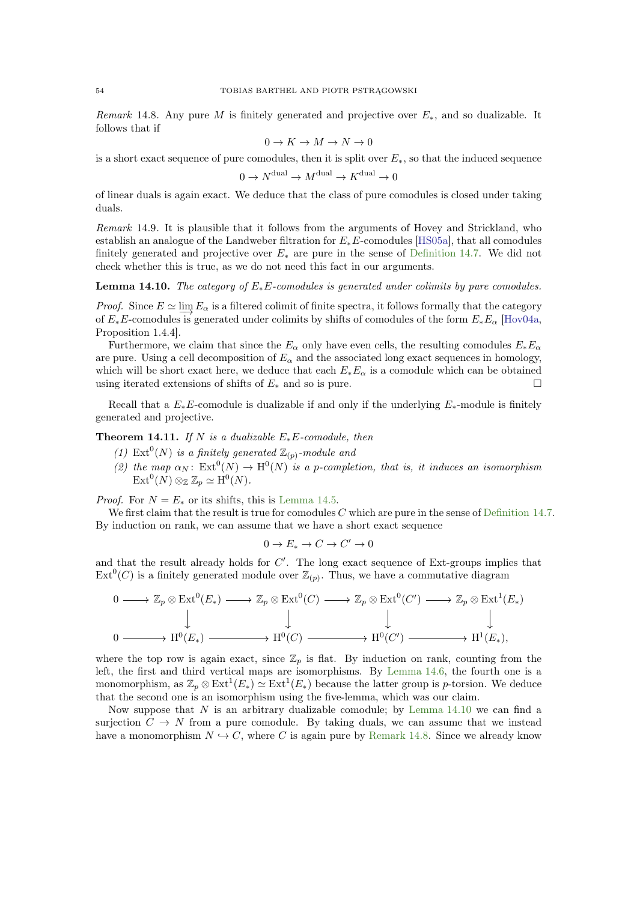*Remark* 14.8. Any pure $M$ is finitely generated and projective over $E_*$, and so dualizable. It follows that if

$$0 \to K \to M \to N \to 0$$

is a short exact sequence of pure comodules, then it is split over $E_*$, so that the induced sequence

$$0 \to N^{\mathrm{dual}} \to M^{\mathrm{dual}} \to K^{\mathrm{dual}} \to 0$$

of linear duals is again exact. We deduce that the class of pure comodules is closed under taking duals.

*Remark* 14.9. It is plausible that it follows from the arguments of Hovey and Strickland, who establish an analogue of the Landweber filtration for $E_*E$-comodules [HS05a], that all comodules finitely generated and projective over $E_*$ are pure in the sense of Definition 14.7. We did not check whether this is true, as we do not need this fact in our arguments.

**Lemma 14.10.** *The category of $E_*E$-comodules is generated under colimits by pure comodules.*

*Proof.* Since $E \simeq \varinjlim E_\alpha$ is a filtered colimit of finite spectra, it follows formally that the category of $E_*E$-comodules is generated under colimits by shifts of comodules of the form $E_*E_\alpha$ [Hov04a, Proposition 1.4.4].

Furthermore, we claim that since the $E_\alpha$ only have even cells, the resulting comodules $E_*E_\alpha$ are pure. Using a cell decomposition of $E_\alpha$ and the associated long exact sequences in homology, which will be short exact here, we deduce that each $E_*E_\alpha$ is a comodule which can be obtained using iterated extensions of shifts of $E_*$ and so is pure. □

Recall that a $E_*E$-comodule is dualizable if and only if the underlying $E_*$-module is finitely generated and projective.

**Theorem 14.11.** *If $N$ is a dualizable $E_*E$-comodule, then*

*(1) $\mathrm{Ext}^0(N)$ is a finitely generated $\mathbb{Z}_{(p)}$-module and*

*(2) the map $\alpha_N\colon \mathrm{Ext}^0(N) \to \mathrm{H}^0(N)$ is a $p$-completion, that is, it induces an isomorphism $\mathrm{Ext}^0(N) \otimes_{\mathbb{Z}} \mathbb{Z}_p \simeq \mathrm{H}^0(N)$.*

*Proof.* For $N = E_*$ or its shifts, this is Lemma 14.5.

We first claim that the result is true for comodules $C$ which are pure in the sense of Definition 14.7. By induction on rank, we can assume that we have a short exact sequence

$$0 \to E_* \to C \to C' \to 0$$

and that the result already holds for $C'$. The long exact sequence of Ext-groups implies that $\mathrm{Ext}^0(C)$ is a finitely generated module over $\mathbb{Z}_{(p)}$. Thus, we have a commutative diagram

$$\begin{array}{ccccccccc} 0 & \longrightarrow & \mathbb{Z}_p \otimes \mathrm{Ext}^0(E_*) & \longrightarrow & \mathbb{Z}_p \otimes \mathrm{Ext}^0(C) & \longrightarrow & \mathbb{Z}_p \otimes \mathrm{Ext}^0(C') & \longrightarrow & \mathbb{Z}_p \otimes \mathrm{Ext}^1(E_*) \\ & & \downarrow & & \downarrow & & \downarrow & & \downarrow \\ 0 & \longrightarrow & \mathrm{H}^0(E_*) & \longrightarrow & \mathrm{H}^0(C) & \longrightarrow & \mathrm{H}^0(C') & \longrightarrow & \mathrm{H}^1(E_*), \end{array}$$

where the top row is again exact, since $\mathbb{Z}_p$ is flat. By induction on rank, counting from the left, the first and third vertical maps are isomorphisms. By Lemma 14.6, the fourth one is a monomorphism, as $\mathbb{Z}_p \otimes \mathrm{Ext}^1(E_*) \simeq \mathrm{Ext}^1(E_*)$ because the latter group is $p$-torsion. We deduce that the second one is an isomorphism using the five-lemma, which was our claim.

Now suppose that $N$ is an arbitrary dualizable comodule; by Lemma 14.10 we can find a surjection $C \to N$ from a pure comodule. By taking duals, we can assume that we instead have a monomorphism $N \hookrightarrow C$, where $C$ is again pure by Remark 14.8. Since we already know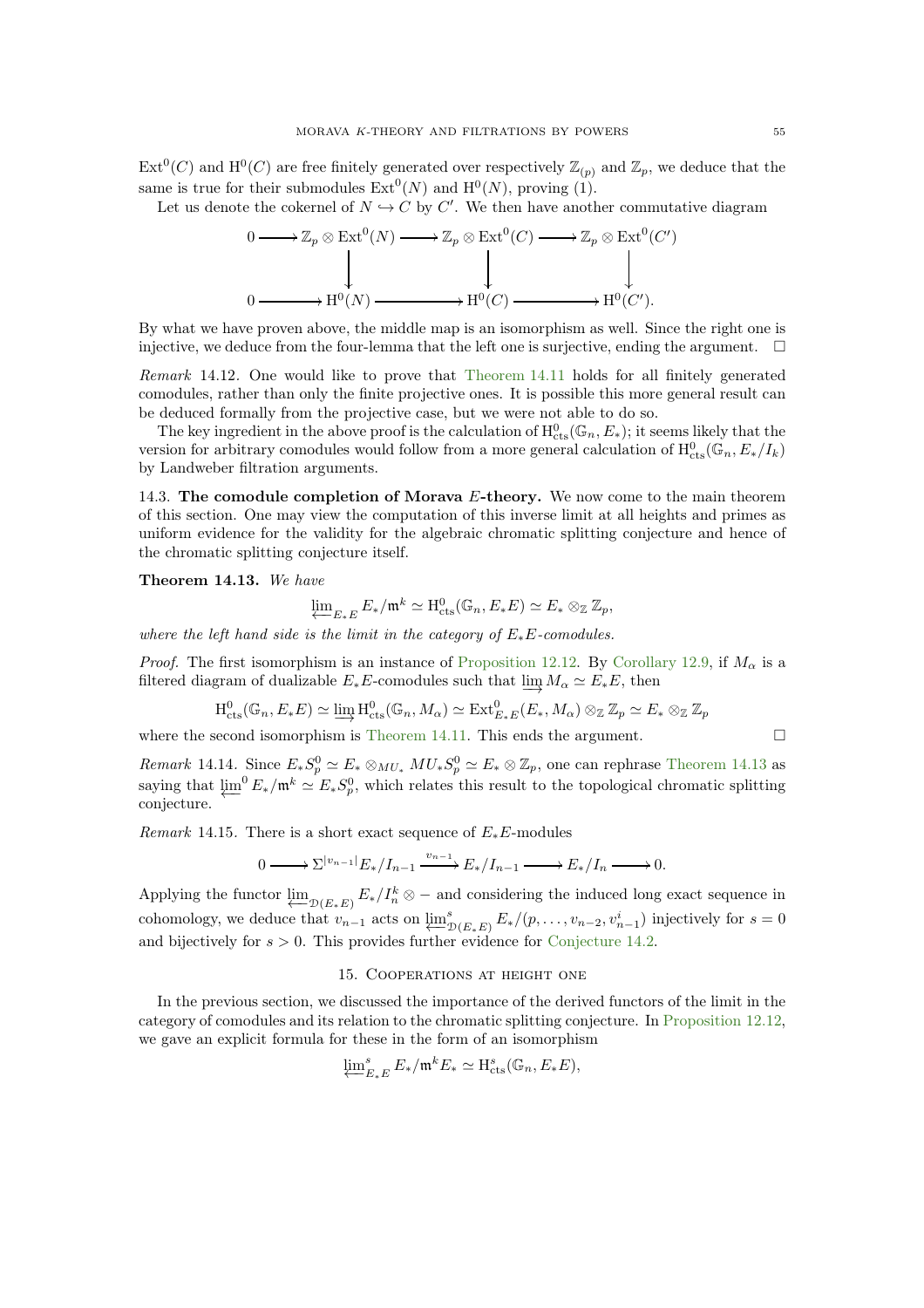$\mathrm{Ext}^0(C)$ and $\mathrm{H}^0(C)$ are free finitely generated over respectively $\mathbb{Z}_{(p)}$ and $\mathbb{Z}_p$, we deduce that the same is true for their submodules $\mathrm{Ext}^0(N)$ and $\mathrm{H}^0(N)$, proving (1).

Let us denote the cokernel of $N \hookrightarrow C$ by $C'$. We then have another commutative diagram

$$\begin{array}{ccccccc}
0 \longrightarrow & \mathbb{Z}_p \otimes \mathrm{Ext}^0(N) & \longrightarrow & \mathbb{Z}_p \otimes \mathrm{Ext}^0(C) & \longrightarrow & \mathbb{Z}_p \otimes \mathrm{Ext}^0(C') \\
& \downarrow & & \downarrow & & \downarrow \\
0 \longrightarrow & \mathrm{H}^0(N) & \longrightarrow & \mathrm{H}^0(C) & \longrightarrow & \mathrm{H}^0(C').
\end{array}$$

By what we have proven above, the middle map is an isomorphism as well. Since the right one is injective, we deduce from the four-lemma that the left one is surjective, ending the argument. $\square$

*Remark* 14.12. One would like to prove that Theorem 14.11 holds for all finitely generated comodules, rather than only the finite projective ones. It is possible this more general result can be deduced formally from the projective case, but we were not able to do so.

The key ingredient in the above proof is the calculation of $\mathrm{H}^0_{\mathrm{cts}}(\mathbb{G}_n, E_*)$; it seems likely that the version for arbitrary comodules would follow from a more general calculation of $\mathrm{H}^0_{\mathrm{cts}}(\mathbb{G}_n, E_*/I_k)$ by Landweber filtration arguments.

**14.3. The comodule completion of Morava $E$-theory.** We now come to the main theorem of this section. One may view the computation of this inverse limit at all heights and primes as uniform evidence for the validity for the algebraic chromatic splitting conjecture and hence of the chromatic splitting conjecture itself.

**Theorem 14.13.** *We have*

$$\varprojlim\nolimits_{E_*E} E_*/\mathfrak{m}^k \simeq \mathrm{H}^0_{\mathrm{cts}}(\mathbb{G}_n, E_*E) \simeq E_* \otimes_{\mathbb{Z}} \mathbb{Z}_p,$$

*where the left hand side is the limit in the category of $E_*E$-comodules.*

*Proof.* The first isomorphism is an instance of Proposition 12.12. By Corollary 12.9, if $M_\alpha$ is a filtered diagram of dualizable $E_*E$-comodules such that $\varinjlim M_\alpha \simeq E_*E$, then

$$\mathrm{H}^0_{\mathrm{cts}}(\mathbb{G}_n, E_*E) \simeq \varinjlim \mathrm{H}^0_{\mathrm{cts}}(\mathbb{G}_n, M_\alpha) \simeq \mathrm{Ext}^0_{E_*E}(E_*, M_\alpha) \otimes_{\mathbb{Z}} \mathbb{Z}_p \simeq E_* \otimes_{\mathbb{Z}} \mathbb{Z}_p$$

where the second isomorphism is Theorem 14.11. This ends the argument. $\square$

*Remark* 14.14. Since $E_*S^0_p \simeq E_* \otimes_{MU_*} MU_*S^0_p \simeq E_* \otimes \mathbb{Z}_p$, one can rephrase Theorem 14.13 as saying that $\varprojlim^0 E_*/\mathfrak{m}^k \simeq E_*S^0_p$, which relates this result to the topological chromatic splitting conjecture.

*Remark* 14.15. There is a short exact sequence of $E_*E$-modules

$$0 \longrightarrow \Sigma^{|v_{n-1}|} E_*/I_{n-1} \xrightarrow{v_{n-1}} E_*/I_{n-1} \longrightarrow E_*/I_n \longrightarrow 0.$$

Applying the functor $\varprojlim_{\mathcal{D}(E_*E)} E_*/I_n^k \otimes -$ and considering the induced long exact sequence in cohomology, we deduce that $v_{n-1}$ acts on $\varprojlim^s_{\mathcal{D}(E_*E)} E_*/(p, \ldots, v_{n-2}, v_{n-1}^i)$ injectively for $s = 0$ and bijectively for $s > 0$. This provides further evidence for Conjecture 14.2.

## 15. Cooperations at height one

In the previous section, we discussed the importance of the derived functors of the limit in the category of comodules and its relation to the chromatic splitting conjecture. In Proposition 12.12, we gave an explicit formula for these in the form of an isomorphism

$$\varprojlim\nolimits^s_{E_*E} E_*/\mathfrak{m}^k E_* \simeq \mathrm{H}^s_{\mathrm{cts}}(\mathbb{G}_n, E_*E),$$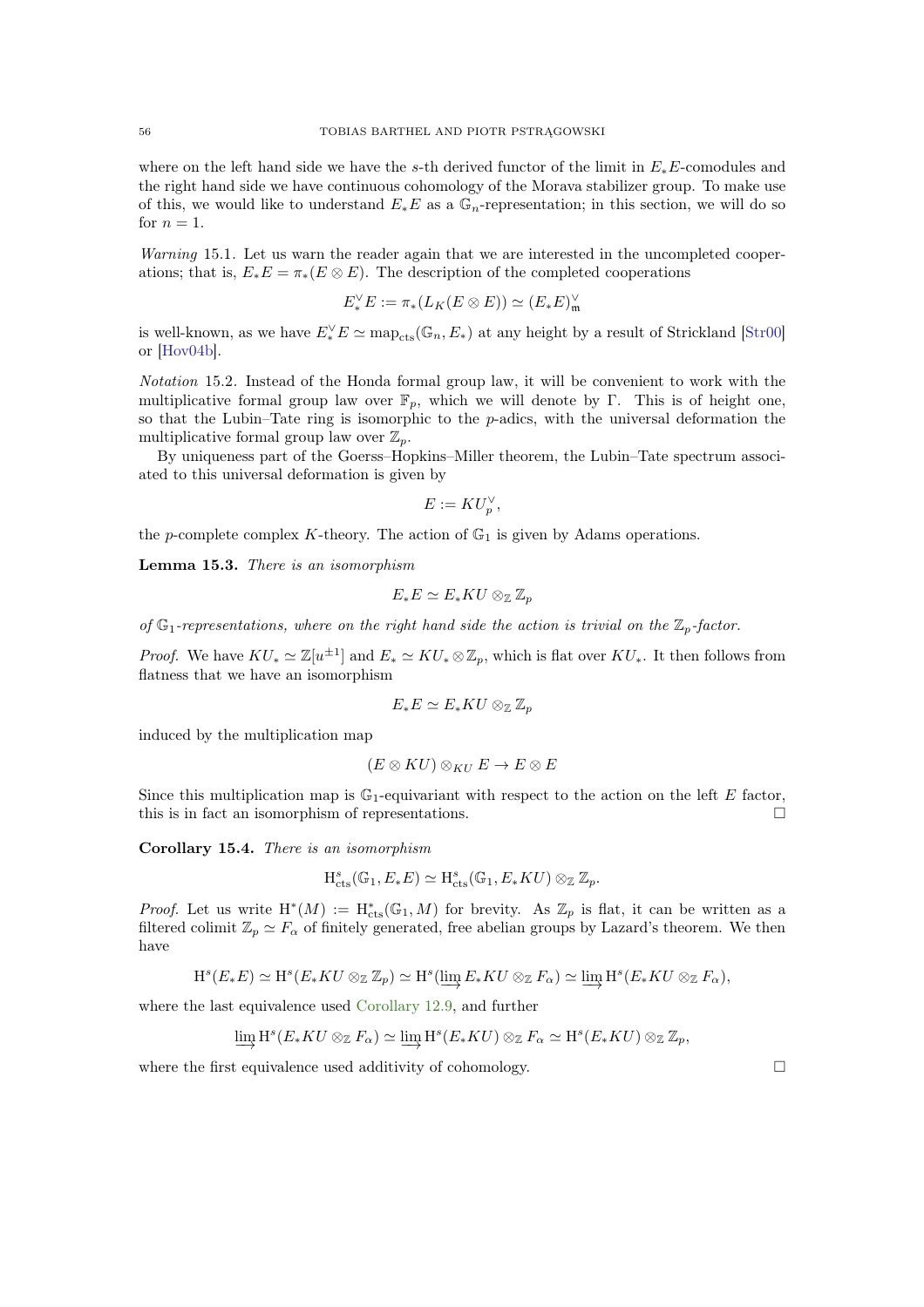where on the left hand side we have the $s$-th derived functor of the limit in $E_*E$-comodules and the right hand side we have continuous cohomology of the Morava stabilizer group. To make use of this, we would like to understand $E_*E$ as a $\mathbb{G}_n$-representation; in this section, we will do so for $n = 1$.

*Warning* 15.1. Let us warn the reader again that we are interested in the uncompleted cooperations; that is, $E_*E = \pi_*(E \otimes E)$. The description of the completed cooperations

$$E_*^\vee E := \pi_*(L_K(E \otimes E)) \simeq (E_*E)^\vee_\mathfrak{m}$$

is well-known, as we have $E_*^\vee E \simeq \mathrm{map}_{\mathrm{cts}}(\mathbb{G}_n, E_*)$ at any height by a result of Strickland [Str00] or [Hov04b].

*Notation* 15.2. Instead of the Honda formal group law, it will be convenient to work with the multiplicative formal group law over $\mathbb{F}_p$, which we will denote by $\Gamma$. This is of height one, so that the Lubin–Tate ring is isomorphic to the $p$-adics, with the universal deformation the multiplicative formal group law over $\mathbb{Z}_p$.

By uniqueness part of the Goerss–Hopkins–Miller theorem, the Lubin–Tate spectrum associated to this universal deformation is given by

$$E := KU_p^\vee,$$

the $p$-complete complex $K$-theory. The action of $\mathbb{G}_1$ is given by Adams operations.

**Lemma 15.3.** *There is an isomorphism*

$$E_*E \simeq E_*KU \otimes_\mathbb{Z} \mathbb{Z}_p$$

*of $\mathbb{G}_1$-representations, where on the right hand side the action is trivial on the $\mathbb{Z}_p$-factor.*

*Proof.* We have $KU_* \simeq \mathbb{Z}[u^{\pm 1}]$ and $E_* \simeq KU_* \otimes \mathbb{Z}_p$, which is flat over $KU_*$. It then follows from flatness that we have an isomorphism

$$E_*E \simeq E_*KU \otimes_\mathbb{Z} \mathbb{Z}_p$$

induced by the multiplication map

$$(E \otimes KU) \otimes_{KU} E \to E \otimes E$$

Since this multiplication map is $\mathbb{G}_1$-equivariant with respect to the action on the left $E$ factor, this is in fact an isomorphism of representations. □

**Corollary 15.4.** *There is an isomorphism*

$$\mathrm{H}^s_{\mathrm{cts}}(\mathbb{G}_1, E_*E) \simeq \mathrm{H}^s_{\mathrm{cts}}(\mathbb{G}_1, E_*KU) \otimes_\mathbb{Z} \mathbb{Z}_p.$$

*Proof.* Let us write $\mathrm{H}^*(M) := \mathrm{H}^*_{\mathrm{cts}}(\mathbb{G}_1, M)$ for brevity. As $\mathbb{Z}_p$ is flat, it can be written as a filtered colimit $\mathbb{Z}_p \simeq F_\alpha$ of finitely generated, free abelian groups by Lazard's theorem. We then have

$$\mathrm{H}^s(E_*E) \simeq \mathrm{H}^s(E_*KU \otimes_\mathbb{Z} \mathbb{Z}_p) \simeq \mathrm{H}^s(\varinjlim E_*KU \otimes_\mathbb{Z} F_\alpha) \simeq \varinjlim \mathrm{H}^s(E_*KU \otimes_\mathbb{Z} F_\alpha),$$

where the last equivalence used Corollary 12.9, and further

$$\varinjlim \mathrm{H}^s(E_*KU \otimes_\mathbb{Z} F_\alpha) \simeq \varinjlim \mathrm{H}^s(E_*KU) \otimes_\mathbb{Z} F_\alpha \simeq \mathrm{H}^s(E_*KU) \otimes_\mathbb{Z} \mathbb{Z}_p,$$

where the first equivalence used additivity of cohomology. □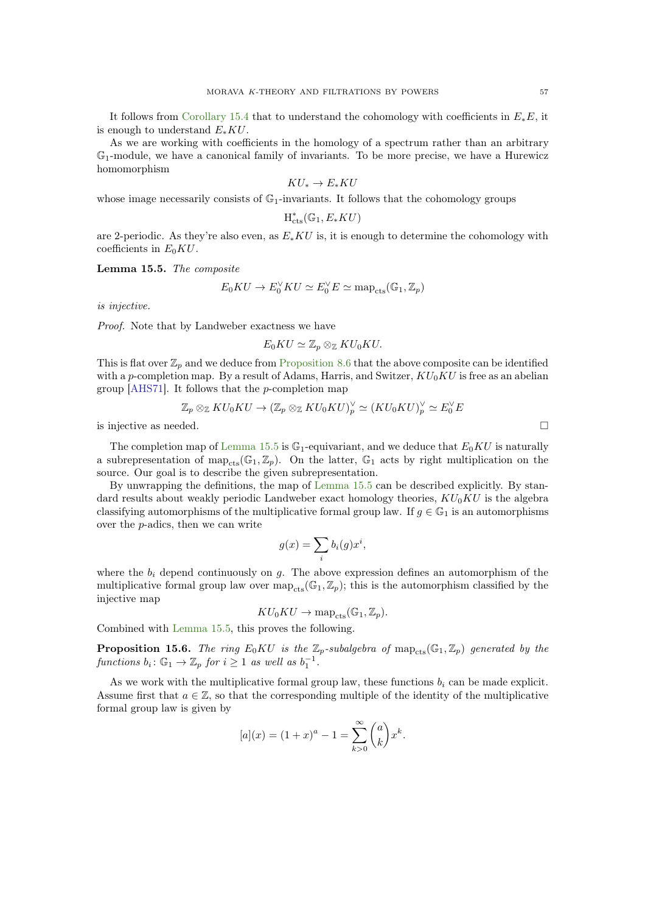It follows from Corollary 15.4 that to understand the cohomology with coefficients in $E_*E$, it is enough to understand $E_*KU$.

As we are working with coefficients in the homology of a spectrum rather than an arbitrary $\mathbb{G}_1$-module, we have a canonical family of invariants. To be more precise, we have a Hurewicz homomorphism

$$KU_* \to E_*KU$$

whose image necessarily consists of $\mathbb{G}_1$-invariants. It follows that the cohomology groups

$$\mathrm{H}^*_{\mathrm{cts}}(\mathbb{G}_1, E_*KU)$$

are 2-periodic. As they're also even, as $E_*KU$ is, it is enough to determine the cohomology with coefficients in $E_0KU$.

**Lemma 15.5.** *The composite*

$$E_0KU \to E_0^\vee KU \simeq E_0^\vee E \simeq \mathrm{map}_{\mathrm{cts}}(\mathbb{G}_1, \mathbb{Z}_p)$$

*is injective.*

*Proof.* Note that by Landweber exactness we have

$$E_0KU \simeq \mathbb{Z}_p \otimes_{\mathbb{Z}} KU_0KU.$$

This is flat over $\mathbb{Z}_p$ and we deduce from Proposition 8.6 that the above composite can be identified with a $p$-completion map. By a result of Adams, Harris, and Switzer, $KU_0KU$ is free as an abelian group [AHS71]. It follows that the $p$-completion map

$$\mathbb{Z}_p \otimes_{\mathbb{Z}} KU_0KU \to (\mathbb{Z}_p \otimes_{\mathbb{Z}} KU_0KU)^\vee_p \simeq (KU_0KU)^\vee_p \simeq E_0^\vee E$$

is injective as needed. □

The completion map of Lemma 15.5 is $\mathbb{G}_1$-equivariant, and we deduce that $E_0KU$ is naturally a subrepresentation of $\mathrm{map}_{\mathrm{cts}}(\mathbb{G}_1, \mathbb{Z}_p)$. On the latter, $\mathbb{G}_1$ acts by right multiplication on the source. Our goal is to describe the given subrepresentation.

By unwrapping the definitions, the map of Lemma 15.5 can be described explicitly. By standard results about weakly periodic Landweber exact homology theories, $KU_0KU$ is the algebra classifying automorphisms of the multiplicative formal group law. If $g \in \mathbb{G}_1$ is an automorphisms over the $p$-adics, then we can write

$$g(x) = \sum_i b_i(g)x^i,$$

where the $b_i$ depend continuously on $g$. The above expression defines an automorphism of the multiplicative formal group law over $\mathrm{map}_{\mathrm{cts}}(\mathbb{G}_1, \mathbb{Z}_p)$; this is the automorphism classified by the injective map

$$KU_0KU \to \mathrm{map}_{\mathrm{cts}}(\mathbb{G}_1, \mathbb{Z}_p).$$

Combined with Lemma 15.5, this proves the following.

**Proposition 15.6.** *The ring $E_0KU$ is the $\mathbb{Z}_p$-subalgebra of $\mathrm{map}_{\mathrm{cts}}(\mathbb{G}_1, \mathbb{Z}_p)$ generated by the functions $b_i \colon \mathbb{G}_1 \to \mathbb{Z}_p$ for $i \geq 1$ as well as $b_1^{-1}$.*

As we work with the multiplicative formal group law, these functions $b_i$ can be made explicit. Assume first that $a \in \mathbb{Z}$, so that the corresponding multiple of the identity of the multiplicative formal group law is given by

$$[a](x) = (1+x)^a - 1 = \sum_{k>0}^{\infty} \binom{a}{k} x^k.$$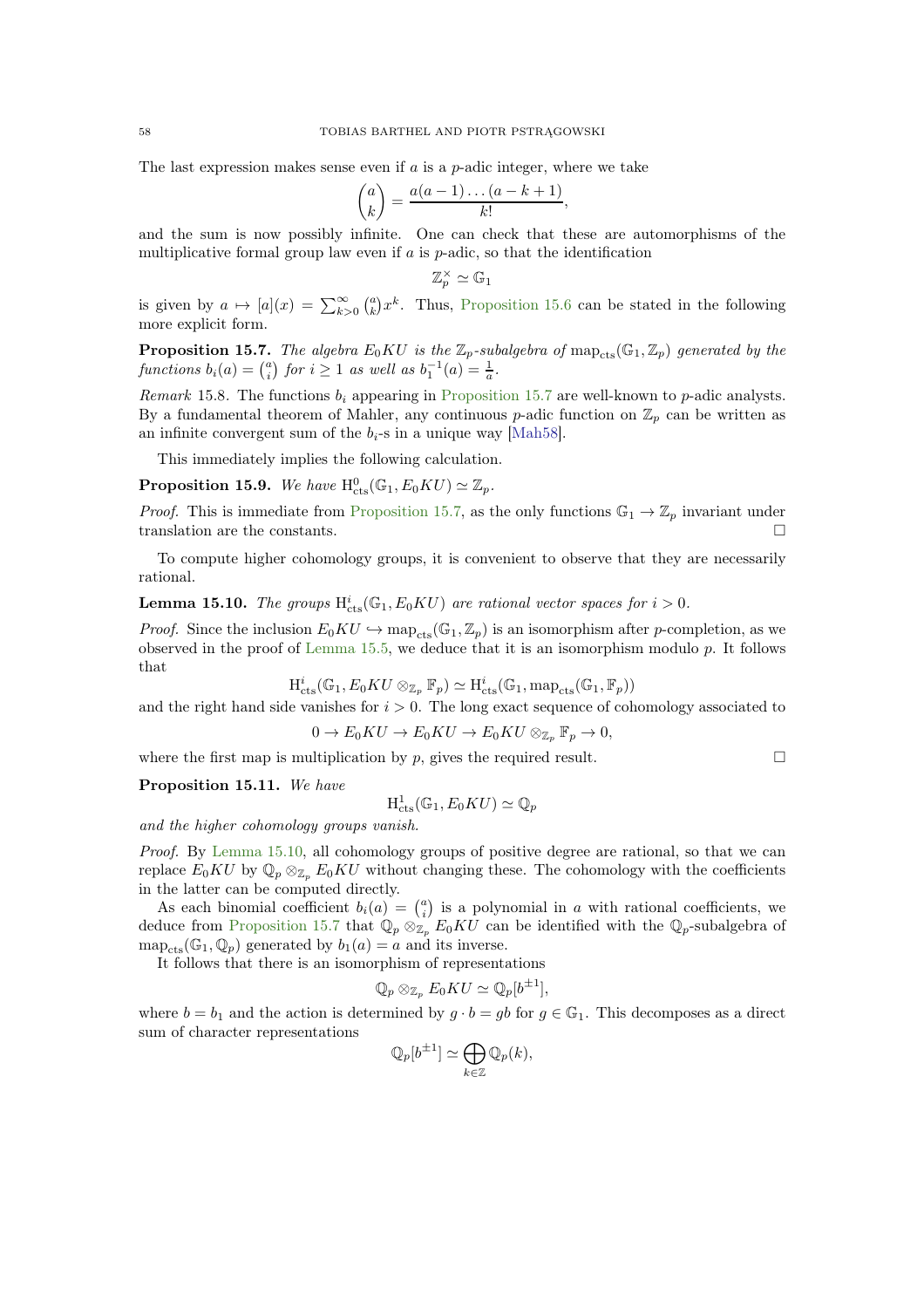The last expression makes sense even if $a$ is a $p$-adic integer, where we take

$$\binom{a}{k} = \frac{a(a-1)\dots(a-k+1)}{k!},$$

and the sum is now possibly infinite. One can check that these are automorphisms of the multiplicative formal group law even if $a$ is $p$-adic, so that the identification

$$\mathbb{Z}_p^\times \simeq \mathbb{G}_1$$

is given by $a \mapsto [a](x) = \sum_{k>0}^{\infty} \binom{a}{k} x^k$. Thus, Proposition 15.6 can be stated in the following more explicit form.

**Proposition 15.7.** *The algebra $E_0KU$ is the $\mathbb{Z}_p$-subalgebra of $\mathrm{map}_{\mathrm{cts}}(\mathbb{G}_1, \mathbb{Z}_p)$ generated by the functions $b_i(a) = \binom{a}{i}$ for $i \geq 1$ as well as $b_1^{-1}(a) = \frac{1}{a}$.*

*Remark* 15.8. The functions $b_i$ appearing in Proposition 15.7 are well-known to $p$-adic analysts. By a fundamental theorem of Mahler, any continuous $p$-adic function on $\mathbb{Z}_p$ can be written as an infinite convergent sum of the $b_i$-s in a unique way [Mah58].

This immediately implies the following calculation.

**Proposition 15.9.** *We have $\mathrm{H}^0_{\mathrm{cts}}(\mathbb{G}_1, E_0KU) \simeq \mathbb{Z}_p$.*

*Proof.* This is immediate from Proposition 15.7, as the only functions $\mathbb{G}_1 \to \mathbb{Z}_p$ invariant under translation are the constants. □

To compute higher cohomology groups, it is convenient to observe that they are necessarily rational.

**Lemma 15.10.** *The groups $\mathrm{H}^i_{\mathrm{cts}}(\mathbb{G}_1, E_0KU)$ are rational vector spaces for $i > 0$.*

*Proof.* Since the inclusion $E_0KU \hookrightarrow \mathrm{map}_{\mathrm{cts}}(\mathbb{G}_1, \mathbb{Z}_p)$ is an isomorphism after $p$-completion, as we observed in the proof of Lemma 15.5, we deduce that it is an isomorphism modulo $p$. It follows that

$$\mathrm{H}^i_{\mathrm{cts}}(\mathbb{G}_1, E_0KU \otimes_{\mathbb{Z}_p} \mathbb{F}_p) \simeq \mathrm{H}^i_{\mathrm{cts}}(\mathbb{G}_1, \mathrm{map}_{\mathrm{cts}}(\mathbb{G}_1, \mathbb{F}_p))$$

and the right hand side vanishes for $i > 0$. The long exact sequence of cohomology associated to

$$0 \to E_0KU \to E_0KU \to E_0KU \otimes_{\mathbb{Z}_p} \mathbb{F}_p \to 0,$$

where the first map is multiplication by $p$, gives the required result. □

**Proposition 15.11.** *We have*

$$\mathrm{H}^1_{\mathrm{cts}}(\mathbb{G}_1, E_0KU) \simeq \mathbb{Q}_p$$

*and the higher cohomology groups vanish.*

*Proof.* By Lemma 15.10, all cohomology groups of positive degree are rational, so that we can replace $E_0KU$ by $\mathbb{Q}_p \otimes_{\mathbb{Z}_p} E_0KU$ without changing these. The cohomology with the coefficients in the latter can be computed directly.

As each binomial coefficient $b_i(a) = \binom{a}{i}$ is a polynomial in $a$ with rational coefficients, we deduce from Proposition 15.7 that $\mathbb{Q}_p \otimes_{\mathbb{Z}_p} E_0KU$ can be identified with the $\mathbb{Q}_p$-subalgebra of $\mathrm{map}_{\mathrm{cts}}(\mathbb{G}_1, \mathbb{Q}_p)$ generated by $b_1(a) = a$ and its inverse.

It follows that there is an isomorphism of representations

$$\mathbb{Q}_p \otimes_{\mathbb{Z}_p} E_0KU \simeq \mathbb{Q}_p[b^{\pm 1}],$$

where $b = b_1$ and the action is determined by $g \cdot b = gb$ for $g \in \mathbb{G}_1$. This decomposes as a direct sum of character representations

$$\mathbb{Q}_p[b^{\pm 1}] \simeq \bigoplus_{k \in \mathbb{Z}} \mathbb{Q}_p(k),$$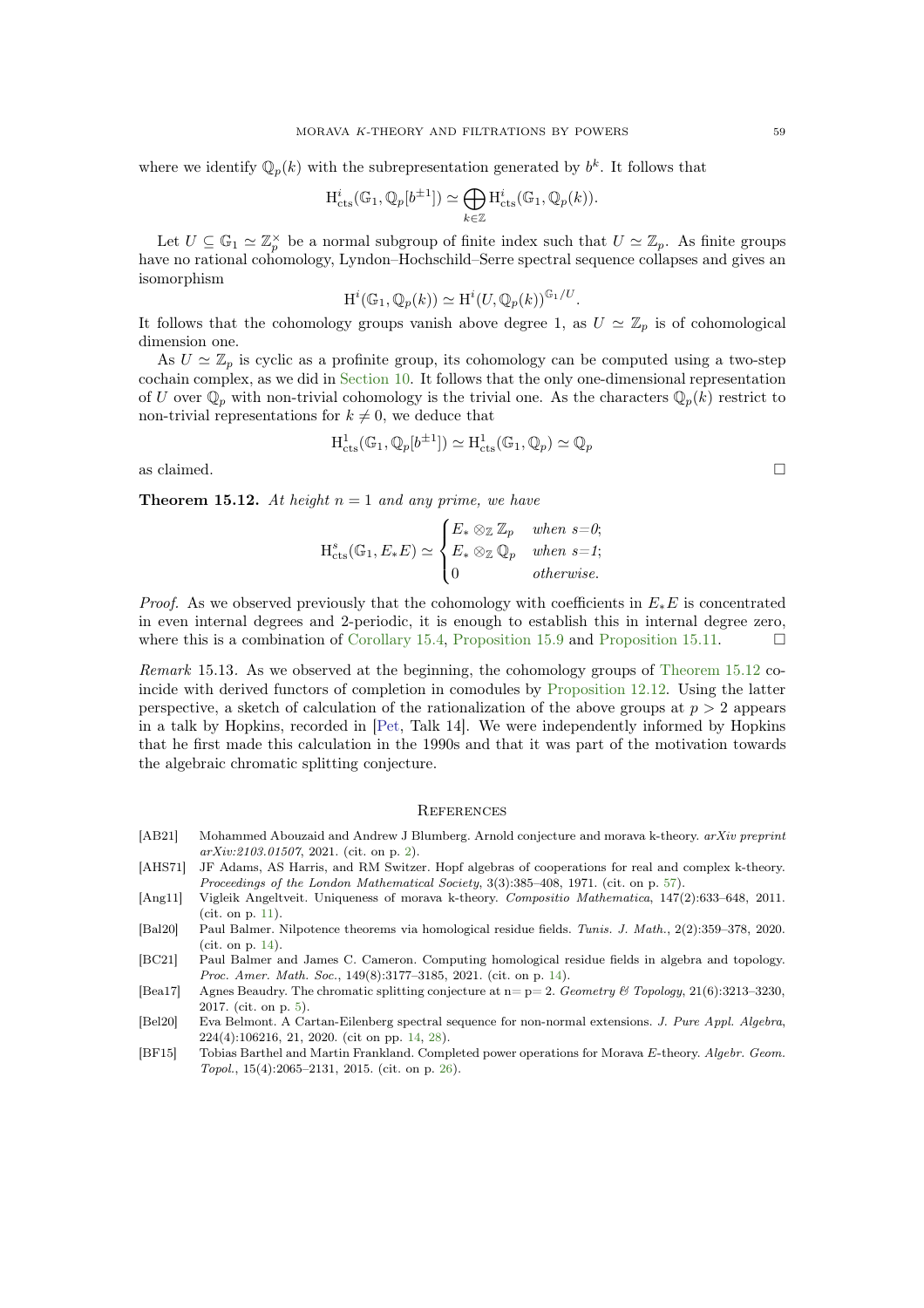where we identify $\mathbb{Q}_p(k)$ with the subrepresentation generated by $b^k$. It follows that

$$\mathrm{H}^i_{\mathrm{cts}}(\mathbb{G}_1, \mathbb{Q}_p[b^{\pm 1}]) \simeq \bigoplus_{k \in \mathbb{Z}} \mathrm{H}^i_{\mathrm{cts}}(\mathbb{G}_1, \mathbb{Q}_p(k)).$$

Let $U \subseteq \mathbb{G}_1 \simeq \mathbb{Z}_p^\times$ be a normal subgroup of finite index such that $U \simeq \mathbb{Z}_p$. As finite groups have no rational cohomology, Lyndon–Hochschild–Serre spectral sequence collapses and gives an isomorphism

$$\mathrm{H}^i(\mathbb{G}_1, \mathbb{Q}_p(k)) \simeq \mathrm{H}^i(U, \mathbb{Q}_p(k))^{\mathbb{G}_1/U}.$$

It follows that the cohomology groups vanish above degree 1, as $U \simeq \mathbb{Z}_p$ is of cohomological dimension one.

As $U \simeq \mathbb{Z}_p$ is cyclic as a profinite group, its cohomology can be computed using a two-step cochain complex, as we did in Section 10. It follows that the only one-dimensional representation of $U$ over $\mathbb{Q}_p$ with non-trivial cohomology is the trivial one. As the characters $\mathbb{Q}_p(k)$ restrict to non-trivial representations for $k \neq 0$, we deduce that

$$\mathrm{H}^1_{\mathrm{cts}}(\mathbb{G}_1, \mathbb{Q}_p[b^{\pm 1}]) \simeq \mathrm{H}^1_{\mathrm{cts}}(\mathbb{G}_1, \mathbb{Q}_p) \simeq \mathbb{Q}_p$$

as claimed. □

**Theorem 15.12.** *At height $n = 1$ and any prime, we have*

$$\mathrm{H}^s_{\mathrm{cts}}(\mathbb{G}_1, E_*E) \simeq \begin{cases} E_* \otimes_{\mathbb{Z}} \mathbb{Z}_p & \text{when } s{=}0; \\ E_* \otimes_{\mathbb{Z}} \mathbb{Q}_p & \text{when } s{=}1; \\ 0 & \text{otherwise.} \end{cases}$$

*Proof.* As we observed previously that the cohomology with coefficients in $E_*E$ is concentrated in even internal degrees and 2-periodic, it is enough to establish this in internal degree zero, where this is a combination of Corollary 15.4, Proposition 15.9 and Proposition 15.11. □

*Remark* 15.13. As we observed at the beginning, the cohomology groups of Theorem 15.12 coincide with derived functors of completion in comodules by Proposition 12.12. Using the latter perspective, a sketch of calculation of the rationalization of the above groups at $p > 2$ appears in a talk by Hopkins, recorded in [Pet, Talk 14]. We were independently informed by Hopkins that he first made this calculation in the 1990s and that it was part of the motivation towards the algebraic chromatic splitting conjecture.

## References

- [AB21] Mohammed Abouzaid and Andrew J Blumberg. Arnold conjecture and morava k-theory. *arXiv preprint arXiv:2103.01507*, 2021. (cit. on p. 2).
- [AHS71] JF Adams, AS Harris, and RM Switzer. Hopf algebras of cooperations for real and complex k-theory. *Proceedings of the London Mathematical Society*, 3(3):385–408, 1971. (cit. on p. 57).
- [Ang11] Vigleik Angeltveit. Uniqueness of morava k-theory. *Compositio Mathematica*, 147(2):633–648, 2011. (cit. on p. 11).
- [Bal20] Paul Balmer. Nilpotence theorems via homological residue fields. *Tunis. J. Math.*, 2(2):359–378, 2020. (cit. on p. 14).
- [BC21] Paul Balmer and James C. Cameron. Computing homological residue fields in algebra and topology. *Proc. Amer. Math. Soc.*, 149(8):3177–3185, 2021. (cit. on p. 14).
- [Bea17] Agnes Beaudry. The chromatic splitting conjecture at n= p= 2. *Geometry & Topology*, 21(6):3213–3230, 2017. (cit. on p. 5).
- [Bel20] Eva Belmont. A Cartan-Eilenberg spectral sequence for non-normal extensions. *J. Pure Appl. Algebra*, 224(4):106216, 21, 2020. (cit on pp. 14, 28).
- [BF15] Tobias Barthel and Martin Frankland. Completed power operations for Morava *E*-theory. *Algebr. Geom. Topol.*, 15(4):2065–2131, 2015. (cit. on p. 26).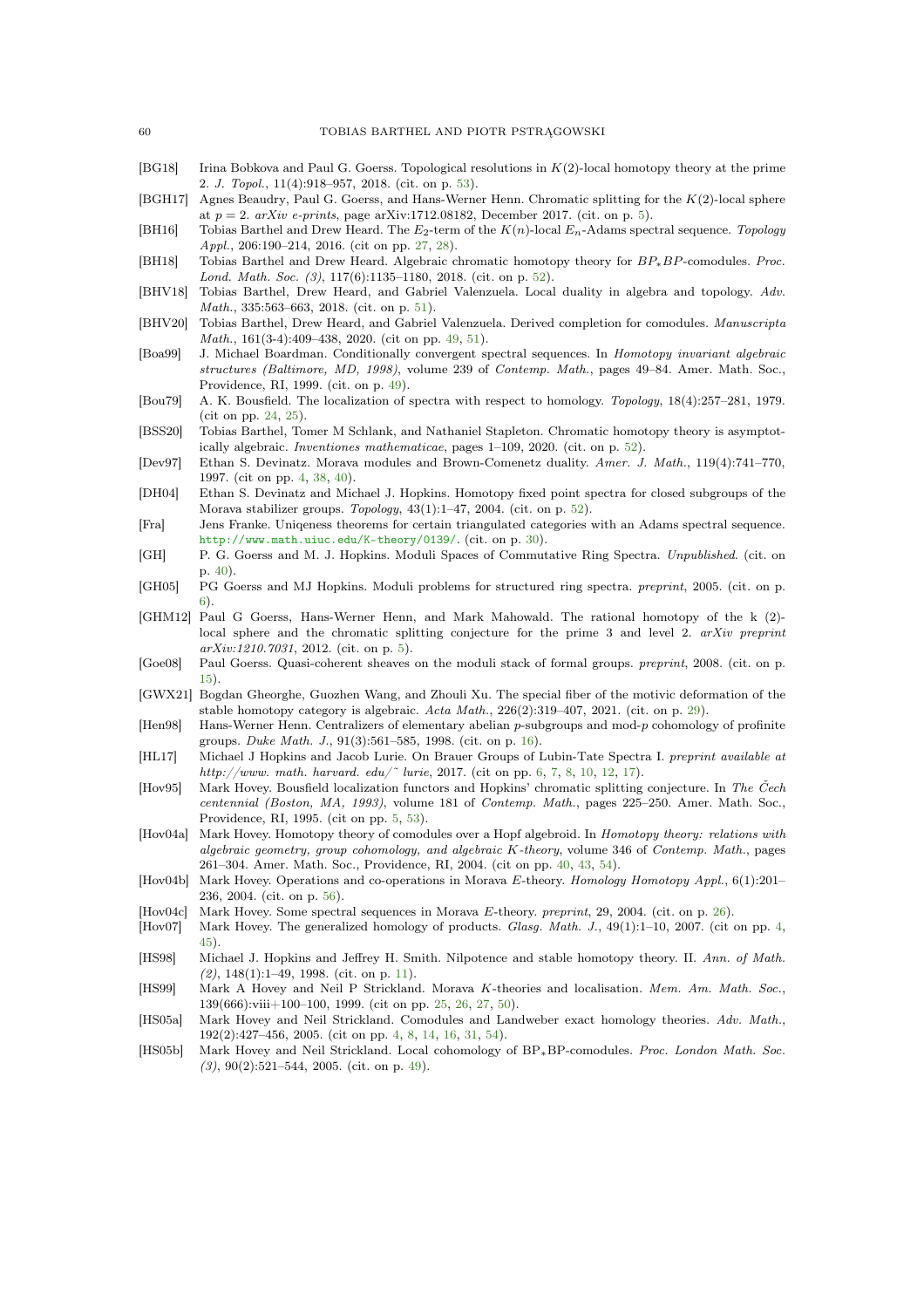[BG18] Irina Bobkova and Paul G. Goerss. Topological resolutions in $K(2)$-local homotopy theory at the prime 2. *J. Topol.*, 11(4):918–957, 2018. (cit. on p. 53).

[BGH17] Agnes Beaudry, Paul G. Goerss, and Hans-Werner Henn. Chromatic splitting for the $K(2)$-local sphere at $p = 2$. *arXiv e-prints*, page arXiv:1712.08182, December 2017. (cit. on p. 5).

[BH16] Tobias Barthel and Drew Heard. The $E_2$-term of the $K(n)$-local $E_n$-Adams spectral sequence. *Topology Appl.*, 206:190–214, 2016. (cit on pp. 27, 28).

[BH18] Tobias Barthel and Drew Heard. Algebraic chromatic homotopy theory for $BP_*BP$-comodules. *Proc. Lond. Math. Soc. (3)*, 117(6):1135–1180, 2018. (cit. on p. 52).

[BHV18] Tobias Barthel, Drew Heard, and Gabriel Valenzuela. Local duality in algebra and topology. *Adv. Math.*, 335:563–663, 2018. (cit. on p. 51).

[BHV20] Tobias Barthel, Drew Heard, and Gabriel Valenzuela. Derived completion for comodules. *Manuscripta Math.*, 161(3-4):409–438, 2020. (cit on pp. 49, 51).

[Boa99] J. Michael Boardman. Conditionally convergent spectral sequences. In *Homotopy invariant algebraic structures (Baltimore, MD, 1998)*, volume 239 of *Contemp. Math.*, pages 49–84. Amer. Math. Soc., Providence, RI, 1999. (cit. on p. 49).

[Bou79] A. K. Bousfield. The localization of spectra with respect to homology. *Topology*, 18(4):257–281, 1979. (cit on pp. 24, 25).

[BSS20] Tobias Barthel, Tomer M Schlank, and Nathaniel Stapleton. Chromatic homotopy theory is asymptotically algebraic. *Inventiones mathematicae*, pages 1–109, 2020. (cit. on p. 52).

[Dev97] Ethan S. Devinatz. Morava modules and Brown-Comenetz duality. *Amer. J. Math.*, 119(4):741–770, 1997. (cit on pp. 4, 38, 40).

[DH04] Ethan S. Devinatz and Michael J. Hopkins. Homotopy fixed point spectra for closed subgroups of the Morava stabilizer groups. *Topology*, 43(1):1–47, 2004. (cit. on p. 52).

[Fra] Jens Franke. Uniqeness theorems for certain triangulated categories with an Adams spectral sequence. http://www.math.uiuc.edu/K-theory/0139/. (cit. on p. 30).

[GH] P. G. Goerss and M. J. Hopkins. Moduli Spaces of Commutative Ring Spectra. *Unpublished*. (cit. on p. 40).

[GH05] PG Goerss and MJ Hopkins. Moduli problems for structured ring spectra. *preprint*, 2005. (cit. on p. 6).

[GHM12] Paul G Goerss, Hans-Werner Henn, and Mark Mahowald. The rational homotopy of the k (2)-local sphere and the chromatic splitting conjecture for the prime 3 and level 2. *arXiv preprint arXiv:1210.7031*, 2012. (cit. on p. 5).

[Goe08] Paul Goerss. Quasi-coherent sheaves on the moduli stack of formal groups. *preprint*, 2008. (cit. on p. 15).

[GWX21] Bogdan Gheorghe, Guozhen Wang, and Zhouli Xu. The special fiber of the motivic deformation of the stable homotopy category is algebraic. *Acta Math.*, 226(2):319–407, 2021. (cit. on p. 29).

[Hen98] Hans-Werner Henn. Centralizers of elementary abelian $p$-subgroups and mod-$p$ cohomology of profinite groups. *Duke Math. J.*, 91(3):561–585, 1998. (cit. on p. 16).

[HL17] Michael J Hopkins and Jacob Lurie. On Brauer Groups of Lubin-Tate Spectra I. *preprint available at http://www. math. harvard. edu/~ lurie*, 2017. (cit on pp. 6, 7, 8, 10, 12, 17).

[Hov95] Mark Hovey. Bousfield localization functors and Hopkins' chromatic splitting conjecture. In *The Čech centennial (Boston, MA, 1993)*, volume 181 of *Contemp. Math.*, pages 225–250. Amer. Math. Soc., Providence, RI, 1995. (cit on pp. 5, 53).

[Hov04a] Mark Hovey. Homotopy theory of comodules over a Hopf algebroid. In *Homotopy theory: relations with algebraic geometry, group cohomology, and algebraic K-theory*, volume 346 of *Contemp. Math.*, pages 261–304. Amer. Math. Soc., Providence, RI, 2004. (cit on pp. 40, 43, 54).

[Hov04b] Mark Hovey. Operations and co-operations in Morava $E$-theory. *Homology Homotopy Appl.*, 6(1):201–236, 2004. (cit. on p. 56).

[Hov04c] Mark Hovey. Some spectral sequences in Morava $E$-theory. *preprint*, 29, 2004. (cit. on p. 26).

[Hov07] Mark Hovey. The generalized homology of products. *Glasg. Math. J.*, 49(1):1–10, 2007. (cit on pp. 4, 45).

[HS98] Michael J. Hopkins and Jeffrey H. Smith. Nilpotence and stable homotopy theory. II. *Ann. of Math. (2)*, 148(1):1–49, 1998. (cit. on p. 11).

[HS99] Mark A Hovey and Neil P Strickland. Morava $K$-theories and localisation. *Mem. Am. Math. Soc.*, 139(666):viii+100–100, 1999. (cit on pp. 25, 26, 27, 50).

[HS05a] Mark Hovey and Neil Strickland. Comodules and Landweber exact homology theories. *Adv. Math.*, 192(2):427–456, 2005. (cit on pp. 4, 8, 14, 16, 31, 54).

[HS05b] Mark Hovey and Neil Strickland. Local cohomology of $\mathrm{BP}_*\mathrm{BP}$-comodules. *Proc. London Math. Soc. (3)*, 90(2):521–544, 2005. (cit. on p. 49).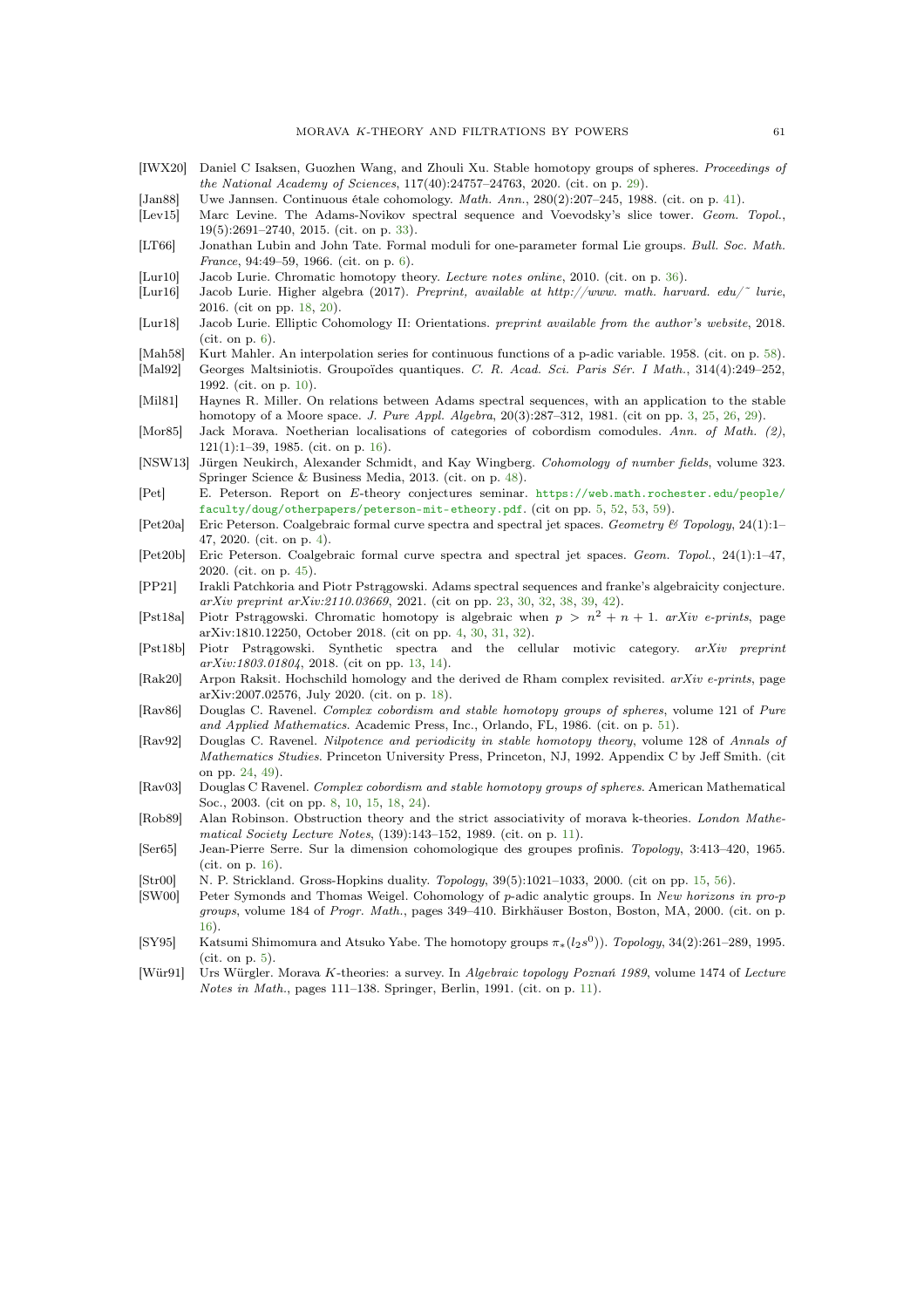[IWX20] Daniel C Isaksen, Guozhen Wang, and Zhouli Xu. Stable homotopy groups of spheres. *Proceedings of the National Academy of Sciences*, 117(40):24757–24763, 2020. (cit. on p. 29).

[Jan88] Uwe Jannsen. Continuous étale cohomology. *Math. Ann.*, 280(2):207–245, 1988. (cit. on p. 41).

[Lev15] Marc Levine. The Adams-Novikov spectral sequence and Voevodsky's slice tower. *Geom. Topol.*, 19(5):2691–2740, 2015. (cit. on p. 33).

[LT66] Jonathan Lubin and John Tate. Formal moduli for one-parameter formal Lie groups. *Bull. Soc. Math. France*, 94:49–59, 1966. (cit. on p. 6).

[Lur10] Jacob Lurie. Chromatic homotopy theory. *Lecture notes online*, 2010. (cit. on p. 36).

[Lur16] Jacob Lurie. Higher algebra (2017). *Preprint, available at http://www. math. harvard. edu/˜ lurie*, 2016. (cit on pp. 18, 20).

[Lur18] Jacob Lurie. Elliptic Cohomology II: Orientations. *preprint available from the author's website*, 2018. (cit. on p. 6).

[Mah58] Kurt Mahler. An interpolation series for continuous functions of a p-adic variable. 1958. (cit. on p. 58).

[Mal92] Georges Maltsiniotis. Groupoïdes quantiques. *C. R. Acad. Sci. Paris Sér. I Math.*, 314(4):249–252, 1992. (cit. on p. 10).

[Mil81] Haynes R. Miller. On relations between Adams spectral sequences, with an application to the stable homotopy of a Moore space. *J. Pure Appl. Algebra*, 20(3):287–312, 1981. (cit on pp. 3, 25, 26, 29).

[Mor85] Jack Morava. Noetherian localisations of categories of cobordism comodules. *Ann. of Math. (2)*, 121(1):1–39, 1985. (cit. on p. 16).

[NSW13] Jürgen Neukirch, Alexander Schmidt, and Kay Wingberg. *Cohomology of number fields*, volume 323. Springer Science & Business Media, 2013. (cit. on p. 48).

[Pet] E. Peterson. Report on *E*-theory conjectures seminar. https://web.math.rochester.edu/people/faculty/doug/otherpapers/peterson-mit-etheory.pdf. (cit on pp. 5, 52, 53, 59).

[Pet20a] Eric Peterson. Coalgebraic formal curve spectra and spectral jet spaces. *Geometry & Topology*, 24(1):1–47, 2020. (cit. on p. 4).

[Pet20b] Eric Peterson. Coalgebraic formal curve spectra and spectral jet spaces. *Geom. Topol.*, 24(1):1–47, 2020. (cit. on p. 45).

[PP21] Irakli Patchkoria and Piotr Pstrągowski. Adams spectral sequences and franke's algebraicity conjecture. *arXiv preprint arXiv:2110.03669*, 2021. (cit on pp. 23, 30, 32, 38, 39, 42).

[Pst18a] Piotr Pstrągowski. Chromatic homotopy is algebraic when $p > n^2 + n + 1$. *arXiv e-prints*, page arXiv:1810.12250, October 2018. (cit on pp. 4, 30, 31, 32).

[Pst18b] Piotr Pstrągowski. Synthetic spectra and the cellular motivic category. *arXiv preprint arXiv:1803.01804*, 2018. (cit on pp. 13, 14).

[Rak20] Arpon Raksit. Hochschild homology and the derived de Rham complex revisited. *arXiv e-prints*, page arXiv:2007.02576, July 2020. (cit. on p. 18).

[Rav86] Douglas C. Ravenel. *Complex cobordism and stable homotopy groups of spheres*, volume 121 of *Pure and Applied Mathematics*. Academic Press, Inc., Orlando, FL, 1986. (cit. on p. 51).

[Rav92] Douglas C. Ravenel. *Nilpotence and periodicity in stable homotopy theory*, volume 128 of *Annals of Mathematics Studies*. Princeton University Press, Princeton, NJ, 1992. Appendix C by Jeff Smith. (cit on pp. 24, 49).

[Rav03] Douglas C Ravenel. *Complex cobordism and stable homotopy groups of spheres*. American Mathematical Soc., 2003. (cit on pp. 8, 10, 15, 18, 24).

[Rob89] Alan Robinson. Obstruction theory and the strict associativity of morava k-theories. *London Mathematical Society Lecture Notes*, (139):143–152, 1989. (cit. on p. 11).

[Ser65] Jean-Pierre Serre. Sur la dimension cohomologique des groupes profinis. *Topology*, 3:413–420, 1965. (cit. on p. 16).

[Str00] N. P. Strickland. Gross-Hopkins duality. *Topology*, 39(5):1021–1033, 2000. (cit on pp. 15, 56).

[SW00] Peter Symonds and Thomas Weigel. Cohomology of *p*-adic analytic groups. In *New horizons in pro-p groups*, volume 184 of *Progr. Math.*, pages 349–410. Birkhäuser Boston, Boston, MA, 2000. (cit. on p. 16).

[SY95] Katsumi Shimomura and Atsuko Yabe. The homotopy groups $\pi_*(l_2 s^0)$). *Topology*, 34(2):261–289, 1995. (cit. on p. 5).

[Wür91] Urs Würgler. Morava *K*-theories: a survey. In *Algebraic topology Poznań 1989*, volume 1474 of *Lecture Notes in Math.*, pages 111–138. Springer, Berlin, 1991. (cit. on p. 11).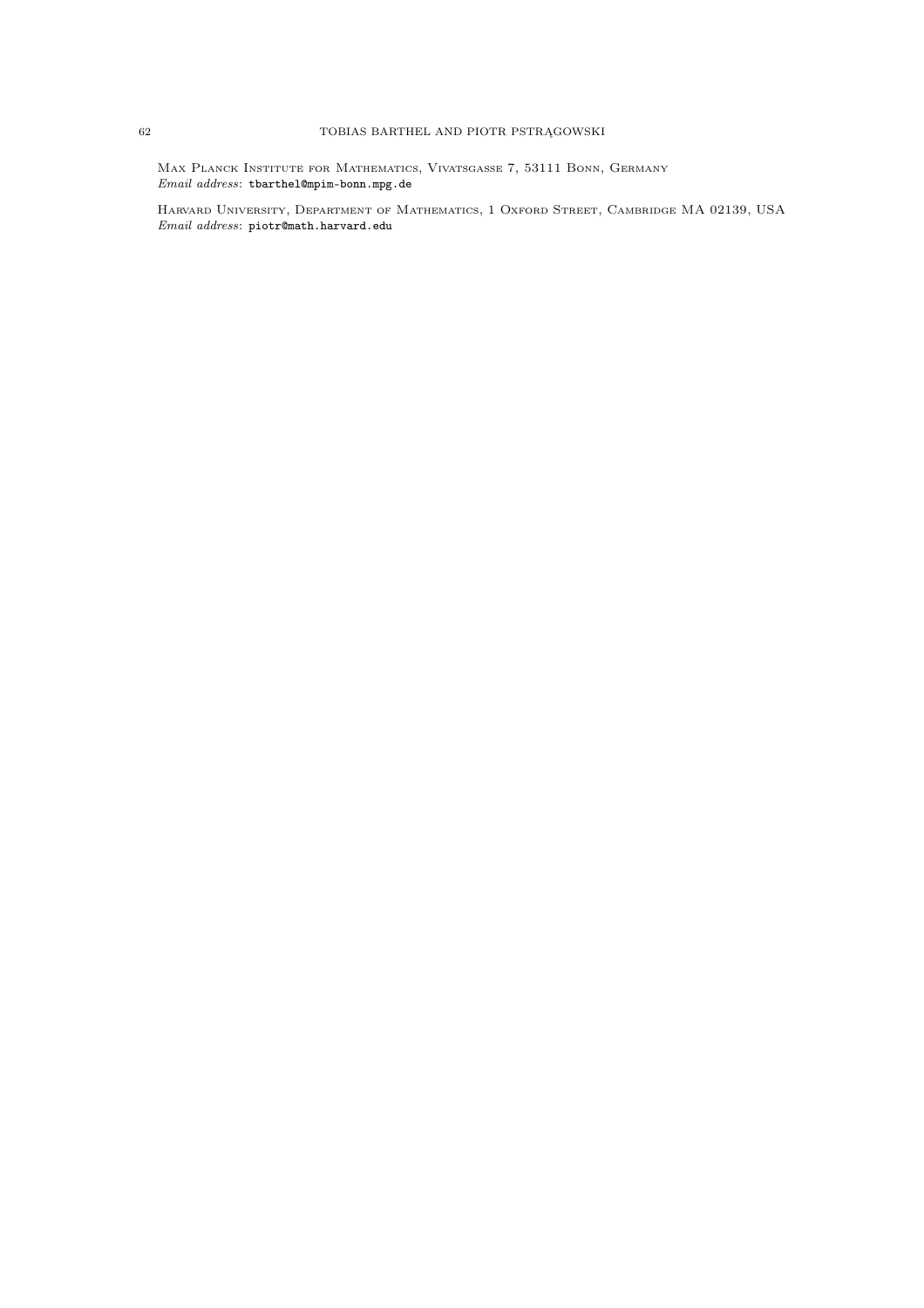Max Planck Institute for Mathematics, Vivatsgasse 7, 53111 Bonn, Germany
*Email address*: tbarthel@mpim-bonn.mpg.de

Harvard University, Department of Mathematics, 1 Oxford Street, Cambridge MA 02139, USA
*Email address*: piotr@math.harvard.edu